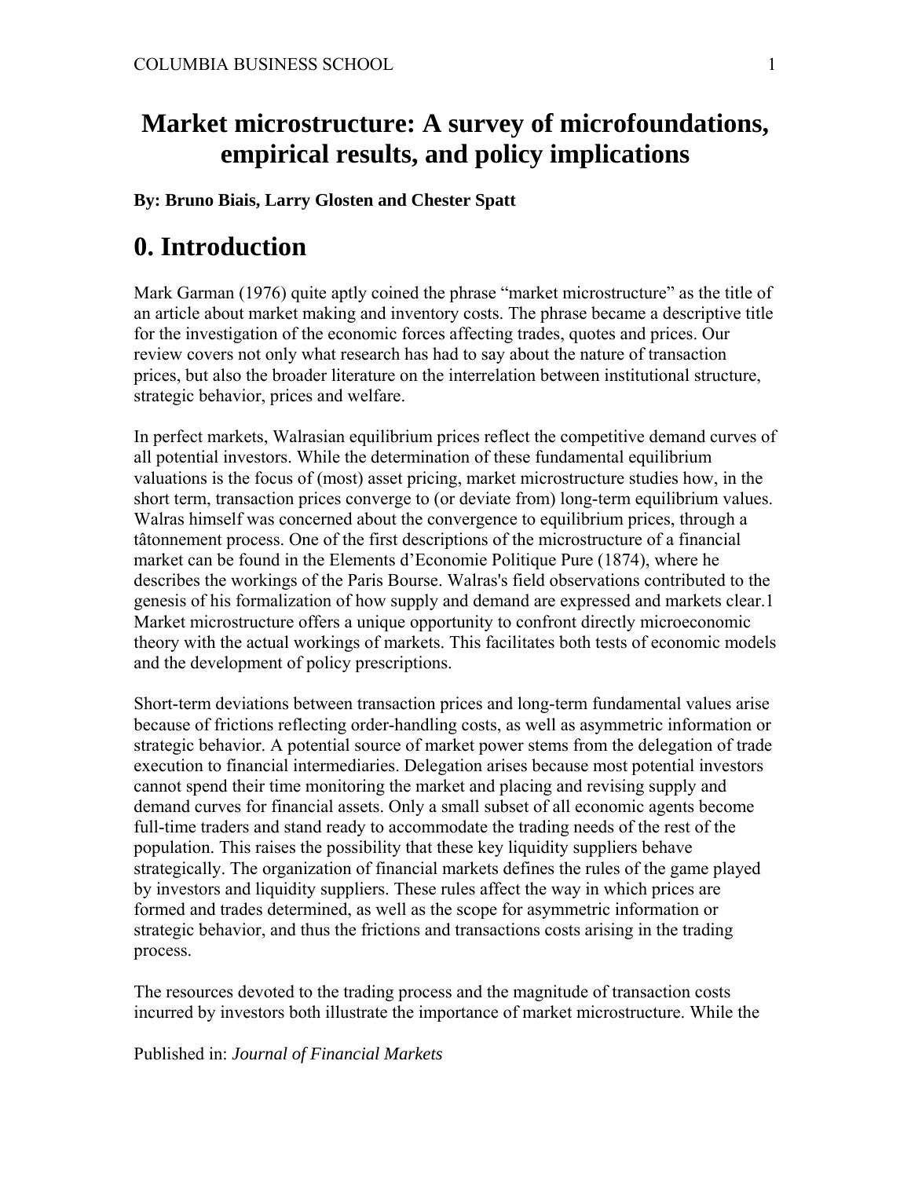# Market microstructure: A survey of microfoundations, empirical results, and policy implications

**By: Bruno Biais, Larry Glosten and Chester Spatt**

## 0. Introduction

Mark Garman (1976) quite aptly coined the phrase "market microstructure" as the title of an article about market making and inventory costs. The phrase became a descriptive title for the investigation of the economic forces affecting trades, quotes and prices. Our review covers not only what research has had to say about the nature of transaction prices, but also the broader literature on the interrelation between institutional structure, strategic behavior, prices and welfare.

In perfect markets, Walrasian equilibrium prices reflect the competitive demand curves of all potential investors. While the determination of these fundamental equilibrium valuations is the focus of (most) asset pricing, market microstructure studies how, in the short term, transaction prices converge to (or deviate from) long-term equilibrium values. Walras himself was concerned about the convergence to equilibrium prices, through a tâtonnement process. One of the first descriptions of the microstructure of a financial market can be found in the Elements d'Economie Politique Pure (1874), where he describes the workings of the Paris Bourse. Walras's field observations contributed to the genesis of his formalization of how supply and demand are expressed and markets clear.[1] Market microstructure offers a unique opportunity to confront directly microeconomic theory with the actual workings of markets. This facilitates both tests of economic models and the development of policy prescriptions.

Short-term deviations between transaction prices and long-term fundamental values arise because of frictions reflecting order-handling costs, as well as asymmetric information or strategic behavior. A potential source of market power stems from the delegation of trade execution to financial intermediaries. Delegation arises because most potential investors cannot spend their time monitoring the market and placing and revising supply and demand curves for financial assets. Only a small subset of all economic agents become full-time traders and stand ready to accommodate the trading needs of the rest of the population. This raises the possibility that these key liquidity suppliers behave strategically. The organization of financial markets defines the rules of the game played by investors and liquidity suppliers. These rules affect the way in which prices are formed and trades determined, as well as the scope for asymmetric information or strategic behavior, and thus the frictions and transactions costs arising in the trading process.

The resources devoted to the trading process and the magnitude of transaction costs incurred by investors both illustrate the importance of market microstructure. While the

Published in: *Journal of Financial Markets*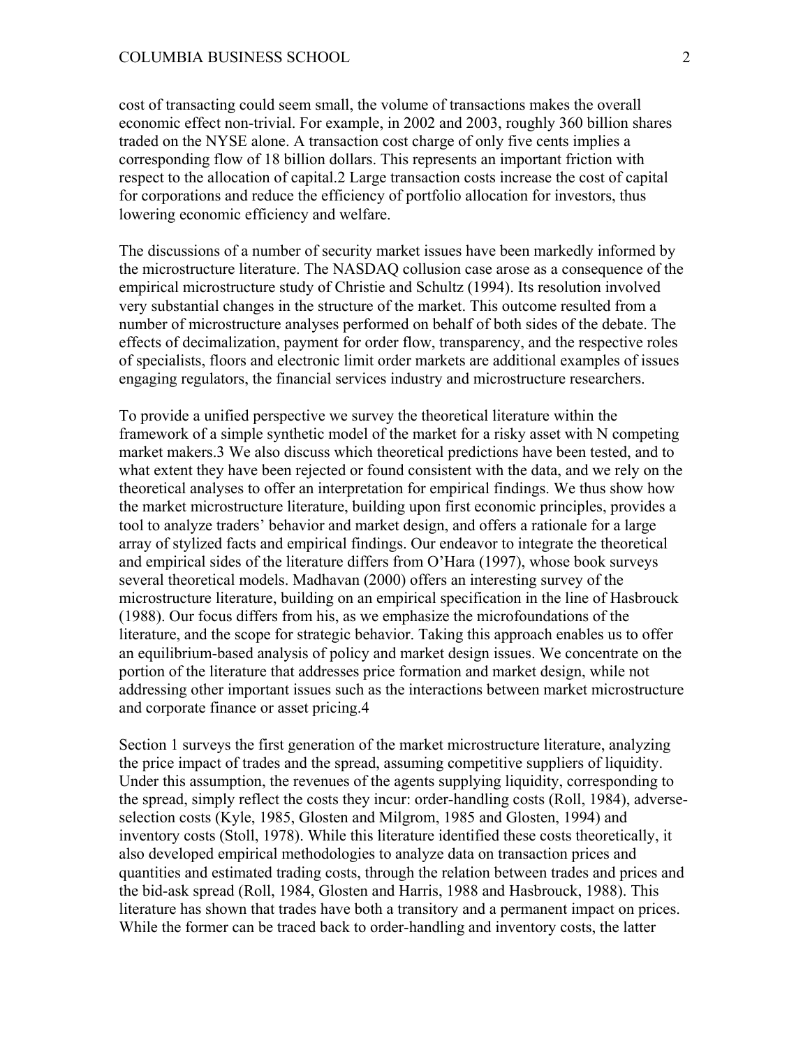cost of transacting could seem small, the volume of transactions makes the overall economic effect non-trivial. For example, in 2002 and 2003, roughly 360 billion shares traded on the NYSE alone. A transaction cost charge of only five cents implies a corresponding flow of 18 billion dollars. This represents an important friction with respect to the allocation of capital.[2] Large transaction costs increase the cost of capital for corporations and reduce the efficiency of portfolio allocation for investors, thus lowering economic efficiency and welfare.

The discussions of a number of security market issues have been markedly informed by the microstructure literature. The NASDAQ collusion case arose as a consequence of the empirical microstructure study of Christie and Schultz (1994). Its resolution involved very substantial changes in the structure of the market. This outcome resulted from a number of microstructure analyses performed on behalf of both sides of the debate. The effects of decimalization, payment for order flow, transparency, and the respective roles of specialists, floors and electronic limit order markets are additional examples of issues engaging regulators, the financial services industry and microstructure researchers.

To provide a unified perspective we survey the theoretical literature within the framework of a simple synthetic model of the market for a risky asset with N competing market makers.[3] We also discuss which theoretical predictions have been tested, and to what extent they have been rejected or found consistent with the data, and we rely on the theoretical analyses to offer an interpretation for empirical findings. We thus show how the market microstructure literature, building upon first economic principles, provides a tool to analyze traders' behavior and market design, and offers a rationale for a large array of stylized facts and empirical findings. Our endeavor to integrate the theoretical and empirical sides of the literature differs from O'Hara (1997), whose book surveys several theoretical models. Madhavan (2000) offers an interesting survey of the microstructure literature, building on an empirical specification in the line of Hasbrouck (1988). Our focus differs from his, as we emphasize the microfoundations of the literature, and the scope for strategic behavior. Taking this approach enables us to offer an equilibrium-based analysis of policy and market design issues. We concentrate on the portion of the literature that addresses price formation and market design, while not addressing other important issues such as the interactions between market microstructure and corporate finance or asset pricing.[4]

Section 1 surveys the first generation of the market microstructure literature, analyzing the price impact of trades and the spread, assuming competitive suppliers of liquidity. Under this assumption, the revenues of the agents supplying liquidity, corresponding to the spread, simply reflect the costs they incur: order-handling costs (Roll, 1984), adverse-selection costs (Kyle, 1985, Glosten and Milgrom, 1985 and Glosten, 1994) and inventory costs (Stoll, 1978). While this literature identified these costs theoretically, it also developed empirical methodologies to analyze data on transaction prices and quantities and estimated trading costs, through the relation between trades and prices and the bid-ask spread (Roll, 1984, Glosten and Harris, 1988 and Hasbrouck, 1988). This literature has shown that trades have both a transitory and a permanent impact on prices. While the former can be traced back to order-handling and inventory costs, the latter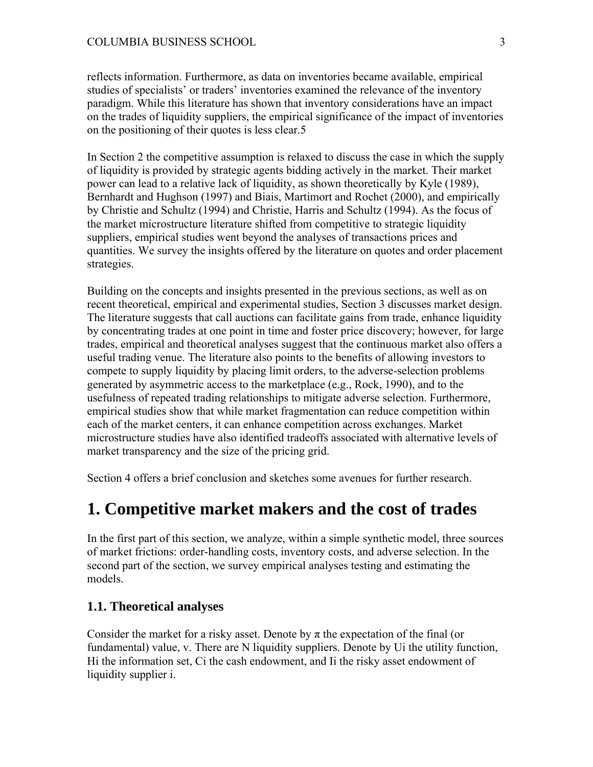reflects information. Furthermore, as data on inventories became available, empirical studies of specialists' or traders' inventories examined the relevance of the inventory paradigm. While this literature has shown that inventory considerations have an impact on the trades of liquidity suppliers, the empirical significance of the impact of inventories on the positioning of their quotes is less clear.[5]

In Section 2 the competitive assumption is relaxed to discuss the case in which the supply of liquidity is provided by strategic agents bidding actively in the market. Their market power can lead to a relative lack of liquidity, as shown theoretically by Kyle (1989), Bernhardt and Hughson (1997) and Biais, Martimort and Rochet (2000), and empirically by Christie and Schultz (1994) and Christie, Harris and Schultz (1994). As the focus of the market microstructure literature shifted from competitive to strategic liquidity suppliers, empirical studies went beyond the analyses of transactions prices and quantities. We survey the insights offered by the literature on quotes and order placement strategies.

Building on the concepts and insights presented in the previous sections, as well as on recent theoretical, empirical and experimental studies, Section 3 discusses market design. The literature suggests that call auctions can facilitate gains from trade, enhance liquidity by concentrating trades at one point in time and foster price discovery; however, for large trades, empirical and theoretical analyses suggest that the continuous market also offers a useful trading venue. The literature also points to the benefits of allowing investors to compete to supply liquidity by placing limit orders, to the adverse-selection problems generated by asymmetric access to the marketplace (e.g., Rock, 1990), and to the usefulness of repeated trading relationships to mitigate adverse selection. Furthermore, empirical studies show that while market fragmentation can reduce competition within each of the market centers, it can enhance competition across exchanges. Market microstructure studies have also identified tradeoffs associated with alternative levels of market transparency and the size of the pricing grid.

Section 4 offers a brief conclusion and sketches some avenues for further research.

# 1. Competitive market makers and the cost of trades

In the first part of this section, we analyze, within a simple synthetic model, three sources of market frictions: order-handling costs, inventory costs, and adverse selection. In the second part of the section, we survey empirical analyses testing and estimating the models.

## 1.1. Theoretical analyses

Consider the market for a risky asset. Denote by $\pi$ the expectation of the final (or fundamental) value, $v$. There are $N$ liquidity suppliers. Denote by $U_i$ the utility function, $H_i$ the information set, $C_i$ the cash endowment, and $I_i$ the risky asset endowment of liquidity supplier $i$.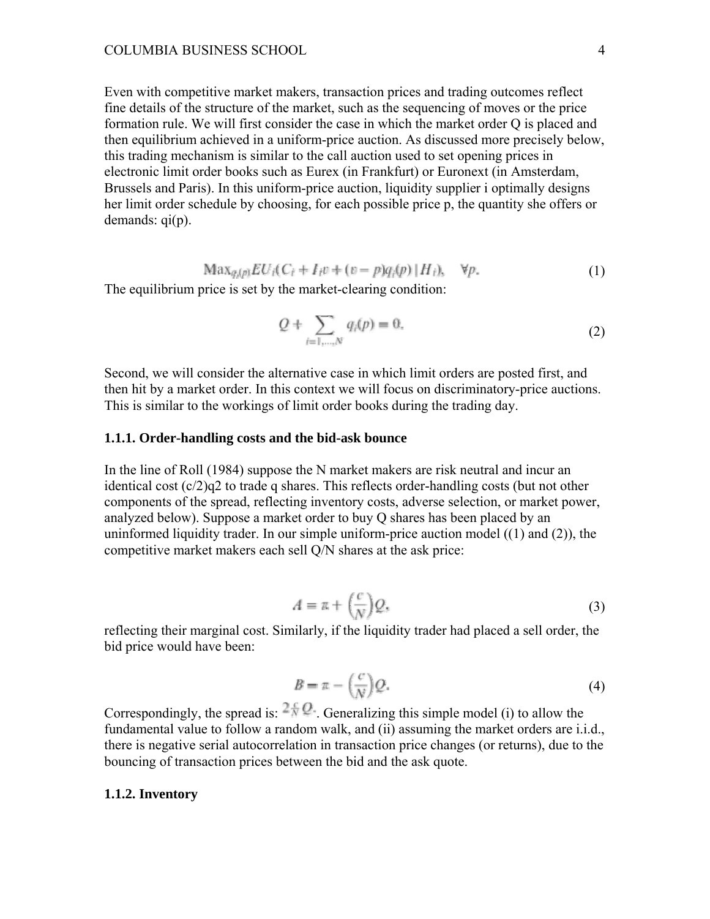Even with competitive market makers, transaction prices and trading outcomes reflect fine details of the structure of the market, such as the sequencing of moves or the price formation rule. We will first consider the case in which the market order Q is placed and then equilibrium achieved in a uniform-price auction. As discussed more precisely below, this trading mechanism is similar to the call auction used to set opening prices in electronic limit order books such as Eurex (in Frankfurt) or Euronext (in Amsterdam, Brussels and Paris). In this uniform-price auction, liquidity supplier i optimally designs her limit order schedule by choosing, for each possible price p, the quantity she offers or demands: $q_i(p)$.

$$\text{Max}_{q_i(p)} EU_i(C_i + I_i v + (v - p)q_i(p) \mid H_i), \quad \forall p. \tag{1}$$

The equilibrium price is set by the market-clearing condition:

$$Q + \sum_{i=1,\dots,N} q_i(p) = 0. \tag{2}$$

Second, we will consider the alternative case in which limit orders are posted first, and then hit by a market order. In this context we will focus on discriminatory-price auctions. This is similar to the workings of limit order books during the trading day.

### 1.1.1. Order-handling costs and the bid-ask bounce

In the line of Roll (1984) suppose the N market makers are risk neutral and incur an identical cost $(c/2)q^2$ to trade q shares. This reflects order-handling costs (but not other components of the spread, reflecting inventory costs, adverse selection, or market power, analyzed below). Suppose a market order to buy Q shares has been placed by an uninformed liquidity trader. In our simple uniform-price auction model ((1) and (2)), the competitive market makers each sell Q/N shares at the ask price:

$$A = \bar{x} + \left(\frac{c}{N}\right)Q, \tag{3}$$

reflecting their marginal cost. Similarly, if the liquidity trader had placed a sell order, the bid price would have been:

$$B = \bar{x} - \left(\frac{c}{N}\right)Q. \tag{4}$$

Correspondingly, the spread is: $2\frac{c}{N}Q$. Generalizing this simple model (i) to allow the fundamental value to follow a random walk, and (ii) assuming the market orders are i.i.d., there is negative serial autocorrelation in transaction price changes (or returns), due to the bouncing of transaction prices between the bid and the ask quote.

### 1.1.2. Inventory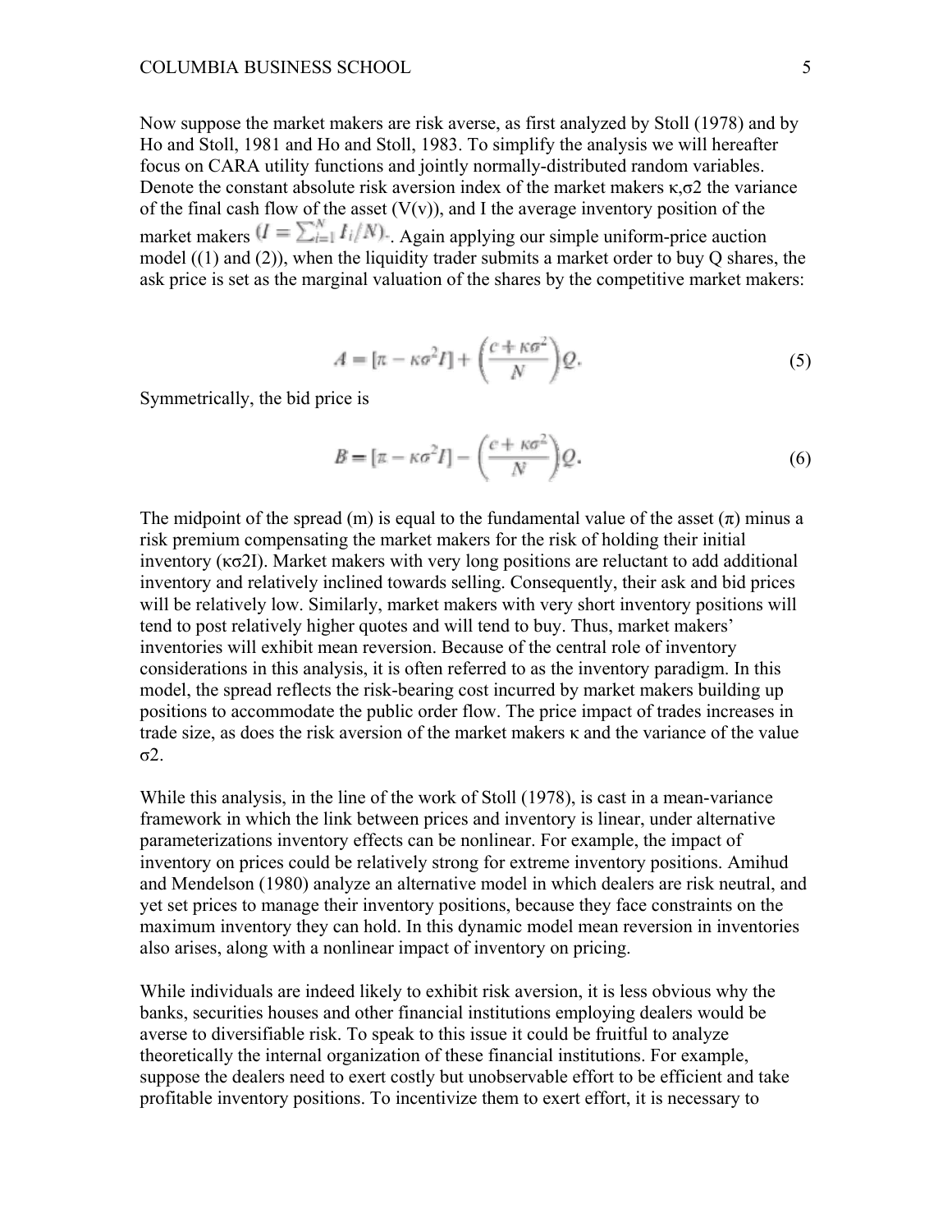Now suppose the market makers are risk averse, as first analyzed by Stoll (1978) and by Ho and Stoll, 1981 and Ho and Stoll, 1983. To simplify the analysis we will hereafter focus on CARA utility functions and jointly normally-distributed random variables. Denote the constant absolute risk aversion index of the market makers $\kappa$,$\sigma^2$ the variance of the final cash flow of the asset ($V(v)$), and $I$ the average inventory position of the market makers $(I = \sum_{i=1}^{N} I_i/N)$. Again applying our simple uniform-price auction model ((1) and (2)), when the liquidity trader submits a market order to buy $Q$ shares, the ask price is set as the marginal valuation of the shares by the competitive market makers:

$$A = [\pi - \kappa\sigma^2 I] + \left(\frac{c + \kappa\sigma^2}{N}\right)Q. \tag{5}$$

Symmetrically, the bid price is

$$B = [\pi - \kappa\sigma^2 I] - \left(\frac{c + \kappa\sigma^2}{N}\right)Q. \tag{6}$$

The midpoint of the spread (m) is equal to the fundamental value of the asset ($\pi$) minus a risk premium compensating the market makers for the risk of holding their initial inventory ($\kappa\sigma^2 I$). Market makers with very long positions are reluctant to add additional inventory and relatively inclined towards selling. Consequently, their ask and bid prices will be relatively low. Similarly, market makers with very short inventory positions will tend to post relatively higher quotes and will tend to buy. Thus, market makers' inventories will exhibit mean reversion. Because of the central role of inventory considerations in this analysis, it is often referred to as the inventory paradigm. In this model, the spread reflects the risk-bearing cost incurred by market makers building up positions to accommodate the public order flow. The price impact of trades increases in trade size, as does the risk aversion of the market makers $\kappa$ and the variance of the value $\sigma^2$.

While this analysis, in the line of the work of Stoll (1978), is cast in a mean-variance framework in which the link between prices and inventory is linear, under alternative parameterizations inventory effects can be nonlinear. For example, the impact of inventory on prices could be relatively strong for extreme inventory positions. Amihud and Mendelson (1980) analyze an alternative model in which dealers are risk neutral, and yet set prices to manage their inventory positions, because they face constraints on the maximum inventory they can hold. In this dynamic model mean reversion in inventories also arises, along with a nonlinear impact of inventory on pricing.

While individuals are indeed likely to exhibit risk aversion, it is less obvious why the banks, securities houses and other financial institutions employing dealers would be averse to diversifiable risk. To speak to this issue it could be fruitful to analyze theoretically the internal organization of these financial institutions. For example, suppose the dealers need to exert costly but unobservable effort to be efficient and take profitable inventory positions. To incentivize them to exert effort, it is necessary to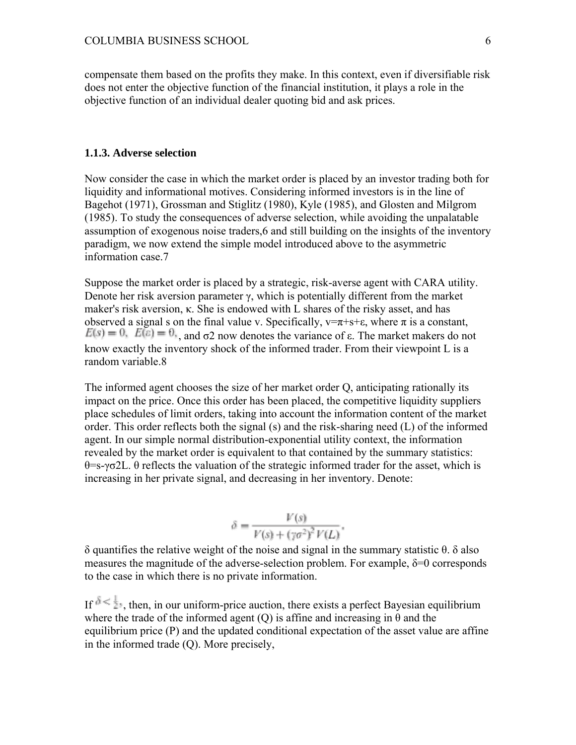compensate them based on the profits they make. In this context, even if diversifiable risk does not enter the objective function of the financial institution, it plays a role in the objective function of an individual dealer quoting bid and ask prices.

### 1.1.3. Adverse selection

Now consider the case in which the market order is placed by an investor trading both for liquidity and informational motives. Considering informed investors is in the line of Bagehot (1971), Grossman and Stiglitz (1980), Kyle (1985), and Glosten and Milgrom (1985). To study the consequences of adverse selection, while avoiding the unpalatable assumption of exogenous noise traders,[6] and still building on the insights of the inventory paradigm, we now extend the simple model introduced above to the asymmetric information case.[7]

Suppose the market order is placed by a strategic, risk-averse agent with CARA utility. Denote her risk aversion parameter $\gamma$, which is potentially different from the market maker's risk aversion, $\kappa$. She is endowed with L shares of the risky asset, and has observed a signal s on the final value v. Specifically, $v=\pi+s+\varepsilon$, where $\pi$ is a constant, $E(s)=0,\ E(\varepsilon)=0$, and $\sigma^2$ now denotes the variance of $\varepsilon$. The market makers do not know exactly the inventory shock of the informed trader. From their viewpoint L is a random variable.[8]

The informed agent chooses the size of her market order Q, anticipating rationally its impact on the price. Once this order has been placed, the competitive liquidity suppliers place schedules of limit orders, taking into account the information content of the market order. This order reflects both the signal (s) and the risk-sharing need (L) of the informed agent. In our simple normal distribution-exponential utility context, the information revealed by the market order is equivalent to that contained by the summary statistics: $\theta=s-\gamma\sigma^2 L$. $\theta$ reflects the valuation of the strategic informed trader for the asset, which is increasing in her private signal, and decreasing in her inventory. Denote:

$$\delta=\frac{V(s)}{V(s)+(\gamma\sigma^2)^2V(L)}.$$

$\delta$ quantifies the relative weight of the noise and signal in the summary statistic $\theta$. $\delta$ also measures the magnitude of the adverse-selection problem. For example, $\delta=0$ corresponds to the case in which there is no private information.

If $\delta<\frac{1}{2}$, then, in our uniform-price auction, there exists a perfect Bayesian equilibrium where the trade of the informed agent (Q) is affine and increasing in $\theta$ and the equilibrium price (P) and the updated conditional expectation of the asset value are affine in the informed trade (Q). More precisely,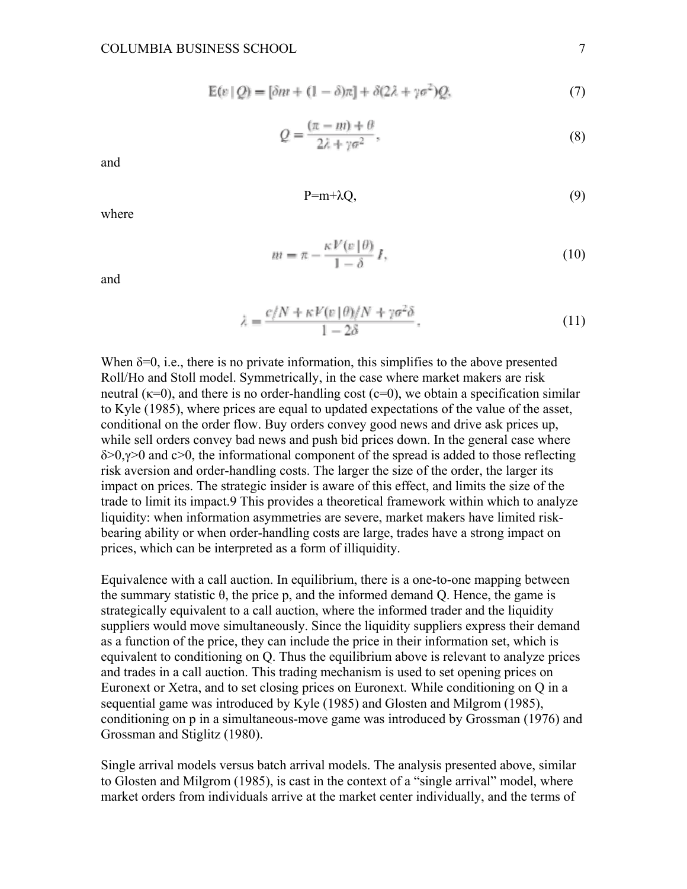$$E(v \mid Q) = [\delta m + (1-\delta)\pi] + \delta(2\lambda + \gamma\sigma^2)Q, \tag{7}$$

$$Q = \frac{(\pi - m) + \theta}{2\lambda + \gamma\sigma^2}, \tag{8}$$

and

$$P = m + \lambda Q, \tag{9}$$

where

$$m = \pi - \frac{\kappa V(v \mid \theta)}{1-\delta} I, \tag{10}$$

and

$$\lambda = \frac{c/N + \kappa V(v \mid \theta)/N + \gamma\sigma^2\delta}{1 - 2\delta}. \tag{11}$$

When $\delta=0$, i.e., there is no private information, this simplifies to the above presented Roll/Ho and Stoll model. Symmetrically, in the case where market makers are risk neutral ($\kappa=0$), and there is no order-handling cost ($c=0$), we obtain a specification similar to Kyle (1985), where prices are equal to updated expectations of the value of the asset, conditional on the order flow. Buy orders convey good news and drive ask prices up, while sell orders convey bad news and push bid prices down. In the general case where $\delta>0, \gamma>0$ and $c>0$, the informational component of the spread is added to those reflecting risk aversion and order-handling costs. The larger the size of the order, the larger its impact on prices. The strategic insider is aware of this effect, and limits the size of the trade to limit its impact.[9] This provides a theoretical framework within which to analyze liquidity: when information asymmetries are severe, market makers have limited risk-bearing ability or when order-handling costs are large, trades have a strong impact on prices, which can be interpreted as a form of illiquidity.

Equivalence with a call auction. In equilibrium, there is a one-to-one mapping between the summary statistic $\theta$, the price p, and the informed demand Q. Hence, the game is strategically equivalent to a call auction, where the informed trader and the liquidity suppliers would move simultaneously. Since the liquidity suppliers express their demand as a function of the price, they can include the price in their information set, which is equivalent to conditioning on Q. Thus the equilibrium above is relevant to analyze prices and trades in a call auction. This trading mechanism is used to set opening prices on Euronext or Xetra, and to set closing prices on Euronext. While conditioning on Q in a sequential game was introduced by Kyle (1985) and Glosten and Milgrom (1985), conditioning on p in a simultaneous-move game was introduced by Grossman (1976) and Grossman and Stiglitz (1980).

Single arrival models versus batch arrival models. The analysis presented above, similar to Glosten and Milgrom (1985), is cast in the context of a "single arrival" model, where market orders from individuals arrive at the market center individually, and the terms of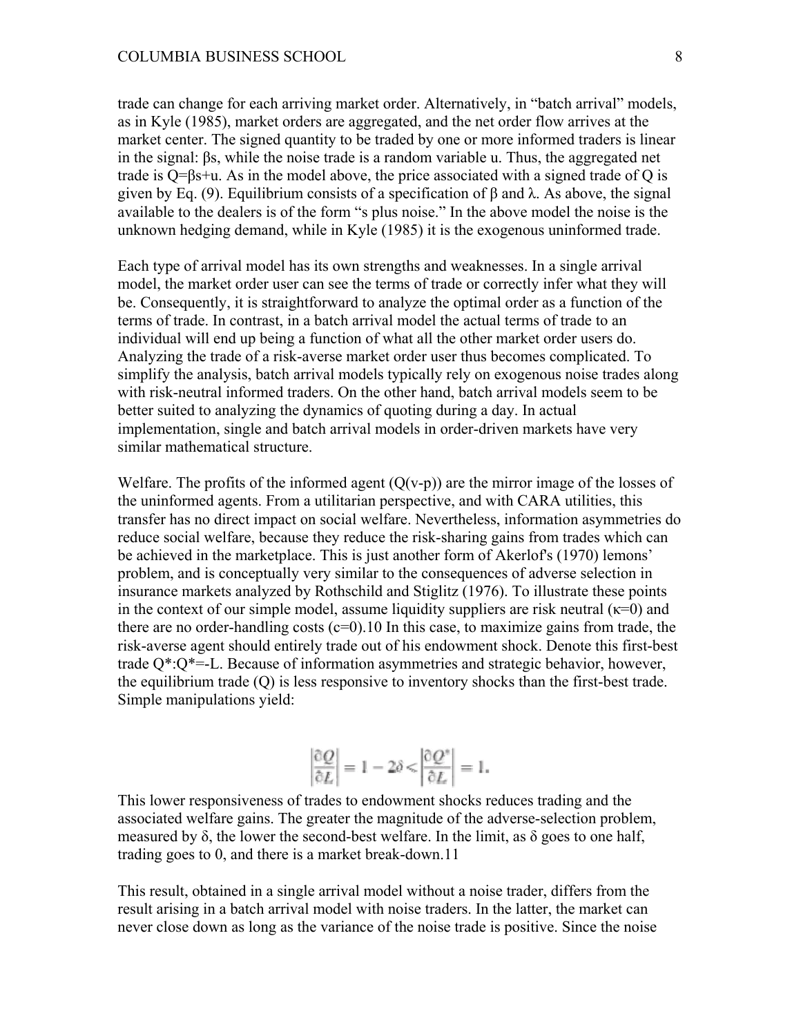trade can change for each arriving market order. Alternatively, in "batch arrival" models, as in Kyle (1985), market orders are aggregated, and the net order flow arrives at the market center. The signed quantity to be traded by one or more informed traders is linear in the signal: $\beta s$, while the noise trade is a random variable $u$. Thus, the aggregated net trade is $Q=\beta s+u$. As in the model above, the price associated with a signed trade of $Q$ is given by Eq. (9). Equilibrium consists of a specification of $\beta$ and $\lambda$. As above, the signal available to the dealers is of the form "s plus noise." In the above model the noise is the unknown hedging demand, while in Kyle (1985) it is the exogenous uninformed trade.

Each type of arrival model has its own strengths and weaknesses. In a single arrival model, the market order user can see the terms of trade or correctly infer what they will be. Consequently, it is straightforward to analyze the optimal order as a function of the terms of trade. In contrast, in a batch arrival model the actual terms of trade to an individual will end up being a function of what all the other market order users do. Analyzing the trade of a risk-averse market order user thus becomes complicated. To simplify the analysis, batch arrival models typically rely on exogenous noise trades along with risk-neutral informed traders. On the other hand, batch arrival models seem to be better suited to analyzing the dynamics of quoting during a day. In actual implementation, single and batch arrival models in order-driven markets have very similar mathematical structure.

Welfare. The profits of the informed agent ($Q(v-p)$) are the mirror image of the losses of the uninformed agents. From a utilitarian perspective, and with CARA utilities, this transfer has no direct impact on social welfare. Nevertheless, information asymmetries do reduce social welfare, because they reduce the risk-sharing gains from trades which can be achieved in the marketplace. This is just another form of Akerlof's (1970) lemons' problem, and is conceptually very similar to the consequences of adverse selection in insurance markets analyzed by Rothschild and Stiglitz (1976). To illustrate these points in the context of our simple model, assume liquidity suppliers are risk neutral ($\kappa$=0) and there are no order-handling costs ($c$=0).10 In this case, to maximize gains from trade, the risk-averse agent should entirely trade out of his endowment shock. Denote this first-best trade $Q^*$:$Q^*=-L$. Because of information asymmetries and strategic behavior, however, the equilibrium trade ($Q$) is less responsive to inventory shocks than the first-best trade. Simple manipulations yield:

$$\left|\frac{\partial Q}{\partial L}\right| = 1 - 2\delta < \left|\frac{\partial Q^*}{\partial L}\right| = 1.$$

This lower responsiveness of trades to endowment shocks reduces trading and the associated welfare gains. The greater the magnitude of the adverse-selection problem, measured by $\delta$, the lower the second-best welfare. In the limit, as $\delta$ goes to one half, trading goes to 0, and there is a market break-down.11

This result, obtained in a single arrival model without a noise trader, differs from the result arising in a batch arrival model with noise traders. In the latter, the market can never close down as long as the variance of the noise trade is positive. Since the noise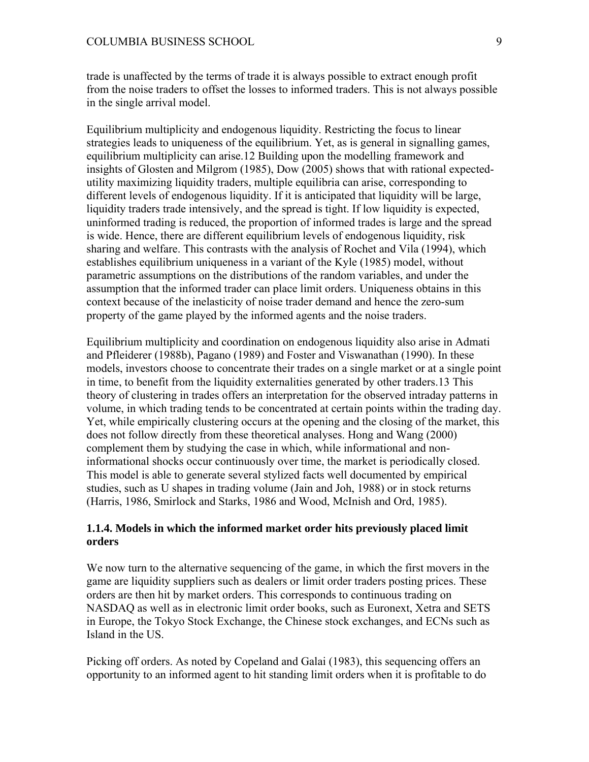trade is unaffected by the terms of trade it is always possible to extract enough profit from the noise traders to offset the losses to informed traders. This is not always possible in the single arrival model.

Equilibrium multiplicity and endogenous liquidity. Restricting the focus to linear strategies leads to uniqueness of the equilibrium. Yet, as is general in signalling games, equilibrium multiplicity can arise.[12] Building upon the modelling framework and insights of Glosten and Milgrom (1985), Dow (2005) shows that with rational expected-utility maximizing liquidity traders, multiple equilibria can arise, corresponding to different levels of endogenous liquidity. If it is anticipated that liquidity will be large, liquidity traders trade intensively, and the spread is tight. If low liquidity is expected, uninformed trading is reduced, the proportion of informed trades is large and the spread is wide. Hence, there are different equilibrium levels of endogenous liquidity, risk sharing and welfare. This contrasts with the analysis of Rochet and Vila (1994), which establishes equilibrium uniqueness in a variant of the Kyle (1985) model, without parametric assumptions on the distributions of the random variables, and under the assumption that the informed trader can place limit orders. Uniqueness obtains in this context because of the inelasticity of noise trader demand and hence the zero-sum property of the game played by the informed agents and the noise traders.

Equilibrium multiplicity and coordination on endogenous liquidity also arise in Admati and Pfleiderer (1988b), Pagano (1989) and Foster and Viswanathan (1990). In these models, investors choose to concentrate their trades on a single market or at a single point in time, to benefit from the liquidity externalities generated by other traders.[13] This theory of clustering in trades offers an interpretation for the observed intraday patterns in volume, in which trading tends to be concentrated at certain points within the trading day. Yet, while empirically clustering occurs at the opening and the closing of the market, this does not follow directly from these theoretical analyses. Hong and Wang (2000) complement them by studying the case in which, while informational and non-informational shocks occur continuously over time, the market is periodically closed. This model is able to generate several stylized facts well documented by empirical studies, such as U shapes in trading volume (Jain and Joh, 1988) or in stock returns (Harris, 1986, Smirlock and Starks, 1986 and Wood, McInish and Ord, 1985).

### 1.1.4. Models in which the informed market order hits previously placed limit orders

We now turn to the alternative sequencing of the game, in which the first movers in the game are liquidity suppliers such as dealers or limit order traders posting prices. These orders are then hit by market orders. This corresponds to continuous trading on NASDAQ as well as in electronic limit order books, such as Euronext, Xetra and SETS in Europe, the Tokyo Stock Exchange, the Chinese stock exchanges, and ECNs such as Island in the US.

Picking off orders. As noted by Copeland and Galai (1983), this sequencing offers an opportunity to an informed agent to hit standing limit orders when it is profitable to do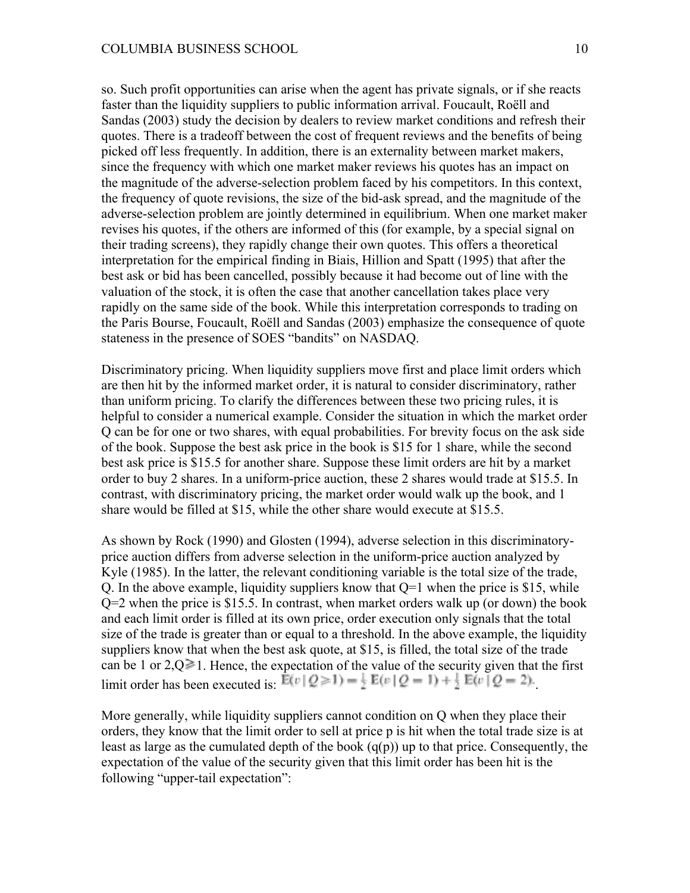so. Such profit opportunities can arise when the agent has private signals, or if she reacts faster than the liquidity suppliers to public information arrival. Foucault, Roëll and Sandas (2003) study the decision by dealers to review market conditions and refresh their quotes. There is a tradeoff between the cost of frequent reviews and the benefits of being picked off less frequently. In addition, there is an externality between market makers, since the frequency with which one market maker reviews his quotes has an impact on the magnitude of the adverse-selection problem faced by his competitors. In this context, the frequency of quote revisions, the size of the bid-ask spread, and the magnitude of the adverse-selection problem are jointly determined in equilibrium. When one market maker revises his quotes, if the others are informed of this (for example, by a special signal on their trading screens), they rapidly change their own quotes. This offers a theoretical interpretation for the empirical finding in Biais, Hillion and Spatt (1995) that after the best ask or bid has been cancelled, possibly because it had become out of line with the valuation of the stock, it is often the case that another cancellation takes place very rapidly on the same side of the book. While this interpretation corresponds to trading on the Paris Bourse, Foucault, Roëll and Sandas (2003) emphasize the consequence of quote stateness in the presence of SOES "bandits" on NASDAQ.

Discriminatory pricing. When liquidity suppliers move first and place limit orders which are then hit by the informed market order, it is natural to consider discriminatory, rather than uniform pricing. To clarify the differences between these two pricing rules, it is helpful to consider a numerical example. Consider the situation in which the market order Q can be for one or two shares, with equal probabilities. For brevity focus on the ask side of the book. Suppose the best ask price in the book is \$15 for 1 share, while the second best ask price is \$15.5 for another share. Suppose these limit orders are hit by a market order to buy 2 shares. In a uniform-price auction, these 2 shares would trade at \$15.5. In contrast, with discriminatory pricing, the market order would walk up the book, and 1 share would be filled at \$15, while the other share would execute at \$15.5.

As shown by Rock (1990) and Glosten (1994), adverse selection in this discriminatory-price auction differs from adverse selection in the uniform-price auction analyzed by Kyle (1985). In the latter, the relevant conditioning variable is the total size of the trade, Q. In the above example, liquidity suppliers know that Q=1 when the price is \$15, while Q=2 when the price is \$15.5. In contrast, when market orders walk up (or down) the book and each limit order is filled at its own price, order execution only signals that the total size of the trade is greater than or equal to a threshold. In the above example, the liquidity suppliers know that when the best ask quote, at \$15, is filled, the total size of the trade can be 1 or 2, $Q \geqslant 1$. Hence, the expectation of the value of the security given that the first limit order has been executed is: $E(v \mid Q \geqslant 1) = \frac{1}{2} E(v \mid Q = 1) + \frac{1}{2} E(v \mid Q = 2)$.

More generally, while liquidity suppliers cannot condition on Q when they place their orders, they know that the limit order to sell at price p is hit when the total trade size is at least as large as the cumulated depth of the book (q(p)) up to that price. Consequently, the expectation of the value of the security given that this limit order has been hit is the following "upper-tail expectation":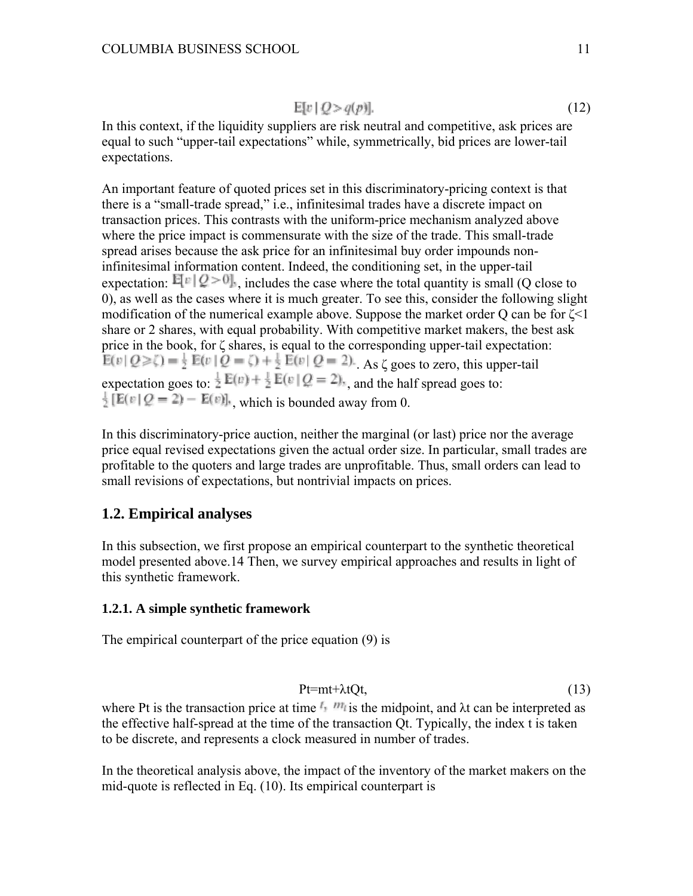$$\mathrm{E}[v \mid Q > q(p)]. \tag{12}$$

In this context, if the liquidity suppliers are risk neutral and competitive, ask prices are equal to such "upper-tail expectations" while, symmetrically, bid prices are lower-tail expectations.

An important feature of quoted prices set in this discriminatory-pricing context is that there is a "small-trade spread," i.e., infinitesimal trades have a discrete impact on transaction prices. This contrasts with the uniform-price mechanism analyzed above where the price impact is commensurate with the size of the trade. This small-trade spread arises because the ask price for an infinitesimal buy order impounds non-infinitesimal information content. Indeed, the conditioning set, in the upper-tail expectation: $\mathrm{E}[v \mid Q > 0]$, includes the case where the total quantity is small (Q close to 0), as well as the cases where it is much greater. To see this, consider the following slight modification of the numerical example above. Suppose the market order Q can be for $\zeta<1$ share or 2 shares, with equal probability. With competitive market makers, the best ask price in the book, for $\zeta$ shares, is equal to the corresponding upper-tail expectation: $\mathrm{E}(v \mid Q \geq \zeta) = \frac{1}{2}\,\mathrm{E}(v \mid Q = \zeta) + \frac{1}{2}\,\mathrm{E}(v \mid Q = 2)$. As $\zeta$ goes to zero, this upper-tail expectation goes to: $\frac{1}{2}\,\mathrm{E}(v) + \frac{1}{2}\,\mathrm{E}(v \mid Q = 2)$, and the half spread goes to: $\frac{1}{2}\,[\mathrm{E}(v \mid Q = 2) - \mathrm{E}(v)]$, which is bounded away from 0.

In this discriminatory-price auction, neither the marginal (or last) price nor the average price equal revised expectations given the actual order size. In particular, small trades are profitable to the quoters and large trades are unprofitable. Thus, small orders can lead to small revisions of expectations, but nontrivial impacts on prices.

## 1.2. Empirical analyses

In this subsection, we first propose an empirical counterpart to the synthetic theoretical model presented above.14 Then, we survey empirical approaches and results in light of this synthetic framework.

### 1.2.1. A simple synthetic framework

The empirical counterpart of the price equation (9) is

$$P_t = m_t + \lambda_t Q_t, \tag{13}$$

where $P_t$ is the transaction price at time $t$, $m_t$ is the midpoint, and $\lambda_t$ can be interpreted as the effective half-spread at the time of the transaction $Q_t$. Typically, the index t is taken to be discrete, and represents a clock measured in number of trades.

In the theoretical analysis above, the impact of the inventory of the market makers on the mid-quote is reflected in Eq. (10). Its empirical counterpart is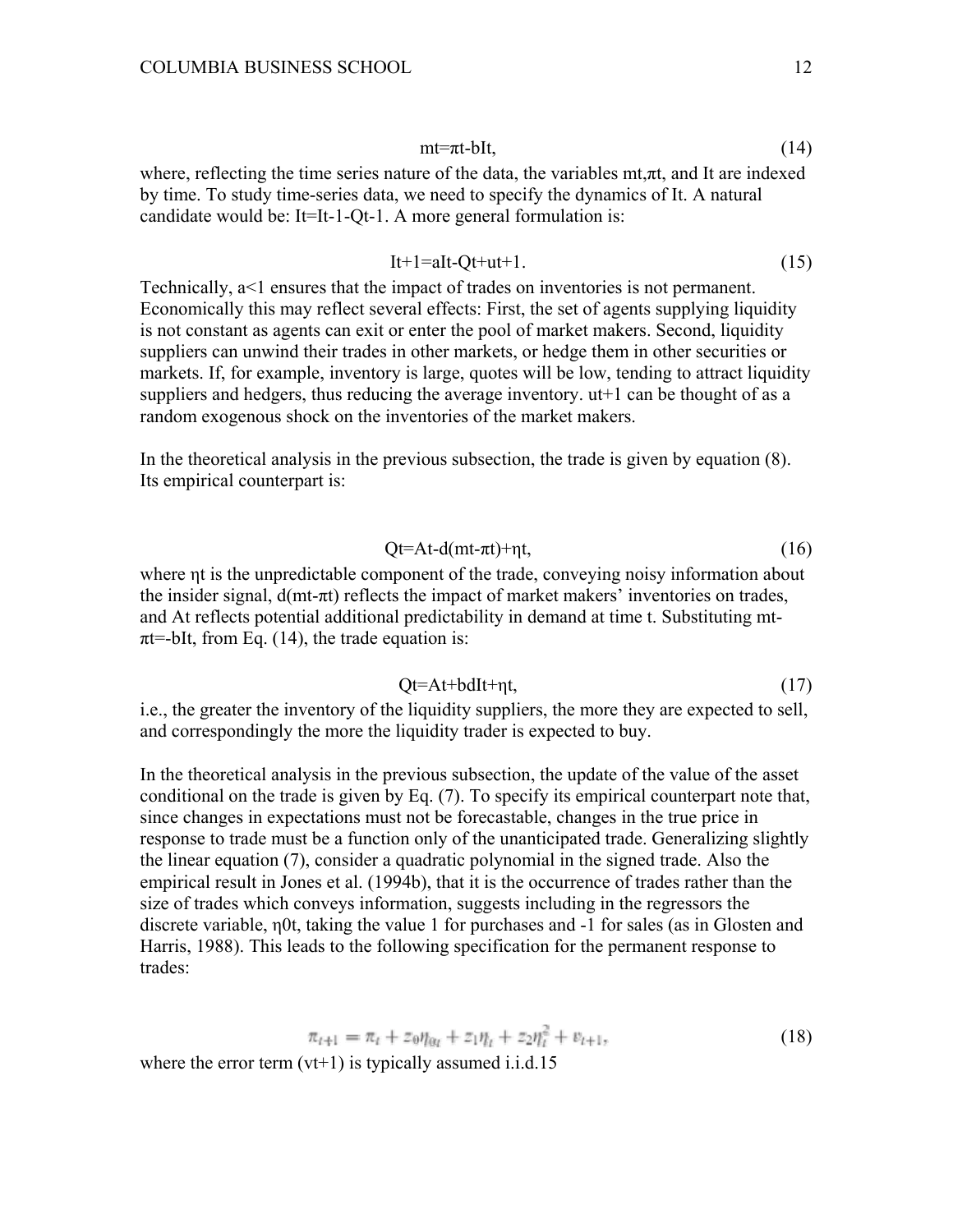$$m_t = \pi_t - bI_t, \tag{14}$$

where, reflecting the time series nature of the data, the variables $m_t$, $\pi_t$, and $I_t$ are indexed by time. To study time-series data, we need to specify the dynamics of $I_t$. A natural candidate would be: $I_t = I_{t-1} - Q_{t-1}$. A more general formulation is:

$$I_{t+1} = aI_t - Q_t + u_{t+1}. \tag{15}$$

Technically, $a<1$ ensures that the impact of trades on inventories is not permanent. Economically this may reflect several effects: First, the set of agents supplying liquidity is not constant as agents can exit or enter the pool of market makers. Second, liquidity suppliers can unwind their trades in other markets, or hedge them in other securities or markets. If, for example, inventory is large, quotes will be low, tending to attract liquidity suppliers and hedgers, thus reducing the average inventory. $u_{t+1}$ can be thought of as a random exogenous shock on the inventories of the market makers.

In the theoretical analysis in the previous subsection, the trade is given by equation (8). Its empirical counterpart is:

$$Q_t = A_t - d(m_t - \pi_t) + \eta_t, \tag{16}$$

where $\eta_t$ is the unpredictable component of the trade, conveying noisy information about the insider signal, $d(m_t-\pi_t)$ reflects the impact of market makers' inventories on trades, and $A_t$ reflects potential additional predictability in demand at time t. Substituting $m_t - \pi_t = -bI_t$, from Eq. (14), the trade equation is:

$$Q_t = A_t + bdI_t + \eta_t, \tag{17}$$

i.e., the greater the inventory of the liquidity suppliers, the more they are expected to sell, and correspondingly the more the liquidity trader is expected to buy.

In the theoretical analysis in the previous subsection, the update of the value of the asset conditional on the trade is given by Eq. (7). To specify its empirical counterpart note that, since changes in expectations must not be forecastable, changes in the true price in response to trade must be a function only of the unanticipated trade. Generalizing slightly the linear equation (7), consider a quadratic polynomial in the signed trade. Also the empirical result in Jones et al. (1994b), that it is the occurrence of trades rather than the size of trades which conveys information, suggests including in the regressors the discrete variable, $\eta_{0t}$, taking the value 1 for purchases and -1 for sales (as in Glosten and Harris, 1988). This leads to the following specification for the permanent response to trades:

$$\pi_{t+1} = \pi_t + z_0\eta_{0t} + z_1\eta_t + z_2\eta_t^2 + v_{t+1}, \tag{18}$$

where the error term ($v_{t+1}$) is typically assumed i.i.d.[15]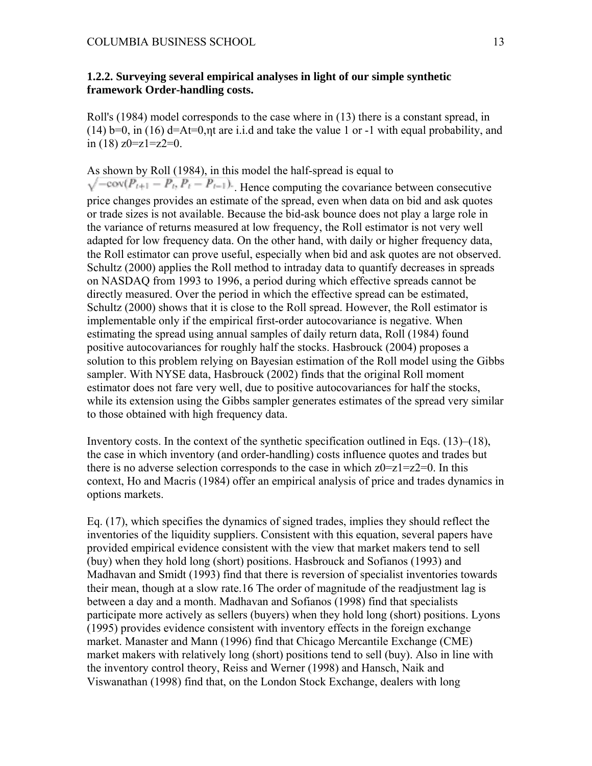### 1.2.2. Surveying several empirical analyses in light of our simple synthetic framework Order-handling costs.

Roll's (1984) model corresponds to the case where in (13) there is a constant spread, in (14) $b=0$, in (16) $d=A_t=0$, $\eta_t$ are i.i.d and take the value 1 or -1 with equal probability, and in (18) $z_0=z_1=z_2=0$.

As shown by Roll (1984), in this model the half-spread is equal to $\sqrt{-\text{cov}(P_{t+1}-P_t, P_t-P_{t-1})}$. Hence computing the covariance between consecutive price changes provides an estimate of the spread, even when data on bid and ask quotes or trade sizes is not available. Because the bid-ask bounce does not play a large role in the variance of returns measured at low frequency, the Roll estimator is not very well adapted for low frequency data. On the other hand, with daily or higher frequency data, the Roll estimator can prove useful, especially when bid and ask quotes are not observed. Schultz (2000) applies the Roll method to intraday data to quantify decreases in spreads on NASDAQ from 1993 to 1996, a period during which effective spreads cannot be directly measured. Over the period in which the effective spread can be estimated, Schultz (2000) shows that it is close to the Roll spread. However, the Roll estimator is implementable only if the empirical first-order autocovariance is negative. When estimating the spread using annual samples of daily return data, Roll (1984) found positive autocovariances for roughly half the stocks. Hasbrouck (2004) proposes a solution to this problem relying on Bayesian estimation of the Roll model using the Gibbs sampler. With NYSE data, Hasbrouck (2002) finds that the original Roll moment estimator does not fare very well, due to positive autocovariances for half the stocks, while its extension using the Gibbs sampler generates estimates of the spread very similar to those obtained with high frequency data.

Inventory costs. In the context of the synthetic specification outlined in Eqs. (13)–(18), the case in which inventory (and order-handling) costs influence quotes and trades but there is no adverse selection corresponds to the case in which $z_0=z_1=z_2=0$. In this context, Ho and Macris (1984) offer an empirical analysis of price and trades dynamics in options markets.

Eq. (17), which specifies the dynamics of signed trades, implies they should reflect the inventories of the liquidity suppliers. Consistent with this equation, several papers have provided empirical evidence consistent with the view that market makers tend to sell (buy) when they hold long (short) positions. Hasbrouck and Sofianos (1993) and Madhavan and Smidt (1993) find that there is reversion of specialist inventories towards their mean, though at a slow rate.[16] The order of magnitude of the readjustment lag is between a day and a month. Madhavan and Sofianos (1998) find that specialists participate more actively as sellers (buyers) when they hold long (short) positions. Lyons (1995) provides evidence consistent with inventory effects in the foreign exchange market. Manaster and Mann (1996) find that Chicago Mercantile Exchange (CME) market makers with relatively long (short) positions tend to sell (buy). Also in line with the inventory control theory, Reiss and Werner (1998) and Hansch, Naik and Viswanathan (1998) find that, on the London Stock Exchange, dealers with long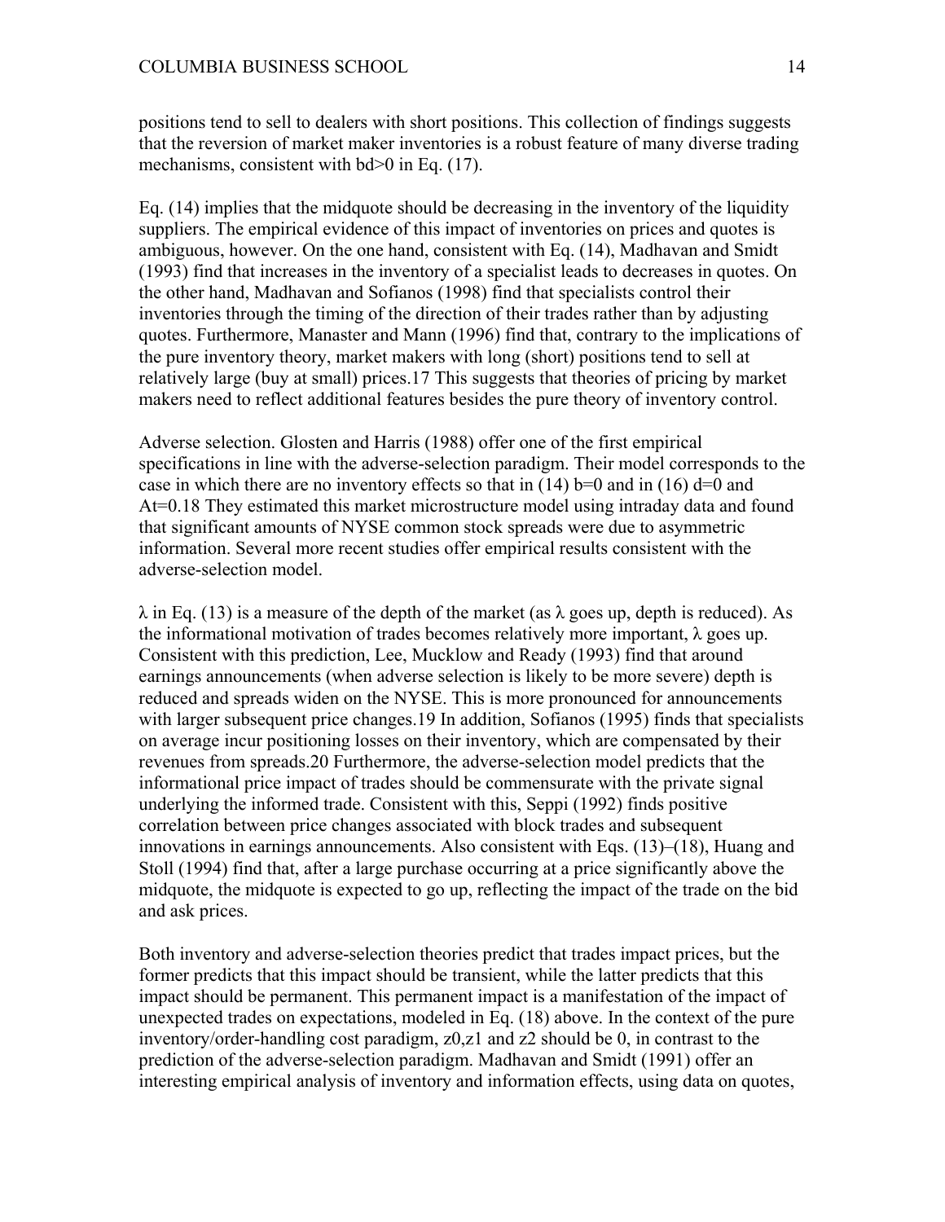positions tend to sell to dealers with short positions. This collection of findings suggests that the reversion of market maker inventories is a robust feature of many diverse trading mechanisms, consistent with $bd>0$ in Eq. (17).

Eq. (14) implies that the midquote should be decreasing in the inventory of the liquidity suppliers. The empirical evidence of this impact of inventories on prices and quotes is ambiguous, however. On the one hand, consistent with Eq. (14), Madhavan and Smidt (1993) find that increases in the inventory of a specialist leads to decreases in quotes. On the other hand, Madhavan and Sofianos (1998) find that specialists control their inventories through the timing of the direction of their trades rather than by adjusting quotes. Furthermore, Manaster and Mann (1996) find that, contrary to the implications of the pure inventory theory, market makers with long (short) positions tend to sell at relatively large (buy at small) prices.[17] This suggests that theories of pricing by market makers need to reflect additional features besides the pure theory of inventory control.

Adverse selection. Glosten and Harris (1988) offer one of the first empirical specifications in line with the adverse-selection paradigm. Their model corresponds to the case in which there are no inventory effects so that in (14) $b=0$ and in (16) $d=0$ and $A_t=0$.[18] They estimated this market microstructure model using intraday data and found that significant amounts of NYSE common stock spreads were due to asymmetric information. Several more recent studies offer empirical results consistent with the adverse-selection model.

$\lambda$ in Eq. (13) is a measure of the depth of the market (as $\lambda$ goes up, depth is reduced). As the informational motivation of trades becomes relatively more important, $\lambda$ goes up. Consistent with this prediction, Lee, Mucklow and Ready (1993) find that around earnings announcements (when adverse selection is likely to be more severe) depth is reduced and spreads widen on the NYSE. This is more pronounced for announcements with larger subsequent price changes.[19] In addition, Sofianos (1995) finds that specialists on average incur positioning losses on their inventory, which are compensated by their revenues from spreads.[20] Furthermore, the adverse-selection model predicts that the informational price impact of trades should be commensurate with the private signal underlying the informed trade. Consistent with this, Seppi (1992) finds positive correlation between price changes associated with block trades and subsequent innovations in earnings announcements. Also consistent with Eqs. (13)–(18), Huang and Stoll (1994) find that, after a large purchase occurring at a price significantly above the midquote, the midquote is expected to go up, reflecting the impact of the trade on the bid and ask prices.

Both inventory and adverse-selection theories predict that trades impact prices, but the former predicts that this impact should be transient, while the latter predicts that this impact should be permanent. This permanent impact is a manifestation of the impact of unexpected trades on expectations, modeled in Eq. (18) above. In the context of the pure inventory/order-handling cost paradigm, $z_0$, $z_1$ and $z_2$ should be 0, in contrast to the prediction of the adverse-selection paradigm. Madhavan and Smidt (1991) offer an interesting empirical analysis of inventory and information effects, using data on quotes,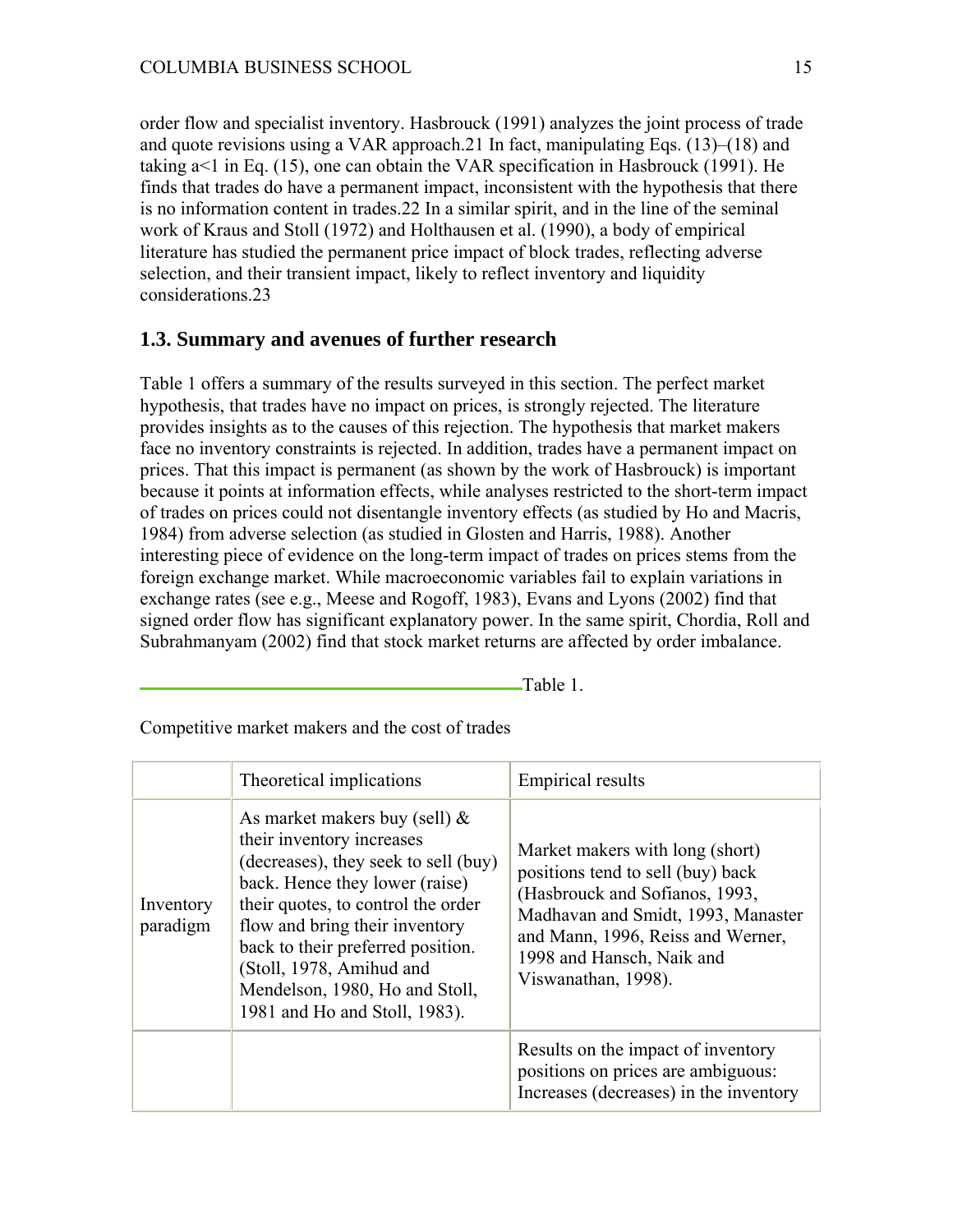order flow and specialist inventory. Hasbrouck (1991) analyzes the joint process of trade and quote revisions using a VAR approach.21 In fact, manipulating Eqs. (13)–(18) and taking $a<1$ in Eq. (15), one can obtain the VAR specification in Hasbrouck (1991). He finds that trades do have a permanent impact, inconsistent with the hypothesis that there is no information content in trades.22 In a similar spirit, and in the line of the seminal work of Kraus and Stoll (1972) and Holthausen et al. (1990), a body of empirical literature has studied the permanent price impact of block trades, reflecting adverse selection, and their transient impact, likely to reflect inventory and liquidity considerations.23

## 1.3. Summary and avenues of further research

Table 1 offers a summary of the results surveyed in this section. The perfect market hypothesis, that trades have no impact on prices, is strongly rejected. The literature provides insights as to the causes of this rejection. The hypothesis that market makers face no inventory constraints is rejected. In addition, trades have a permanent impact on prices. That this impact is permanent (as shown by the work of Hasbrouck) is important because it points at information effects, while analyses restricted to the short-term impact of trades on prices could not disentangle inventory effects (as studied by Ho and Macris, 1984) from adverse selection (as studied in Glosten and Harris, 1988). Another interesting piece of evidence on the long-term impact of trades on prices stems from the foreign exchange market. While macroeconomic variables fail to explain variations in exchange rates (see e.g., Meese and Rogoff, 1983), Evans and Lyons (2002) find that signed order flow has significant explanatory power. In the same spirit, Chordia, Roll and Subrahmanyam (2002) find that stock market returns are affected by order imbalance.

Table 1.

Competitive market makers and the cost of trades

| | Theoretical implications | Empirical results |
|---|---|---|
| Inventory paradigm | As market makers buy (sell) & their inventory increases (decreases), they seek to sell (buy) back. Hence they lower (raise) their quotes, to control the order flow and bring their inventory back to their preferred position. (Stoll, 1978, Amihud and Mendelson, 1980, Ho and Stoll, 1981 and Ho and Stoll, 1983). | Market makers with long (short) positions tend to sell (buy) back (Hasbrouck and Sofianos, 1993, Madhavan and Smidt, 1993, Manaster and Mann, 1996, Reiss and Werner, 1998 and Hansch, Naik and Viswanathan, 1998). |
| | | Results on the impact of inventory positions on prices are ambiguous: Increases (decreases) in the inventory |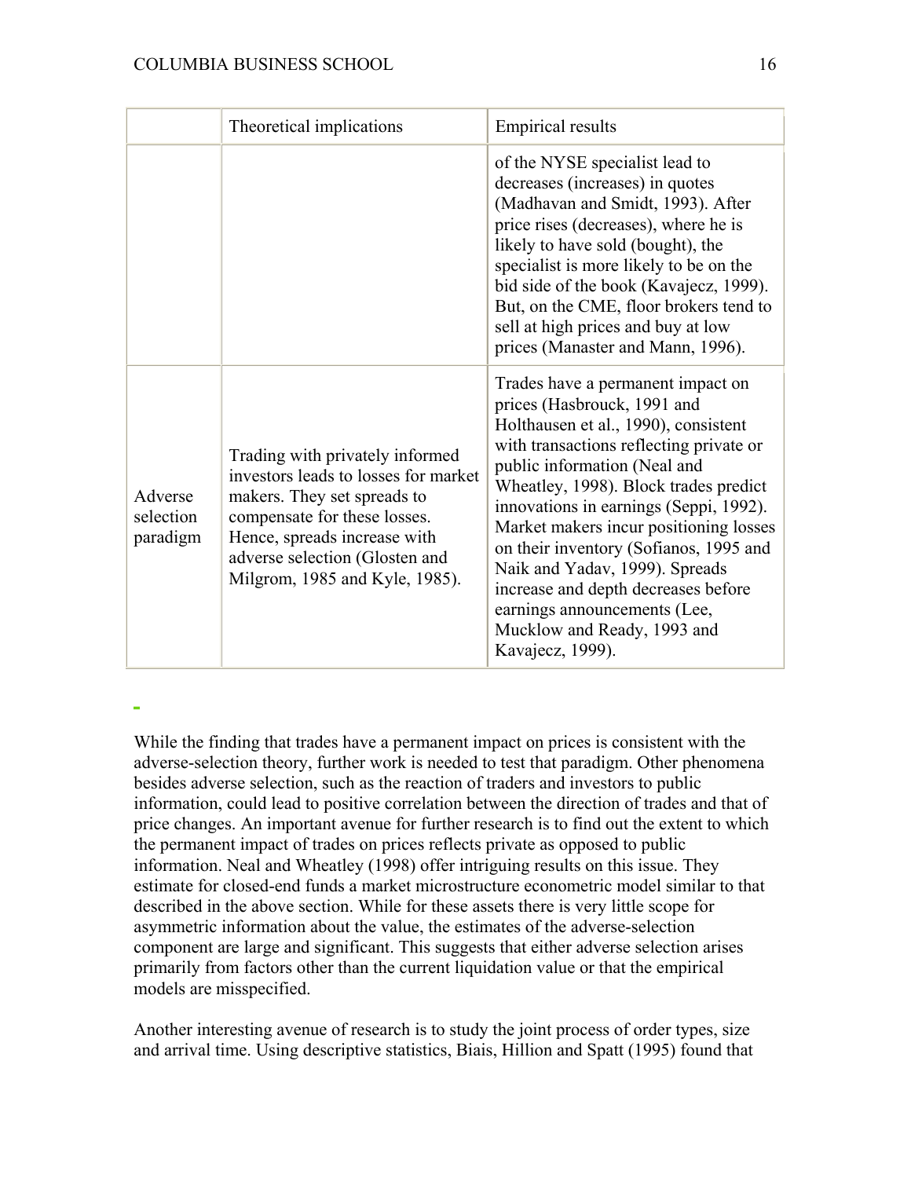|  | Theoretical implications | Empirical results |
|---|---|---|
|  |  | of the NYSE specialist lead to decreases (increases) in quotes (Madhavan and Smidt, 1993). After price rises (decreases), where he is likely to have sold (bought), the specialist is more likely to be on the bid side of the book (Kavajecz, 1999). But, on the CME, floor brokers tend to sell at high prices and buy at low prices (Manaster and Mann, 1996). |
| Adverse selection paradigm | Trading with privately informed investors leads to losses for market makers. They set spreads to compensate for these losses. Hence, spreads increase with adverse selection (Glosten and Milgrom, 1985 and Kyle, 1985). | Trades have a permanent impact on prices (Hasbrouck, 1991 and Holthausen et al., 1990), consistent with transactions reflecting private or public information (Neal and Wheatley, 1998). Block trades predict innovations in earnings (Seppi, 1992). Market makers incur positioning losses on their inventory (Sofianos, 1995 and Naik and Yadav, 1999). Spreads increase and depth decreases before earnings announcements (Lee, Mucklow and Ready, 1993 and Kavajecz, 1999). |

While the finding that trades have a permanent impact on prices is consistent with the adverse-selection theory, further work is needed to test that paradigm. Other phenomena besides adverse selection, such as the reaction of traders and investors to public information, could lead to positive correlation between the direction of trades and that of price changes. An important avenue for further research is to find out the extent to which the permanent impact of trades on prices reflects private as opposed to public information. Neal and Wheatley (1998) offer intriguing results on this issue. They estimate for closed-end funds a market microstructure econometric model similar to that described in the above section. While for these assets there is very little scope for asymmetric information about the value, the estimates of the adverse-selection component are large and significant. This suggests that either adverse selection arises primarily from factors other than the current liquidation value or that the empirical models are misspecified.

Another interesting avenue of research is to study the joint process of order types, size and arrival time. Using descriptive statistics, Biais, Hillion and Spatt (1995) found that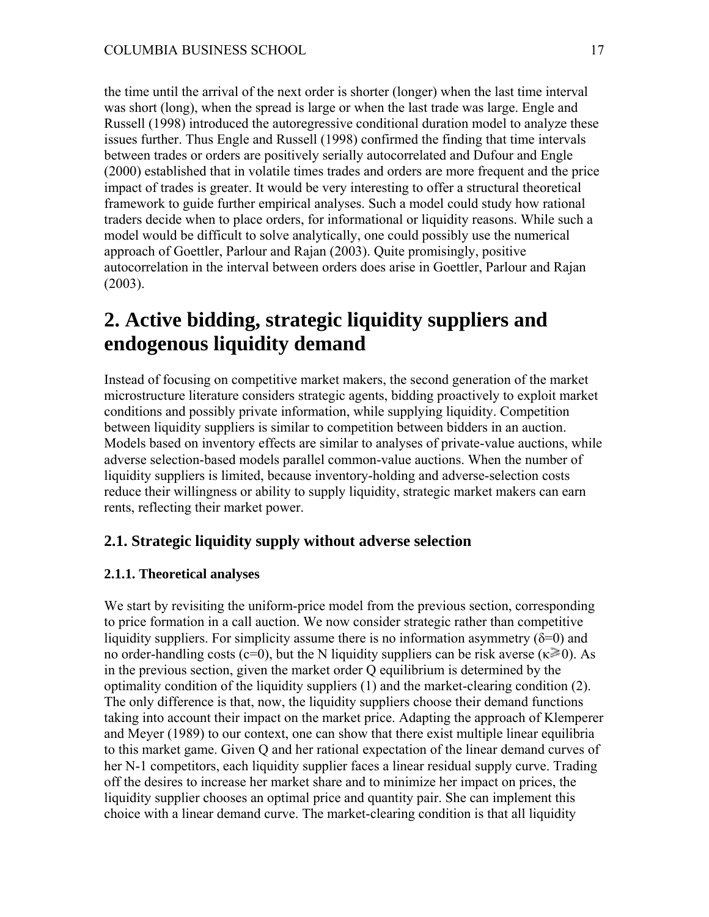the time until the arrival of the next order is shorter (longer) when the last time interval was short (long), when the spread is large or when the last trade was large. Engle and Russell (1998) introduced the autoregressive conditional duration model to analyze these issues further. Thus Engle and Russell (1998) confirmed the finding that time intervals between trades or orders are positively serially autocorrelated and Dufour and Engle (2000) established that in volatile times trades and orders are more frequent and the price impact of trades is greater. It would be very interesting to offer a structural theoretical framework to guide further empirical analyses. Such a model could study how rational traders decide when to place orders, for informational or liquidity reasons. While such a model would be difficult to solve analytically, one could possibly use the numerical approach of Goettler, Parlour and Rajan (2003). Quite promisingly, positive autocorrelation in the interval between orders does arise in Goettler, Parlour and Rajan (2003).

# 2. Active bidding, strategic liquidity suppliers and endogenous liquidity demand

Instead of focusing on competitive market makers, the second generation of the market microstructure literature considers strategic agents, bidding proactively to exploit market conditions and possibly private information, while supplying liquidity. Competition between liquidity suppliers is similar to competition between bidders in an auction. Models based on inventory effects are similar to analyses of private-value auctions, while adverse selection-based models parallel common-value auctions. When the number of liquidity suppliers is limited, because inventory-holding and adverse-selection costs reduce their willingness or ability to supply liquidity, strategic market makers can earn rents, reflecting their market power.

## 2.1. Strategic liquidity supply without adverse selection

### 2.1.1. Theoretical analyses

We start by revisiting the uniform-price model from the previous section, corresponding to price formation in a call auction. We now consider strategic rather than competitive liquidity suppliers. For simplicity assume there is no information asymmetry ($\delta$=0) and no order-handling costs (c=0), but the N liquidity suppliers can be risk averse ($\kappa \geqslant 0$). As in the previous section, given the market order Q equilibrium is determined by the optimality condition of the liquidity suppliers (1) and the market-clearing condition (2). The only difference is that, now, the liquidity suppliers choose their demand functions taking into account their impact on the market price. Adapting the approach of Klemperer and Meyer (1989) to our context, one can show that there exist multiple linear equilibria to this market game. Given Q and her rational expectation of the linear demand curves of her N-1 competitors, each liquidity supplier faces a linear residual supply curve. Trading off the desires to increase her market share and to minimize her impact on prices, the liquidity supplier chooses an optimal price and quantity pair. She can implement this choice with a linear demand curve. The market-clearing condition is that all liquidity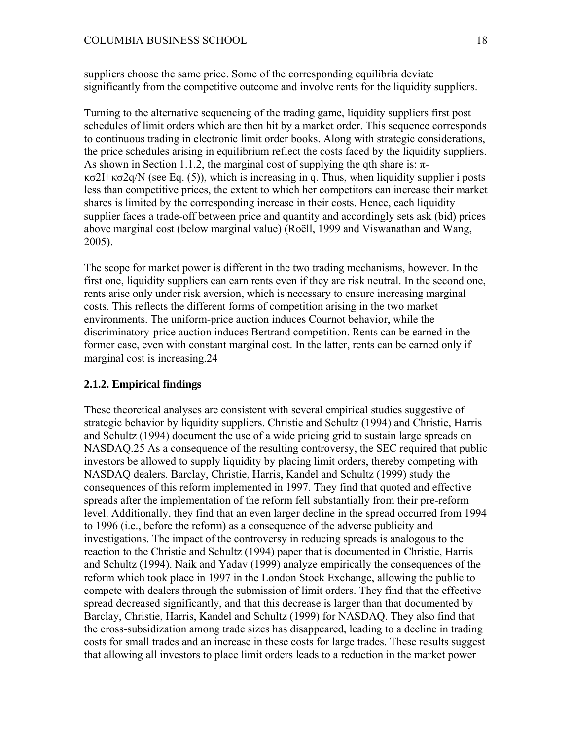suppliers choose the same price. Some of the corresponding equilibria deviate significantly from the competitive outcome and involve rents for the liquidity suppliers.

Turning to the alternative sequencing of the trading game, liquidity suppliers first post schedules of limit orders which are then hit by a market order. This sequence corresponds to continuous trading in electronic limit order books. Along with strategic considerations, the price schedules arising in equilibrium reflect the costs faced by the liquidity suppliers. As shown in Section 1.1.2, the marginal cost of supplying the qth share is: $\pi - \kappa\sigma^2 I + \kappa\sigma^2 q/N$ (see Eq. (5)), which is increasing in q. Thus, when liquidity supplier i posts less than competitive prices, the extent to which her competitors can increase their market shares is limited by the corresponding increase in their costs. Hence, each liquidity supplier faces a trade-off between price and quantity and accordingly sets ask (bid) prices above marginal cost (below marginal value) (Roëll, 1999 and Viswanathan and Wang, 2005).

The scope for market power is different in the two trading mechanisms, however. In the first one, liquidity suppliers can earn rents even if they are risk neutral. In the second one, rents arise only under risk aversion, which is necessary to ensure increasing marginal costs. This reflects the different forms of competition arising in the two market environments. The uniform-price auction induces Cournot behavior, while the discriminatory-price auction induces Bertrand competition. Rents can be earned in the former case, even with constant marginal cost. In the latter, rents can be earned only if marginal cost is increasing.[24]

### 2.1.2. Empirical findings

These theoretical analyses are consistent with several empirical studies suggestive of strategic behavior by liquidity suppliers. Christie and Schultz (1994) and Christie, Harris and Schultz (1994) document the use of a wide pricing grid to sustain large spreads on NASDAQ.[25] As a consequence of the resulting controversy, the SEC required that public investors be allowed to supply liquidity by placing limit orders, thereby competing with NASDAQ dealers. Barclay, Christie, Harris, Kandel and Schultz (1999) study the consequences of this reform implemented in 1997. They find that quoted and effective spreads after the implementation of the reform fell substantially from their pre-reform level. Additionally, they find that an even larger decline in the spread occurred from 1994 to 1996 (i.e., before the reform) as a consequence of the adverse publicity and investigations. The impact of the controversy in reducing spreads is analogous to the reaction to the Christie and Schultz (1994) paper that is documented in Christie, Harris and Schultz (1994). Naik and Yadav (1999) analyze empirically the consequences of the reform which took place in 1997 in the London Stock Exchange, allowing the public to compete with dealers through the submission of limit orders. They find that the effective spread decreased significantly, and that this decrease is larger than that documented by Barclay, Christie, Harris, Kandel and Schultz (1999) for NASDAQ. They also find that the cross-subsidization among trade sizes has disappeared, leading to a decline in trading costs for small trades and an increase in these costs for large trades. These results suggest that allowing all investors to place limit orders leads to a reduction in the market power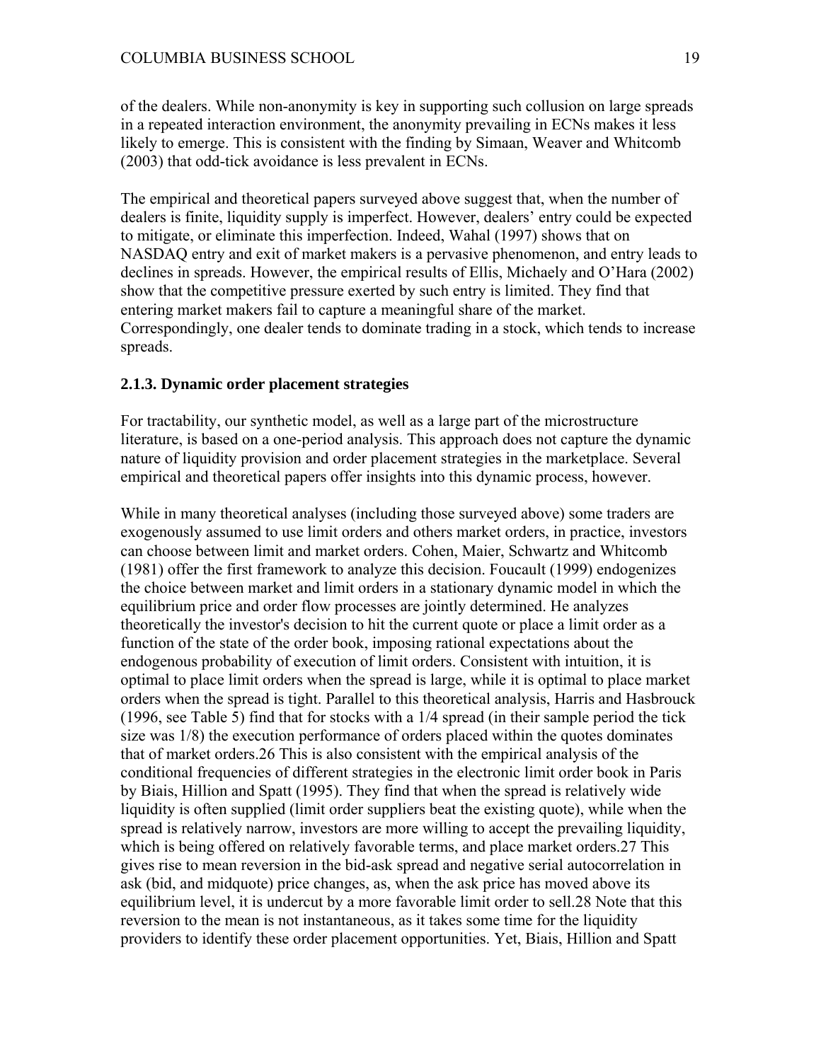of the dealers. While non-anonymity is key in supporting such collusion on large spreads in a repeated interaction environment, the anonymity prevailing in ECNs makes it less likely to emerge. This is consistent with the finding by Simaan, Weaver and Whitcomb (2003) that odd-tick avoidance is less prevalent in ECNs.

The empirical and theoretical papers surveyed above suggest that, when the number of dealers is finite, liquidity supply is imperfect. However, dealers' entry could be expected to mitigate, or eliminate this imperfection. Indeed, Wahal (1997) shows that on NASDAQ entry and exit of market makers is a pervasive phenomenon, and entry leads to declines in spreads. However, the empirical results of Ellis, Michaely and O'Hara (2002) show that the competitive pressure exerted by such entry is limited. They find that entering market makers fail to capture a meaningful share of the market. Correspondingly, one dealer tends to dominate trading in a stock, which tends to increase spreads.

### 2.1.3. Dynamic order placement strategies

For tractability, our synthetic model, as well as a large part of the microstructure literature, is based on a one-period analysis. This approach does not capture the dynamic nature of liquidity provision and order placement strategies in the marketplace. Several empirical and theoretical papers offer insights into this dynamic process, however.

While in many theoretical analyses (including those surveyed above) some traders are exogenously assumed to use limit orders and others market orders, in practice, investors can choose between limit and market orders. Cohen, Maier, Schwartz and Whitcomb (1981) offer the first framework to analyze this decision. Foucault (1999) endogenizes the choice between market and limit orders in a stationary dynamic model in which the equilibrium price and order flow processes are jointly determined. He analyzes theoretically the investor's decision to hit the current quote or place a limit order as a function of the state of the order book, imposing rational expectations about the endogenous probability of execution of limit orders. Consistent with intuition, it is optimal to place limit orders when the spread is large, while it is optimal to place market orders when the spread is tight. Parallel to this theoretical analysis, Harris and Hasbrouck (1996, see Table 5) find that for stocks with a 1/4 spread (in their sample period the tick size was 1/8) the execution performance of orders placed within the quotes dominates that of market orders.[26] This is also consistent with the empirical analysis of the conditional frequencies of different strategies in the electronic limit order book in Paris by Biais, Hillion and Spatt (1995). They find that when the spread is relatively wide liquidity is often supplied (limit order suppliers beat the existing quote), while when the spread is relatively narrow, investors are more willing to accept the prevailing liquidity, which is being offered on relatively favorable terms, and place market orders.[27] This gives rise to mean reversion in the bid-ask spread and negative serial autocorrelation in ask (bid, and midquote) price changes, as, when the ask price has moved above its equilibrium level, it is undercut by a more favorable limit order to sell.[28] Note that this reversion to the mean is not instantaneous, as it takes some time for the liquidity providers to identify these order placement opportunities. Yet, Biais, Hillion and Spatt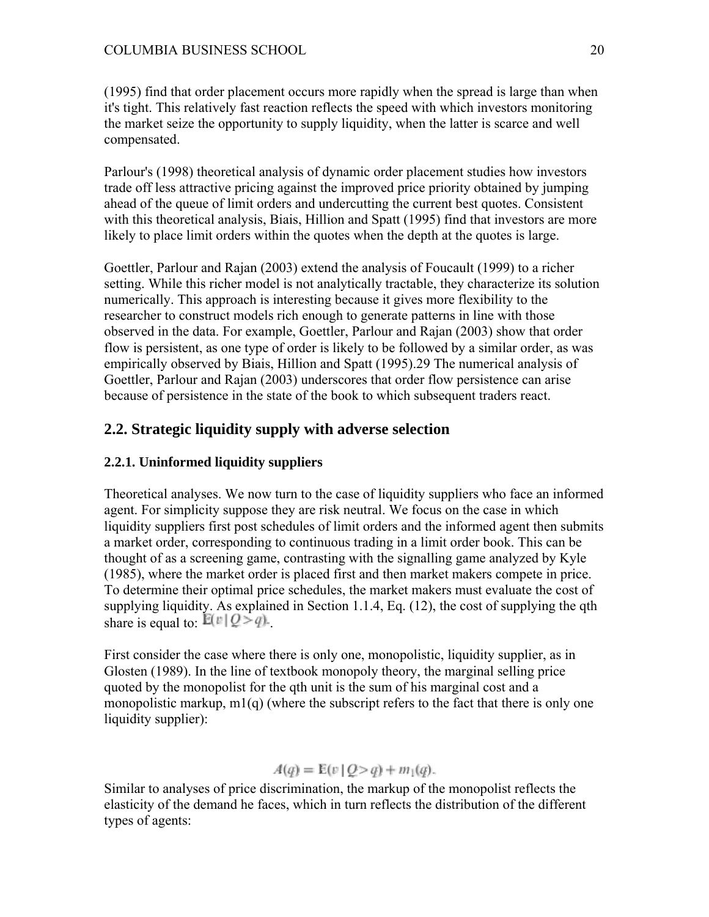(1995) find that order placement occurs more rapidly when the spread is large than when it's tight. This relatively fast reaction reflects the speed with which investors monitoring the market seize the opportunity to supply liquidity, when the latter is scarce and well compensated.

Parlour's (1998) theoretical analysis of dynamic order placement studies how investors trade off less attractive pricing against the improved price priority obtained by jumping ahead of the queue of limit orders and undercutting the current best quotes. Consistent with this theoretical analysis, Biais, Hillion and Spatt (1995) find that investors are more likely to place limit orders within the quotes when the depth at the quotes is large.

Goettler, Parlour and Rajan (2003) extend the analysis of Foucault (1999) to a richer setting. While this richer model is not analytically tractable, they characterize its solution numerically. This approach is interesting because it gives more flexibility to the researcher to construct models rich enough to generate patterns in line with those observed in the data. For example, Goettler, Parlour and Rajan (2003) show that order flow is persistent, as one type of order is likely to be followed by a similar order, as was empirically observed by Biais, Hillion and Spatt (1995).29 The numerical analysis of Goettler, Parlour and Rajan (2003) underscores that order flow persistence can arise because of persistence in the state of the book to which subsequent traders react.

## 2.2. Strategic liquidity supply with adverse selection

### 2.2.1. Uninformed liquidity suppliers

Theoretical analyses. We now turn to the case of liquidity suppliers who face an informed agent. For simplicity suppose they are risk neutral. We focus on the case in which liquidity suppliers first post schedules of limit orders and the informed agent then submits a market order, corresponding to continuous trading in a limit order book. This can be thought of as a screening game, contrasting with the signalling game analyzed by Kyle (1985), where the market order is placed first and then market makers compete in price. To determine their optimal price schedules, the market makers must evaluate the cost of supplying liquidity. As explained in Section 1.1.4, Eq. (12), the cost of supplying the qth share is equal to: $\mathrm{E}(v \mid Q > q)$.

First consider the case where there is only one, monopolistic, liquidity supplier, as in Glosten (1989). In the line of textbook monopoly theory, the marginal selling price quoted by the monopolist for the qth unit is the sum of his marginal cost and a monopolistic markup, $m_1(q)$ (where the subscript refers to the fact that there is only one liquidity supplier):

$$A(q) = \mathrm{E}(v \mid Q > q) + m_1(q).$$

Similar to analyses of price discrimination, the markup of the monopolist reflects the elasticity of the demand he faces, which in turn reflects the distribution of the different types of agents: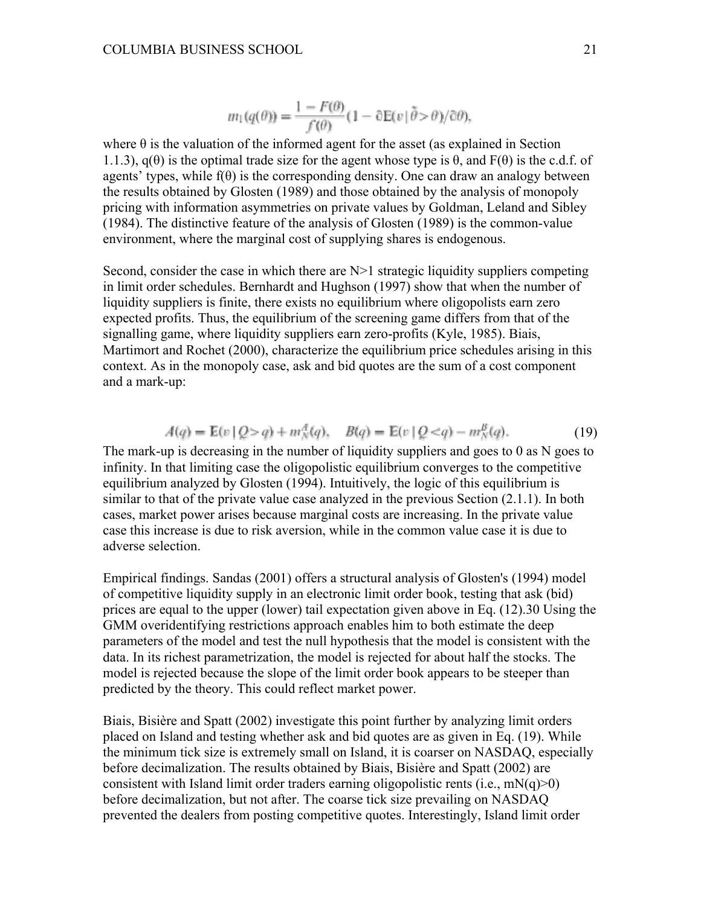$$m_1(q(\theta)) = \frac{1 - F(\theta)}{f(\theta)}(1 - \partial \mathrm{E}(v \mid \tilde{\theta} > \theta)/\partial \theta),$$

where θ is the valuation of the informed agent for the asset (as explained in Section 1.1.3), q(θ) is the optimal trade size for the agent whose type is θ, and F(θ) is the c.d.f. of agents' types, while f(θ) is the corresponding density. One can draw an analogy between the results obtained by Glosten (1989) and those obtained by the analysis of monopoly pricing with information asymmetries on private values by Goldman, Leland and Sibley (1984). The distinctive feature of the analysis of Glosten (1989) is the common-value environment, where the marginal cost of supplying shares is endogenous.

Second, consider the case in which there are N>1 strategic liquidity suppliers competing in limit order schedules. Bernhardt and Hughson (1997) show that when the number of liquidity suppliers is finite, there exists no equilibrium where oligopolists earn zero expected profits. Thus, the equilibrium of the screening game differs from that of the signalling game, where liquidity suppliers earn zero-profits (Kyle, 1985). Biais, Martimort and Rochet (2000), characterize the equilibrium price schedules arising in this context. As in the monopoly case, ask and bid quotes are the sum of a cost component and a mark-up:

$$A(q) = \mathrm{E}(v \mid Q > q) + m_N^A(q), \quad B(q) = \mathrm{E}(v \mid Q < q) - m_N^B(q). \tag{19}$$

The mark-up is decreasing in the number of liquidity suppliers and goes to 0 as N goes to infinity. In that limiting case the oligopolistic equilibrium converges to the competitive equilibrium analyzed by Glosten (1994). Intuitively, the logic of this equilibrium is similar to that of the private value case analyzed in the previous Section (2.1.1). In both cases, market power arises because marginal costs are increasing. In the private value case this increase is due to risk aversion, while in the common value case it is due to adverse selection.

Empirical findings. Sandas (2001) offers a structural analysis of Glosten's (1994) model of competitive liquidity supply in an electronic limit order book, testing that ask (bid) prices are equal to the upper (lower) tail expectation given above in Eq. (12).30 Using the GMM overidentifying restrictions approach enables him to both estimate the deep parameters of the model and test the null hypothesis that the model is consistent with the data. In its richest parametrization, the model is rejected for about half the stocks. The model is rejected because the slope of the limit order book appears to be steeper than predicted by the theory. This could reflect market power.

Biais, Bisière and Spatt (2002) investigate this point further by analyzing limit orders placed on Island and testing whether ask and bid quotes are as given in Eq. (19). While the minimum tick size is extremely small on Island, it is coarser on NASDAQ, especially before decimalization. The results obtained by Biais, Bisière and Spatt (2002) are consistent with Island limit order traders earning oligopolistic rents (i.e., $m_N(q)>0$) before decimalization, but not after. The coarse tick size prevailing on NASDAQ prevented the dealers from posting competitive quotes. Interestingly, Island limit order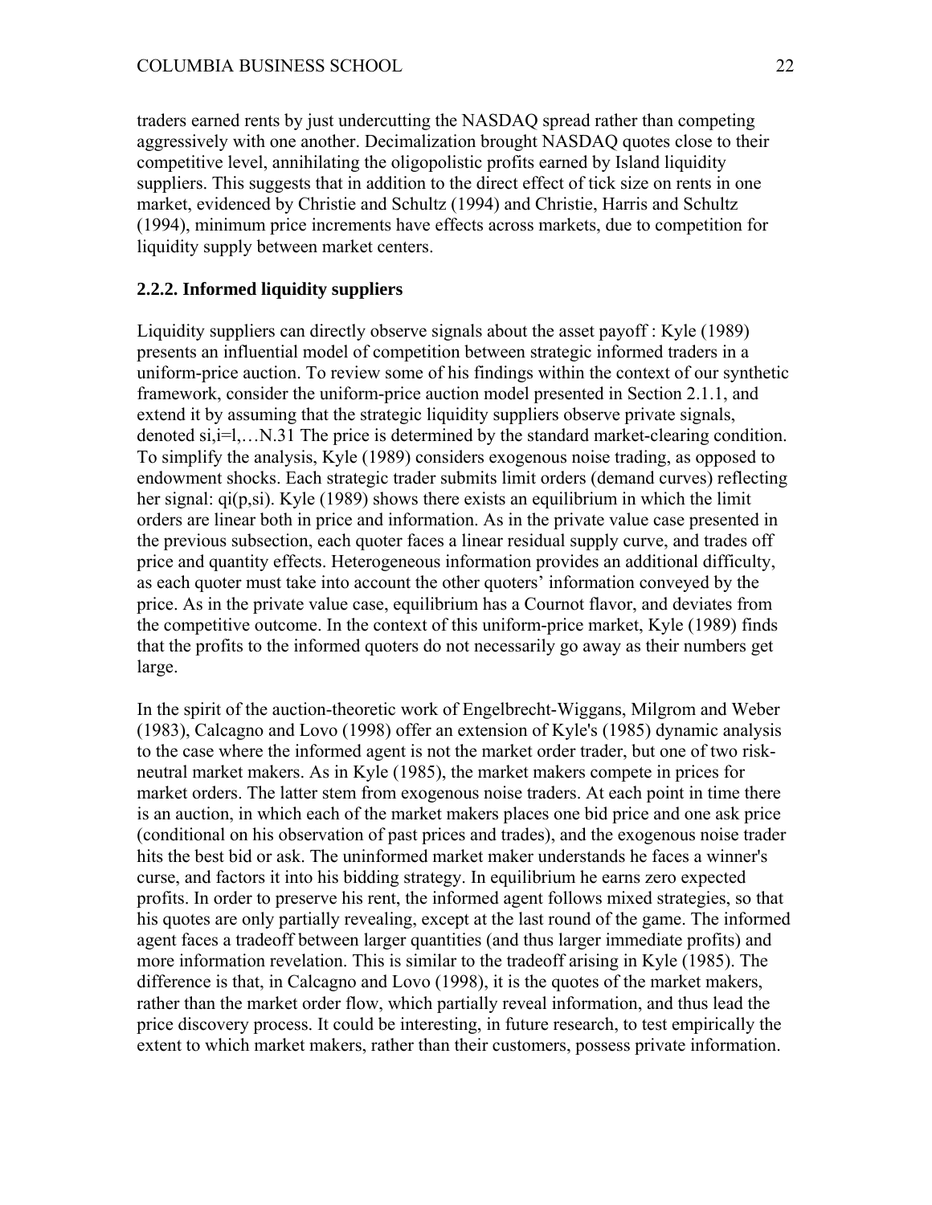traders earned rents by just undercutting the NASDAQ spread rather than competing aggressively with one another. Decimalization brought NASDAQ quotes close to their competitive level, annihilating the oligopolistic profits earned by Island liquidity suppliers. This suggests that in addition to the direct effect of tick size on rents in one market, evidenced by Christie and Schultz (1994) and Christie, Harris and Schultz (1994), minimum price increments have effects across markets, due to competition for liquidity supply between market centers.

### 2.2.2. Informed liquidity suppliers

Liquidity suppliers can directly observe signals about the asset payoff : Kyle (1989) presents an influential model of competition between strategic informed traders in a uniform-price auction. To review some of his findings within the context of our synthetic framework, consider the uniform-price auction model presented in Section 2.1.1, and extend it by assuming that the strategic liquidity suppliers observe private signals, denoted $s_i, i=1,\ldots N$.[31] The price is determined by the standard market-clearing condition. To simplify the analysis, Kyle (1989) considers exogenous noise trading, as opposed to endowment shocks. Each strategic trader submits limit orders (demand curves) reflecting her signal: $q_i(p,s_i)$. Kyle (1989) shows there exists an equilibrium in which the limit orders are linear both in price and information. As in the private value case presented in the previous subsection, each quoter faces a linear residual supply curve, and trades off price and quantity effects. Heterogeneous information provides an additional difficulty, as each quoter must take into account the other quoters' information conveyed by the price. As in the private value case, equilibrium has a Cournot flavor, and deviates from the competitive outcome. In the context of this uniform-price market, Kyle (1989) finds that the profits to the informed quoters do not necessarily go away as their numbers get large.

In the spirit of the auction-theoretic work of Engelbrecht-Wiggans, Milgrom and Weber (1983), Calcagno and Lovo (1998) offer an extension of Kyle's (1985) dynamic analysis to the case where the informed agent is not the market order trader, but one of two risk-neutral market makers. As in Kyle (1985), the market makers compete in prices for market orders. The latter stem from exogenous noise traders. At each point in time there is an auction, in which each of the market makers places one bid price and one ask price (conditional on his observation of past prices and trades), and the exogenous noise trader hits the best bid or ask. The uninformed market maker understands he faces a winner's curse, and factors it into his bidding strategy. In equilibrium he earns zero expected profits. In order to preserve his rent, the informed agent follows mixed strategies, so that his quotes are only partially revealing, except at the last round of the game. The informed agent faces a tradeoff between larger quantities (and thus larger immediate profits) and more information revelation. This is similar to the tradeoff arising in Kyle (1985). The difference is that, in Calcagno and Lovo (1998), it is the quotes of the market makers, rather than the market order flow, which partially reveal information, and thus lead the price discovery process. It could be interesting, in future research, to test empirically the extent to which market makers, rather than their customers, possess private information.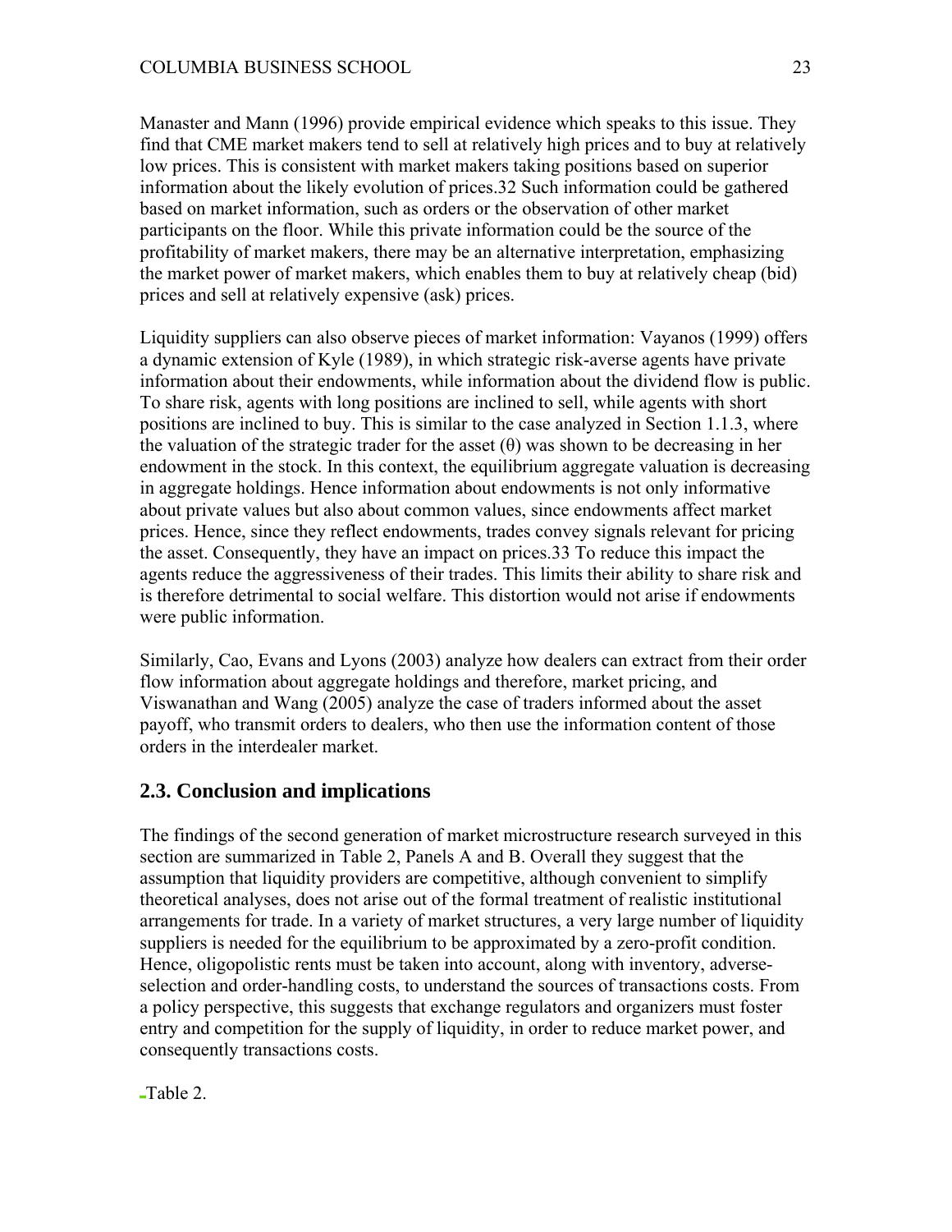Manaster and Mann (1996) provide empirical evidence which speaks to this issue. They find that CME market makers tend to sell at relatively high prices and to buy at relatively low prices. This is consistent with market makers taking positions based on superior information about the likely evolution of prices.[32] Such information could be gathered based on market information, such as orders or the observation of other market participants on the floor. While this private information could be the source of the profitability of market makers, there may be an alternative interpretation, emphasizing the market power of market makers, which enables them to buy at relatively cheap (bid) prices and sell at relatively expensive (ask) prices.

Liquidity suppliers can also observe pieces of market information: Vayanos (1999) offers a dynamic extension of Kyle (1989), in which strategic risk-averse agents have private information about their endowments, while information about the dividend flow is public. To share risk, agents with long positions are inclined to sell, while agents with short positions are inclined to buy. This is similar to the case analyzed in Section 1.1.3, where the valuation of the strategic trader for the asset ($\theta$) was shown to be decreasing in her endowment in the stock. In this context, the equilibrium aggregate valuation is decreasing in aggregate holdings. Hence information about endowments is not only informative about private values but also about common values, since endowments affect market prices. Hence, since they reflect endowments, trades convey signals relevant for pricing the asset. Consequently, they have an impact on prices.[33] To reduce this impact the agents reduce the aggressiveness of their trades. This limits their ability to share risk and is therefore detrimental to social welfare. This distortion would not arise if endowments were public information.

Similarly, Cao, Evans and Lyons (2003) analyze how dealers can extract from their order flow information about aggregate holdings and therefore, market pricing, and Viswanathan and Wang (2005) analyze the case of traders informed about the asset payoff, who transmit orders to dealers, who then use the information content of those orders in the interdealer market.

## 2.3. Conclusion and implications

The findings of the second generation of market microstructure research surveyed in this section are summarized in Table 2, Panels A and B. Overall they suggest that the assumption that liquidity providers are competitive, although convenient to simplify theoretical analyses, does not arise out of the formal treatment of realistic institutional arrangements for trade. In a variety of market structures, a very large number of liquidity suppliers is needed for the equilibrium to be approximated by a zero-profit condition. Hence, oligopolistic rents must be taken into account, along with inventory, adverse-selection and order-handling costs, to understand the sources of transactions costs. From a policy perspective, this suggests that exchange regulators and organizers must foster entry and competition for the supply of liquidity, in order to reduce market power, and consequently transactions costs.

Table 2.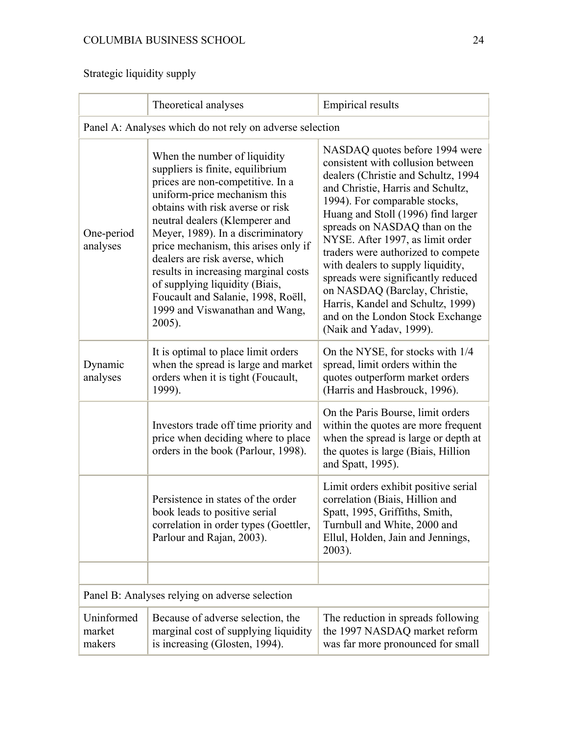Strategic liquidity supply

| | Theoretical analyses | Empirical results |
|---|---|---|
| Panel A: Analyses which do not rely on adverse selection | | |
| One-period analyses | When the number of liquidity suppliers is finite, equilibrium prices are non-competitive. In a uniform-price mechanism this obtains with risk averse or risk neutral dealers (Klemperer and Meyer, 1989). In a discriminatory price mechanism, this arises only if dealers are risk averse, which results in increasing marginal costs of supplying liquidity (Biais, Foucault and Salanie, 1998, Roëll, 1999 and Viswanathan and Wang, 2005). | NASDAQ quotes before 1994 were consistent with collusion between dealers (Christie and Schultz, 1994 and Christie, Harris and Schultz, 1994). For comparable stocks, Huang and Stoll (1996) find larger spreads on NASDAQ than on the NYSE. After 1997, as limit order traders were authorized to compete with dealers to supply liquidity, spreads were significantly reduced on NASDAQ (Barclay, Christie, Harris, Kandel and Schultz, 1999) and on the London Stock Exchange (Naik and Yadav, 1999). |
| Dynamic analyses | It is optimal to place limit orders when the spread is large and market orders when it is tight (Foucault, 1999). | On the NYSE, for stocks with 1/4 spread, limit orders within the quotes outperform market orders (Harris and Hasbrouck, 1996). |
| | Investors trade off time priority and price when deciding where to place orders in the book (Parlour, 1998). | On the Paris Bourse, limit orders within the quotes are more frequent when the spread is large or depth at the quotes is large (Biais, Hillion and Spatt, 1995). |
| | Persistence in states of the order book leads to positive serial correlation in order types (Goettler, Parlour and Rajan, 2003). | Limit orders exhibit positive serial correlation (Biais, Hillion and Spatt, 1995, Griffiths, Smith, Turnbull and White, 2000 and Ellul, Holden, Jain and Jennings, 2003). |
| | | |
| Panel B: Analyses relying on adverse selection | | |
| Uninformed market makers | Because of adverse selection, the marginal cost of supplying liquidity is increasing (Glosten, 1994). | The reduction in spreads following the 1997 NASDAQ market reform was far more pronounced for small |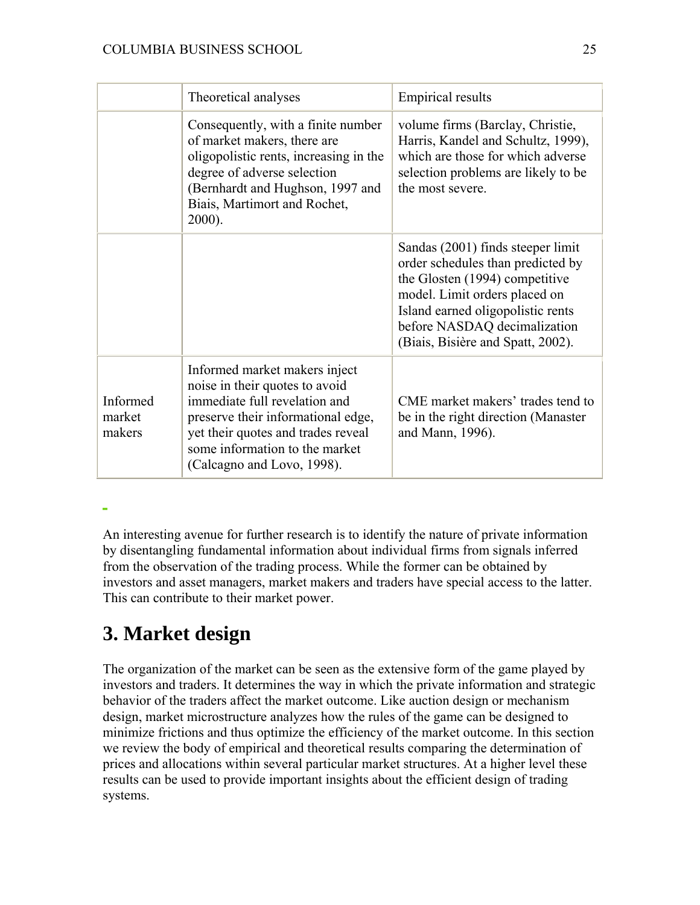| | Theoretical analyses | Empirical results |
|---|---|---|
| | Consequently, with a finite number of market makers, there are oligopolistic rents, increasing in the degree of adverse selection (Bernhardt and Hughson, 1997 and Biais, Martimort and Rochet, 2000). | volume firms (Barclay, Christie, Harris, Kandel and Schultz, 1999), which are those for which adverse selection problems are likely to be the most severe. |
| | | Sandas (2001) finds steeper limit order schedules than predicted by the Glosten (1994) competitive model. Limit orders placed on Island earned oligopolistic rents before NASDAQ decimalization (Biais, Bisière and Spatt, 2002). |
| Informed market makers | Informed market makers inject noise in their quotes to avoid immediate full revelation and preserve their informational edge, yet their quotes and trades reveal some information to the market (Calcagno and Lovo, 1998). | CME market makers' trades tend to be in the right direction (Manaster and Mann, 1996). |

An interesting avenue for further research is to identify the nature of private information by disentangling fundamental information about individual firms from signals inferred from the observation of the trading process. While the former can be obtained by investors and asset managers, market makers and traders have special access to the latter. This can contribute to their market power.

# 3. Market design

The organization of the market can be seen as the extensive form of the game played by investors and traders. It determines the way in which the private information and strategic behavior of the traders affect the market outcome. Like auction design or mechanism design, market microstructure analyzes how the rules of the game can be designed to minimize frictions and thus optimize the efficiency of the market outcome. In this section we review the body of empirical and theoretical results comparing the determination of prices and allocations within several particular market structures. At a higher level these results can be used to provide important insights about the efficient design of trading systems.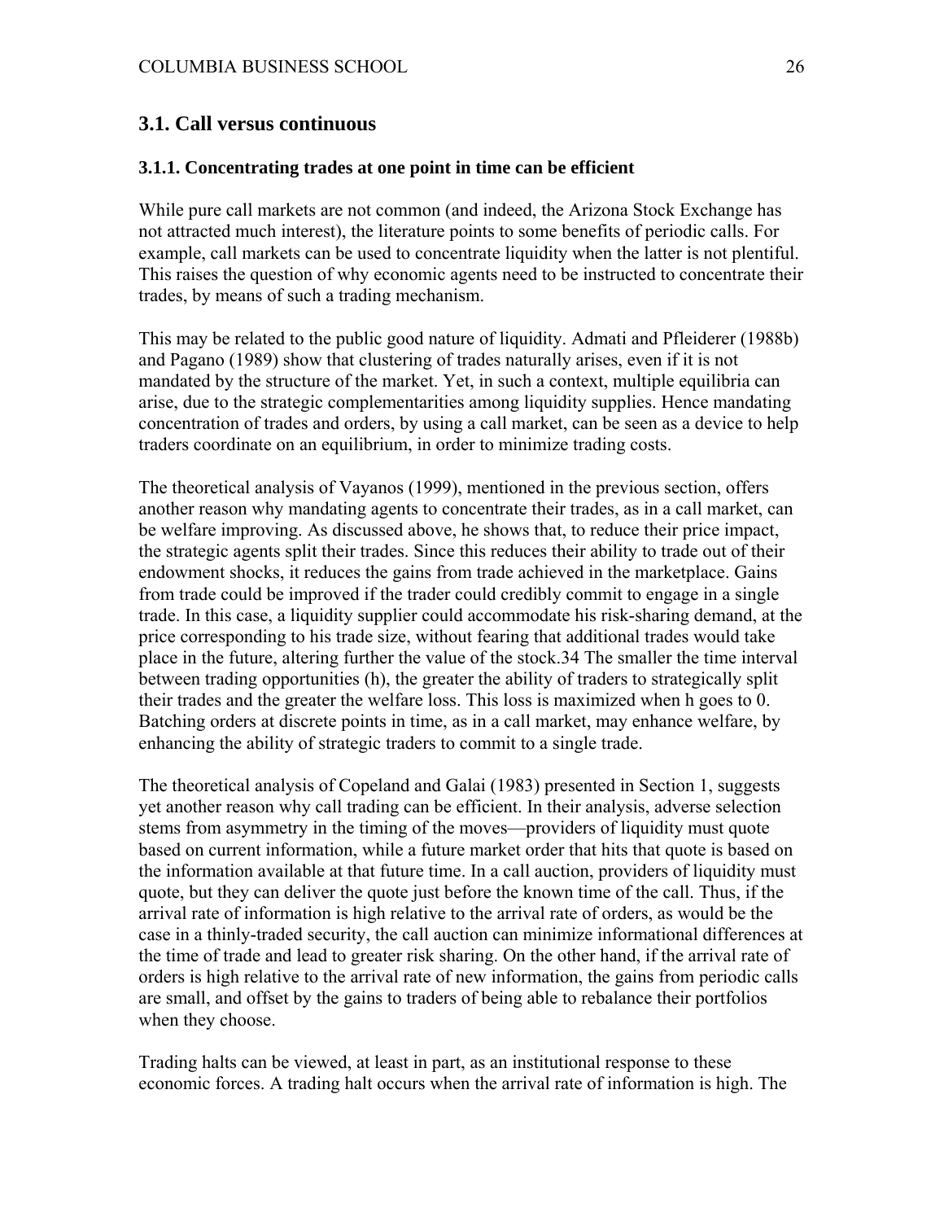## 3.1. Call versus continuous

### 3.1.1. Concentrating trades at one point in time can be efficient

While pure call markets are not common (and indeed, the Arizona Stock Exchange has not attracted much interest), the literature points to some benefits of periodic calls. For example, call markets can be used to concentrate liquidity when the latter is not plentiful. This raises the question of why economic agents need to be instructed to concentrate their trades, by means of such a trading mechanism.

This may be related to the public good nature of liquidity. Admati and Pfleiderer (1988b) and Pagano (1989) show that clustering of trades naturally arises, even if it is not mandated by the structure of the market. Yet, in such a context, multiple equilibria can arise, due to the strategic complementarities among liquidity supplies. Hence mandating concentration of trades and orders, by using a call market, can be seen as a device to help traders coordinate on an equilibrium, in order to minimize trading costs.

The theoretical analysis of Vayanos (1999), mentioned in the previous section, offers another reason why mandating agents to concentrate their trades, as in a call market, can be welfare improving. As discussed above, he shows that, to reduce their price impact, the strategic agents split their trades. Since this reduces their ability to trade out of their endowment shocks, it reduces the gains from trade achieved in the marketplace. Gains from trade could be improved if the trader could credibly commit to engage in a single trade. In this case, a liquidity supplier could accommodate his risk-sharing demand, at the price corresponding to his trade size, without fearing that additional trades would take place in the future, altering further the value of the stock.[34] The smaller the time interval between trading opportunities (h), the greater the ability of traders to strategically split their trades and the greater the welfare loss. This loss is maximized when h goes to 0. Batching orders at discrete points in time, as in a call market, may enhance welfare, by enhancing the ability of strategic traders to commit to a single trade.

The theoretical analysis of Copeland and Galai (1983) presented in Section 1, suggests yet another reason why call trading can be efficient. In their analysis, adverse selection stems from asymmetry in the timing of the moves—providers of liquidity must quote based on current information, while a future market order that hits that quote is based on the information available at that future time. In a call auction, providers of liquidity must quote, but they can deliver the quote just before the known time of the call. Thus, if the arrival rate of information is high relative to the arrival rate of orders, as would be the case in a thinly-traded security, the call auction can minimize informational differences at the time of trade and lead to greater risk sharing. On the other hand, if the arrival rate of orders is high relative to the arrival rate of new information, the gains from periodic calls are small, and offset by the gains to traders of being able to rebalance their portfolios when they choose.

Trading halts can be viewed, at least in part, as an institutional response to these economic forces. A trading halt occurs when the arrival rate of information is high. The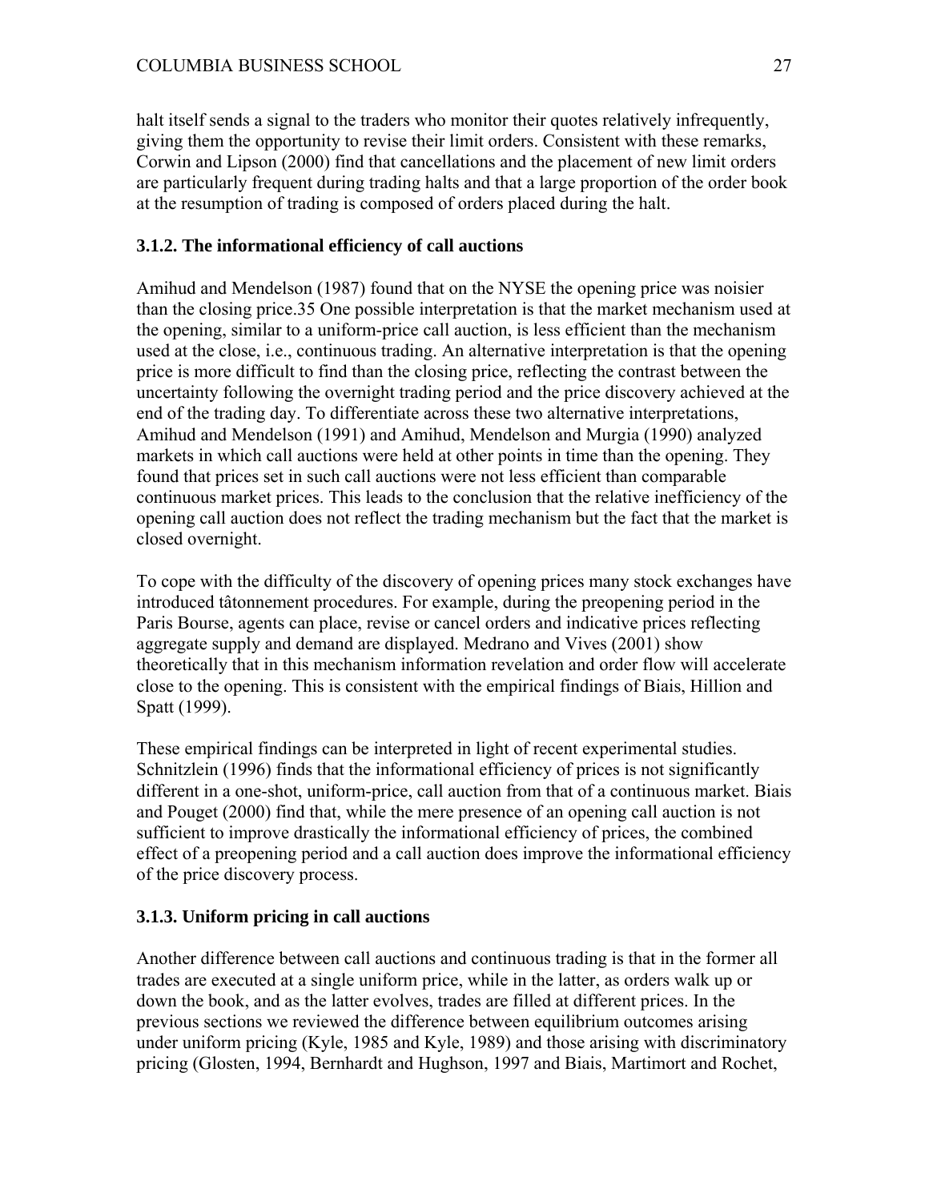halt itself sends a signal to the traders who monitor their quotes relatively infrequently, giving them the opportunity to revise their limit orders. Consistent with these remarks, Corwin and Lipson (2000) find that cancellations and the placement of new limit orders are particularly frequent during trading halts and that a large proportion of the order book at the resumption of trading is composed of orders placed during the halt.

### 3.1.2. The informational efficiency of call auctions

Amihud and Mendelson (1987) found that on the NYSE the opening price was noisier than the closing price.35 One possible interpretation is that the market mechanism used at the opening, similar to a uniform-price call auction, is less efficient than the mechanism used at the close, i.e., continuous trading. An alternative interpretation is that the opening price is more difficult to find than the closing price, reflecting the contrast between the uncertainty following the overnight trading period and the price discovery achieved at the end of the trading day. To differentiate across these two alternative interpretations, Amihud and Mendelson (1991) and Amihud, Mendelson and Murgia (1990) analyzed markets in which call auctions were held at other points in time than the opening. They found that prices set in such call auctions were not less efficient than comparable continuous market prices. This leads to the conclusion that the relative inefficiency of the opening call auction does not reflect the trading mechanism but the fact that the market is closed overnight.

To cope with the difficulty of the discovery of opening prices many stock exchanges have introduced tâtonnement procedures. For example, during the preopening period in the Paris Bourse, agents can place, revise or cancel orders and indicative prices reflecting aggregate supply and demand are displayed. Medrano and Vives (2001) show theoretically that in this mechanism information revelation and order flow will accelerate close to the opening. This is consistent with the empirical findings of Biais, Hillion and Spatt (1999).

These empirical findings can be interpreted in light of recent experimental studies. Schnitzlein (1996) finds that the informational efficiency of prices is not significantly different in a one-shot, uniform-price, call auction from that of a continuous market. Biais and Pouget (2000) find that, while the mere presence of an opening call auction is not sufficient to improve drastically the informational efficiency of prices, the combined effect of a preopening period and a call auction does improve the informational efficiency of the price discovery process.

### 3.1.3. Uniform pricing in call auctions

Another difference between call auctions and continuous trading is that in the former all trades are executed at a single uniform price, while in the latter, as orders walk up or down the book, and as the latter evolves, trades are filled at different prices. In the previous sections we reviewed the difference between equilibrium outcomes arising under uniform pricing (Kyle, 1985 and Kyle, 1989) and those arising with discriminatory pricing (Glosten, 1994, Bernhardt and Hughson, 1997 and Biais, Martimort and Rochet,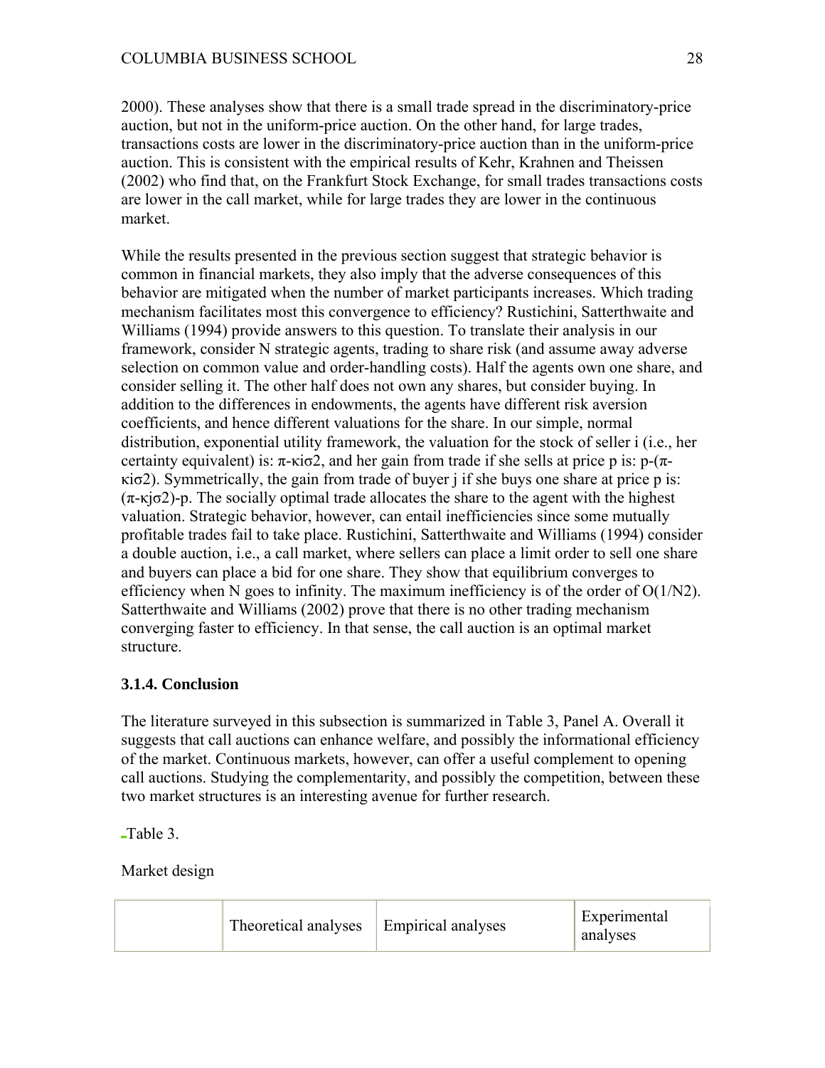2000). These analyses show that there is a small trade spread in the discriminatory-price auction, but not in the uniform-price auction. On the other hand, for large trades, transactions costs are lower in the discriminatory-price auction than in the uniform-price auction. This is consistent with the empirical results of Kehr, Krahnen and Theissen (2002) who find that, on the Frankfurt Stock Exchange, for small trades transactions costs are lower in the call market, while for large trades they are lower in the continuous market.

While the results presented in the previous section suggest that strategic behavior is common in financial markets, they also imply that the adverse consequences of this behavior are mitigated when the number of market participants increases. Which trading mechanism facilitates most this convergence to efficiency? Rustichini, Satterthwaite and Williams (1994) provide answers to this question. To translate their analysis in our framework, consider N strategic agents, trading to share risk (and assume away adverse selection on common value and order-handling costs). Half the agents own one share, and consider selling it. The other half does not own any shares, but consider buying. In addition to the differences in endowments, the agents have different risk aversion coefficients, and hence different valuations for the share. In our simple, normal distribution, exponential utility framework, the valuation for the stock of seller i (i.e., her certainty equivalent) is: $\pi-\kappa_i\sigma^2$, and her gain from trade if she sells at price p is: $p-(\pi-\kappa_i\sigma^2)$. Symmetrically, the gain from trade of buyer j if she buys one share at price p is: $(\pi-\kappa_j\sigma^2)-p$. The socially optimal trade allocates the share to the agent with the highest valuation. Strategic behavior, however, can entail inefficiencies since some mutually profitable trades fail to take place. Rustichini, Satterthwaite and Williams (1994) consider a double auction, i.e., a call market, where sellers can place a limit order to sell one share and buyers can place a bid for one share. They show that equilibrium converges to efficiency when N goes to infinity. The maximum inefficiency is of the order of $O(1/N^2)$. Satterthwaite and Williams (2002) prove that there is no other trading mechanism converging faster to efficiency. In that sense, the call auction is an optimal market structure.

### 3.1.4. Conclusion

The literature surveyed in this subsection is summarized in Table 3, Panel A. Overall it suggests that call auctions can enhance welfare, and possibly the informational efficiency of the market. Continuous markets, however, can offer a useful complement to opening call auctions. Studying the complementarity, and possibly the competition, between these two market structures is an interesting avenue for further research.

Table 3.

Market design

| | Theoretical analyses | Empirical analyses | Experimental analyses |
|---|---|---|---|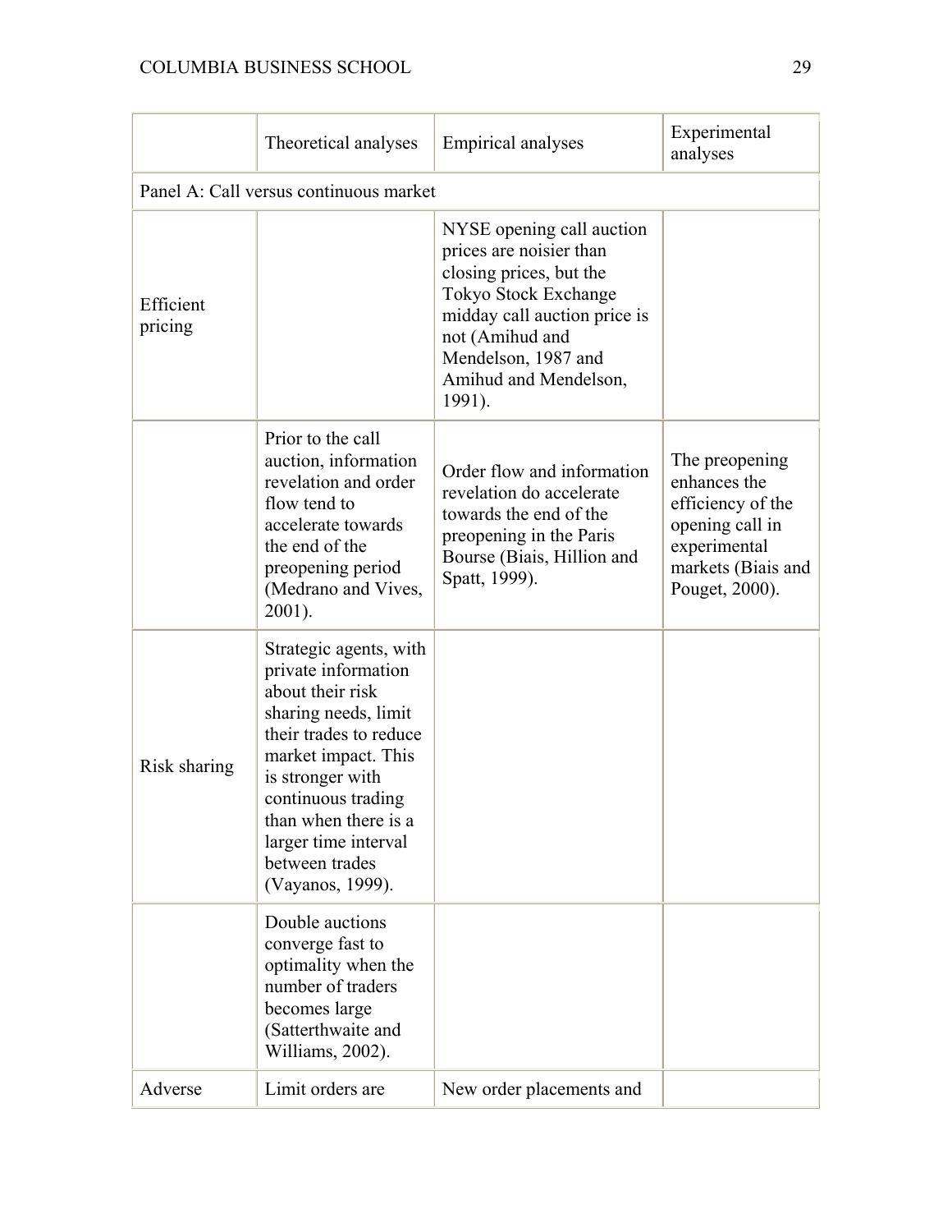| | Theoretical analyses | Empirical analyses | Experimental analyses |
|---|---|---|---|
| Panel A: Call versus continuous market | | | |
| Efficient pricing | | NYSE opening call auction prices are noisier than closing prices, but the Tokyo Stock Exchange midday call auction price is not (Amihud and Mendelson, 1987 and Amihud and Mendelson, 1991). | |
| | Prior to the call auction, information revelation and order flow tend to accelerate towards the end of the preopening period (Medrano and Vives, 2001). | Order flow and information revelation do accelerate towards the end of the preopening in the Paris Bourse (Biais, Hillion and Spatt, 1999). | The preopening enhances the efficiency of the opening call in experimental markets (Biais and Pouget, 2000). |
| Risk sharing | Strategic agents, with private information about their risk sharing needs, limit their trades to reduce market impact. This is stronger with continuous trading than when there is a larger time interval between trades (Vayanos, 1999). | | |
| | Double auctions converge fast to optimality when the number of traders becomes large (Satterthwaite and Williams, 2002). | | |
| Adverse | Limit orders are | New order placements and | |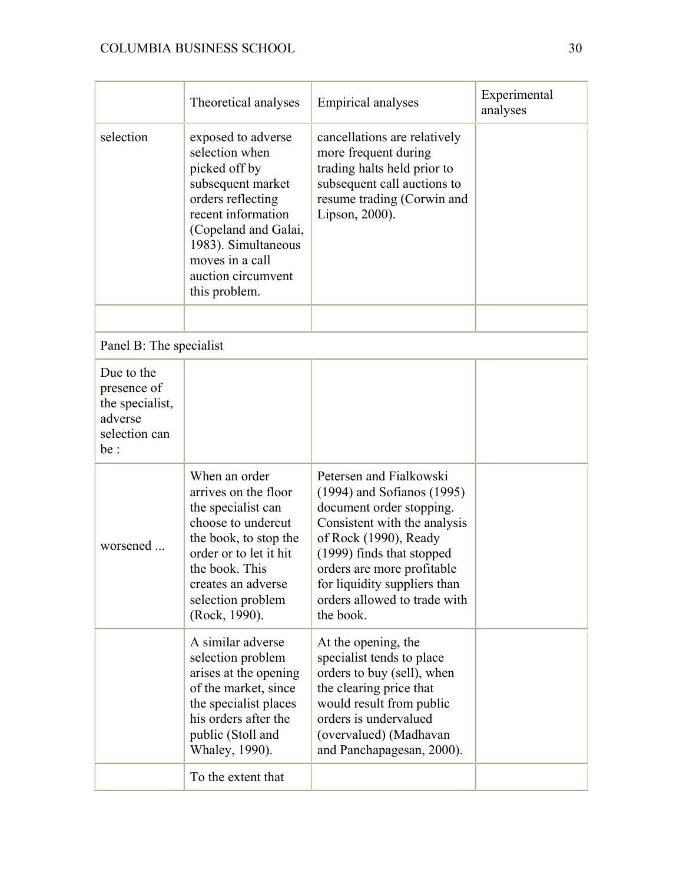| | Theoretical analyses | Empirical analyses | Experimental analyses |
|---|---|---|---|
| selection | exposed to adverse selection when picked off by subsequent market orders reflecting recent information (Copeland and Galai, 1983). Simultaneous moves in a call auction circumvent this problem. | cancellations are relatively more frequent during trading halts held prior to subsequent call auctions to resume trading (Corwin and Lipson, 2000). | |
| | | | |
| Panel B: The specialist | | | |
| Due to the presence of the specialist, adverse selection can be : | | | |
| worsened ... | When an order arrives on the floor the specialist can choose to undercut the book, to stop the order or to let it hit the book. This creates an adverse selection problem (Rock, 1990). | Petersen and Fialkowski (1994) and Sofianos (1995) document order stopping. Consistent with the analysis of Rock (1990), Ready (1999) finds that stopped orders are more profitable for liquidity suppliers than orders allowed to trade with the book. | |
| | A similar adverse selection problem arises at the opening of the market, since the specialist places his orders after the public (Stoll and Whaley, 1990). | At the opening, the specialist tends to place orders to buy (sell), when the clearing price that would result from public orders is undervalued (overvalued) (Madhavan and Panchapagesan, 2000). | |
| | To the extent that | | |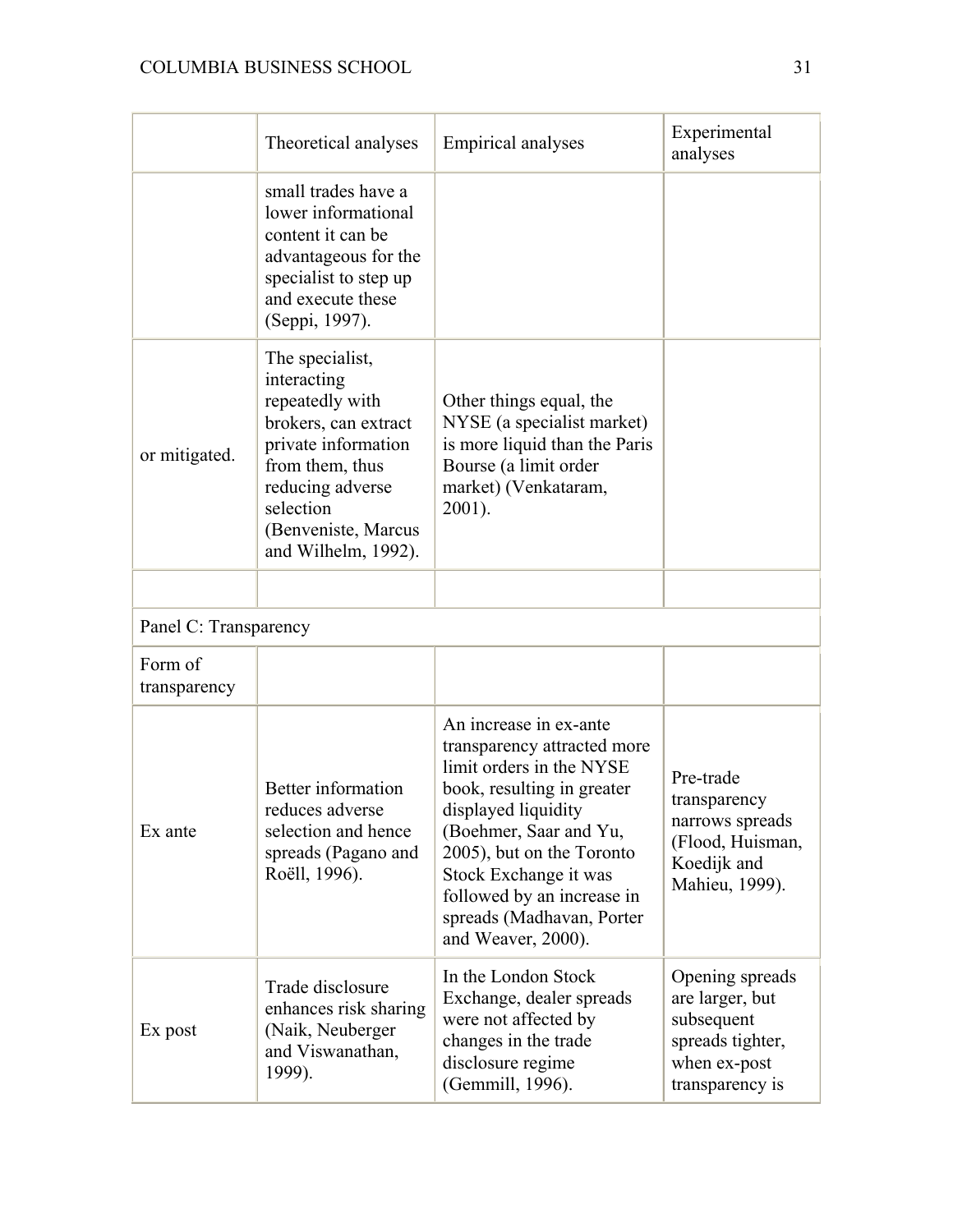| | Theoretical analyses | Empirical analyses | Experimental analyses |
|---|---|---|---|
| | small trades have a lower informational content it can be advantageous for the specialist to step up and execute these (Seppi, 1997). | | |
| or mitigated. | The specialist, interacting repeatedly with brokers, can extract private information from them, thus reducing adverse selection (Benveniste, Marcus and Wilhelm, 1992). | Other things equal, the NYSE (a specialist market) is more liquid than the Paris Bourse (a limit order market) (Venkataram, 2001). | |
| | | | |
| Panel C: Transparency | | | |
| Form of transparency | | | |
| Ex ante | Better information reduces adverse selection and hence spreads (Pagano and Roëll, 1996). | An increase in ex-ante transparency attracted more limit orders in the NYSE book, resulting in greater displayed liquidity (Boehmer, Saar and Yu, 2005), but on the Toronto Stock Exchange it was followed by an increase in spreads (Madhavan, Porter and Weaver, 2000). | Pre-trade transparency narrows spreads (Flood, Huisman, Koedijk and Mahieu, 1999). |
| Ex post | Trade disclosure enhances risk sharing (Naik, Neuberger and Viswanathan, 1999). | In the London Stock Exchange, dealer spreads were not affected by changes in the trade disclosure regime (Gemmill, 1996). | Opening spreads are larger, but subsequent spreads tighter, when ex-post transparency is |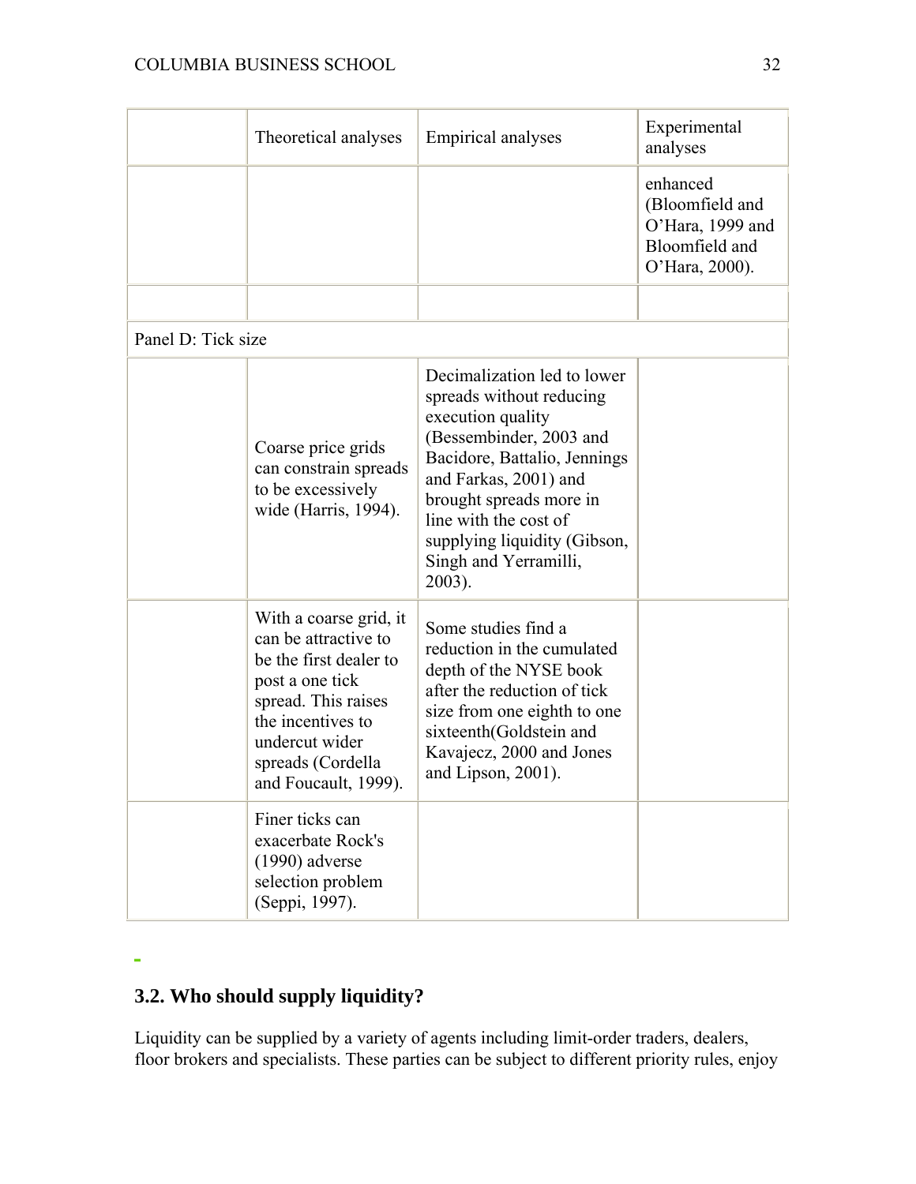| | Theoretical analyses | Empirical analyses | Experimental analyses |
|---|---|---|---|
| | | | enhanced (Bloomfield and O'Hara, 1999 and Bloomfield and O'Hara, 2000). |
| | | | |
| Panel D: Tick size | | | |
| | Coarse price grids can constrain spreads to be excessively wide (Harris, 1994). | Decimalization led to lower spreads without reducing execution quality (Bessembinder, 2003 and Bacidore, Battalio, Jennings and Farkas, 2001) and brought spreads more in line with the cost of supplying liquidity (Gibson, Singh and Yerramilli, 2003). | |
| | With a coarse grid, it can be attractive to be the first dealer to post a one tick spread. This raises the incentives to undercut wider spreads (Cordella and Foucault, 1999). | Some studies find a reduction in the cumulated depth of the NYSE book after the reduction of tick size from one eighth to one sixteenth(Goldstein and Kavajecz, 2000 and Jones and Lipson, 2001). | |
| | Finer ticks can exacerbate Rock's (1990) adverse selection problem (Seppi, 1997). | | |

## 3.2. Who should supply liquidity?

Liquidity can be supplied by a variety of agents including limit-order traders, dealers, floor brokers and specialists. These parties can be subject to different priority rules, enjoy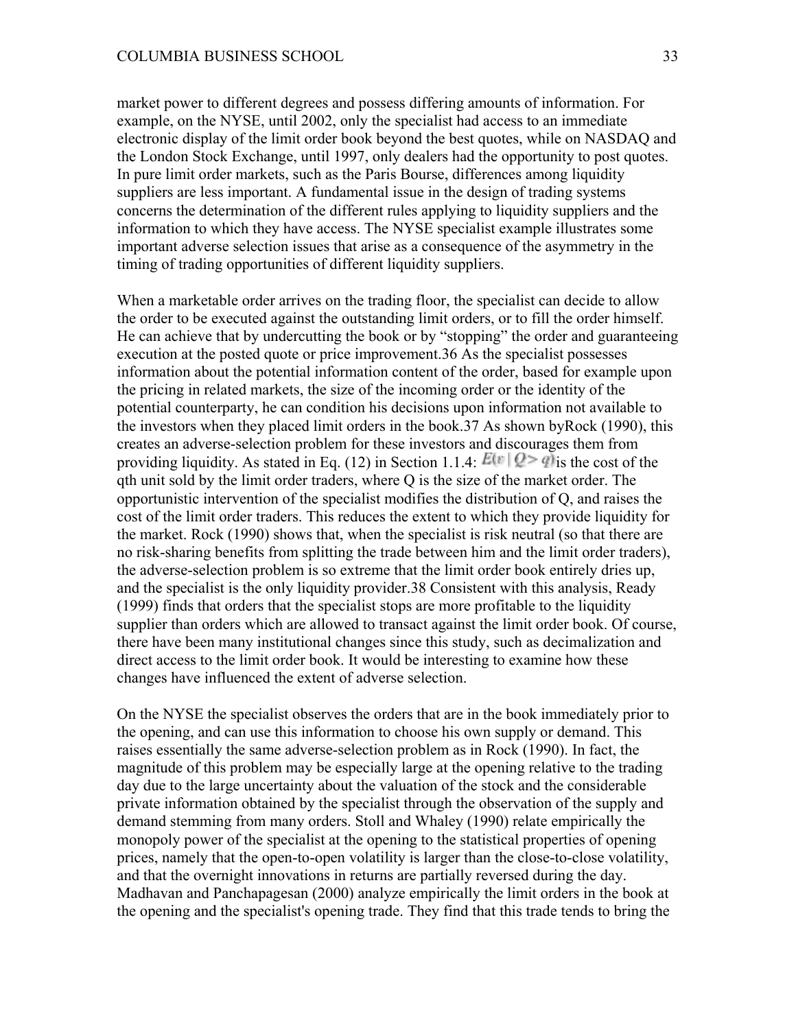market power to different degrees and possess differing amounts of information. For example, on the NYSE, until 2002, only the specialist had access to an immediate electronic display of the limit order book beyond the best quotes, while on NASDAQ and the London Stock Exchange, until 1997, only dealers had the opportunity to post quotes. In pure limit order markets, such as the Paris Bourse, differences among liquidity suppliers are less important. A fundamental issue in the design of trading systems concerns the determination of the different rules applying to liquidity suppliers and the information to which they have access. The NYSE specialist example illustrates some important adverse selection issues that arise as a consequence of the asymmetry in the timing of trading opportunities of different liquidity suppliers.

When a marketable order arrives on the trading floor, the specialist can decide to allow the order to be executed against the outstanding limit orders, or to fill the order himself. He can achieve that by undercutting the book or by "stopping" the order and guaranteeing execution at the posted quote or price improvement.36 As the specialist possesses information about the potential information content of the order, based for example upon the pricing in related markets, the size of the incoming order or the identity of the potential counterparty, he can condition his decisions upon information not available to the investors when they placed limit orders in the book.37 As shown byRock (1990), this creates an adverse-selection problem for these investors and discourages them from providing liquidity. As stated in Eq. (12) in Section 1.1.4: $E(v \mid Q > q)$ is the cost of the qth unit sold by the limit order traders, where Q is the size of the market order. The opportunistic intervention of the specialist modifies the distribution of Q, and raises the cost of the limit order traders. This reduces the extent to which they provide liquidity for the market. Rock (1990) shows that, when the specialist is risk neutral (so that there are no risk-sharing benefits from splitting the trade between him and the limit order traders), the adverse-selection problem is so extreme that the limit order book entirely dries up, and the specialist is the only liquidity provider.38 Consistent with this analysis, Ready (1999) finds that orders that the specialist stops are more profitable to the liquidity supplier than orders which are allowed to transact against the limit order book. Of course, there have been many institutional changes since this study, such as decimalization and direct access to the limit order book. It would be interesting to examine how these changes have influenced the extent of adverse selection.

On the NYSE the specialist observes the orders that are in the book immediately prior to the opening, and can use this information to choose his own supply or demand. This raises essentially the same adverse-selection problem as in Rock (1990). In fact, the magnitude of this problem may be especially large at the opening relative to the trading day due to the large uncertainty about the valuation of the stock and the considerable private information obtained by the specialist through the observation of the supply and demand stemming from many orders. Stoll and Whaley (1990) relate empirically the monopoly power of the specialist at the opening to the statistical properties of opening prices, namely that the open-to-open volatility is larger than the close-to-close volatility, and that the overnight innovations in returns are partially reversed during the day. Madhavan and Panchapagesan (2000) analyze empirically the limit orders in the book at the opening and the specialist's opening trade. They find that this trade tends to bring the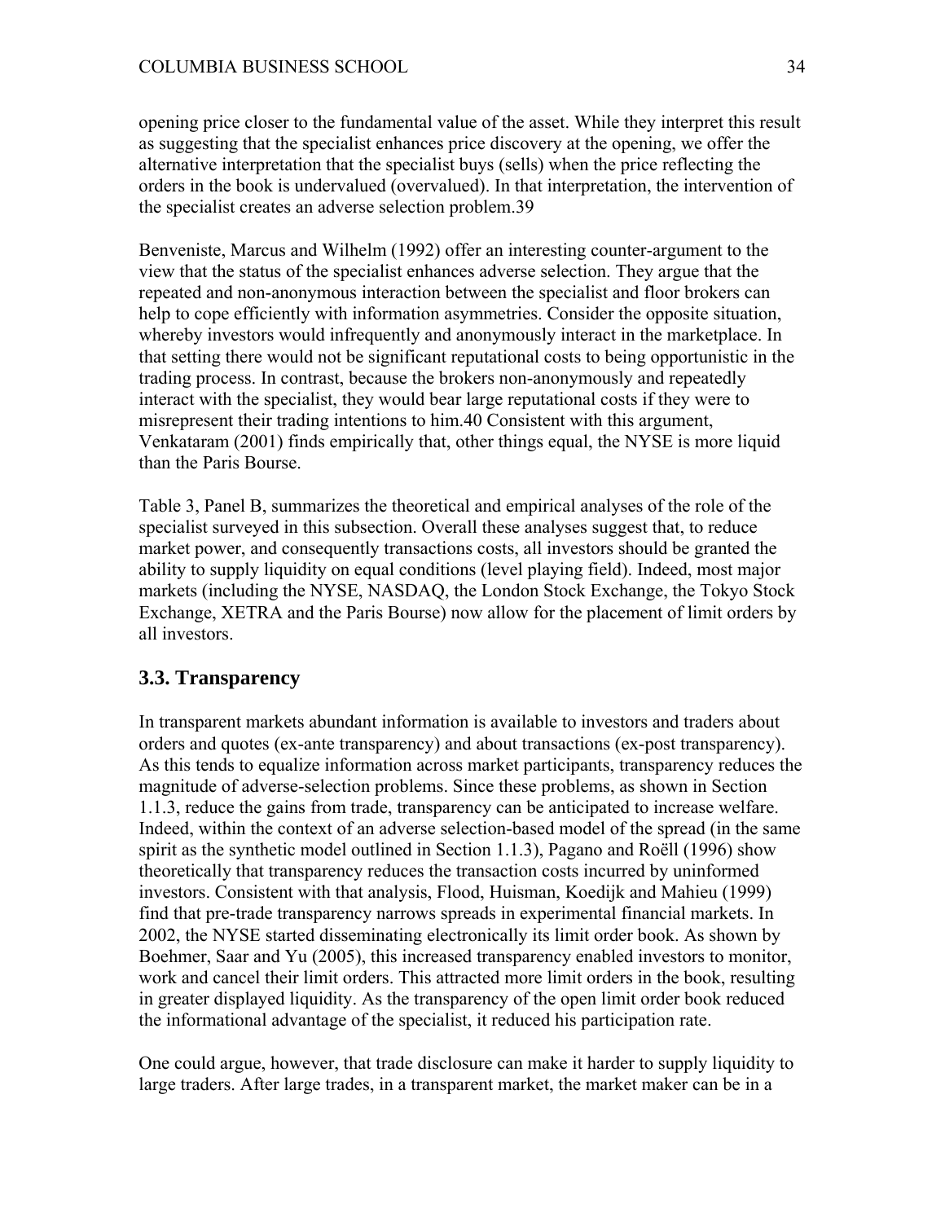opening price closer to the fundamental value of the asset. While they interpret this result as suggesting that the specialist enhances price discovery at the opening, we offer the alternative interpretation that the specialist buys (sells) when the price reflecting the orders in the book is undervalued (overvalued). In that interpretation, the intervention of the specialist creates an adverse selection problem.39

Benveniste, Marcus and Wilhelm (1992) offer an interesting counter-argument to the view that the status of the specialist enhances adverse selection. They argue that the repeated and non-anonymous interaction between the specialist and floor brokers can help to cope efficiently with information asymmetries. Consider the opposite situation, whereby investors would infrequently and anonymously interact in the marketplace. In that setting there would not be significant reputational costs to being opportunistic in the trading process. In contrast, because the brokers non-anonymously and repeatedly interact with the specialist, they would bear large reputational costs if they were to misrepresent their trading intentions to him.40 Consistent with this argument, Venkataram (2001) finds empirically that, other things equal, the NYSE is more liquid than the Paris Bourse.

Table 3, Panel B, summarizes the theoretical and empirical analyses of the role of the specialist surveyed in this subsection. Overall these analyses suggest that, to reduce market power, and consequently transactions costs, all investors should be granted the ability to supply liquidity on equal conditions (level playing field). Indeed, most major markets (including the NYSE, NASDAQ, the London Stock Exchange, the Tokyo Stock Exchange, XETRA and the Paris Bourse) now allow for the placement of limit orders by all investors.

## 3.3. Transparency

In transparent markets abundant information is available to investors and traders about orders and quotes (ex-ante transparency) and about transactions (ex-post transparency). As this tends to equalize information across market participants, transparency reduces the magnitude of adverse-selection problems. Since these problems, as shown in Section 1.1.3, reduce the gains from trade, transparency can be anticipated to increase welfare. Indeed, within the context of an adverse selection-based model of the spread (in the same spirit as the synthetic model outlined in Section 1.1.3), Pagano and Roëll (1996) show theoretically that transparency reduces the transaction costs incurred by uninformed investors. Consistent with that analysis, Flood, Huisman, Koedijk and Mahieu (1999) find that pre-trade transparency narrows spreads in experimental financial markets. In 2002, the NYSE started disseminating electronically its limit order book. As shown by Boehmer, Saar and Yu (2005), this increased transparency enabled investors to monitor, work and cancel their limit orders. This attracted more limit orders in the book, resulting in greater displayed liquidity. As the transparency of the open limit order book reduced the informational advantage of the specialist, it reduced his participation rate.

One could argue, however, that trade disclosure can make it harder to supply liquidity to large traders. After large trades, in a transparent market, the market maker can be in a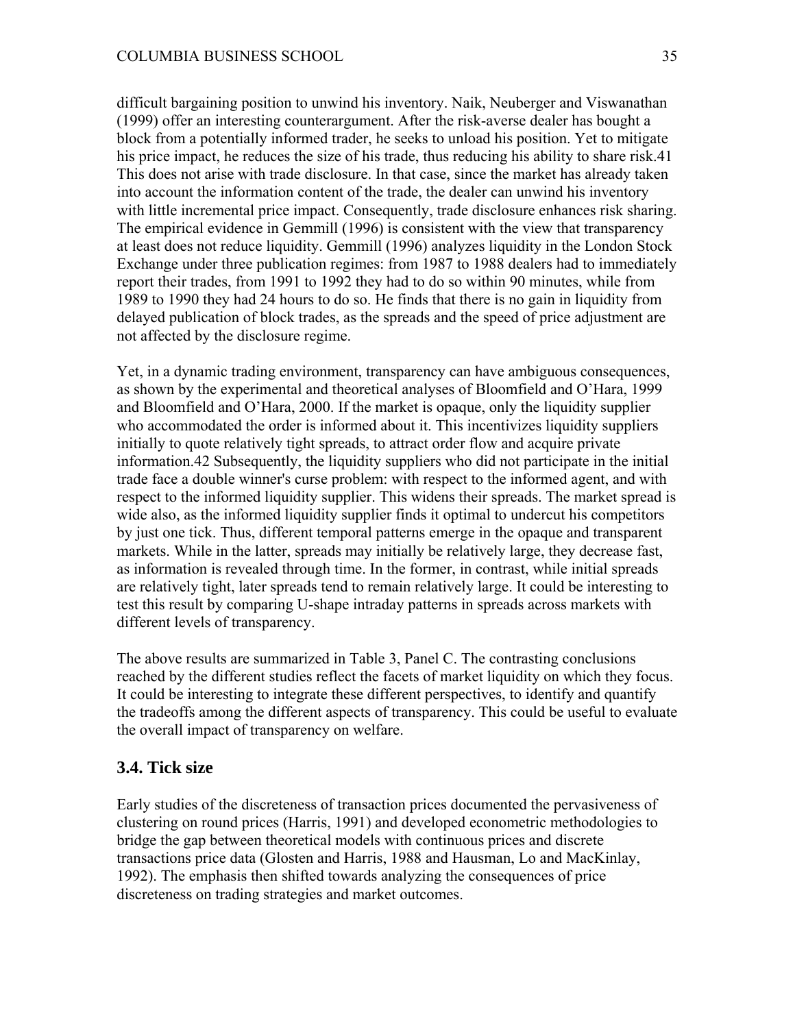difficult bargaining position to unwind his inventory. Naik, Neuberger and Viswanathan (1999) offer an interesting counterargument. After the risk-averse dealer has bought a block from a potentially informed trader, he seeks to unload his position. Yet to mitigate his price impact, he reduces the size of his trade, thus reducing his ability to share risk.[41] This does not arise with trade disclosure. In that case, since the market has already taken into account the information content of the trade, the dealer can unwind his inventory with little incremental price impact. Consequently, trade disclosure enhances risk sharing. The empirical evidence in Gemmill (1996) is consistent with the view that transparency at least does not reduce liquidity. Gemmill (1996) analyzes liquidity in the London Stock Exchange under three publication regimes: from 1987 to 1988 dealers had to immediately report their trades, from 1991 to 1992 they had to do so within 90 minutes, while from 1989 to 1990 they had 24 hours to do so. He finds that there is no gain in liquidity from delayed publication of block trades, as the spreads and the speed of price adjustment are not affected by the disclosure regime.

Yet, in a dynamic trading environment, transparency can have ambiguous consequences, as shown by the experimental and theoretical analyses of Bloomfield and O'Hara, 1999 and Bloomfield and O'Hara, 2000. If the market is opaque, only the liquidity supplier who accommodated the order is informed about it. This incentivizes liquidity suppliers initially to quote relatively tight spreads, to attract order flow and acquire private information.[42] Subsequently, the liquidity suppliers who did not participate in the initial trade face a double winner's curse problem: with respect to the informed agent, and with respect to the informed liquidity supplier. This widens their spreads. The market spread is wide also, as the informed liquidity supplier finds it optimal to undercut his competitors by just one tick. Thus, different temporal patterns emerge in the opaque and transparent markets. While in the latter, spreads may initially be relatively large, they decrease fast, as information is revealed through time. In the former, in contrast, while initial spreads are relatively tight, later spreads tend to remain relatively large. It could be interesting to test this result by comparing U-shape intraday patterns in spreads across markets with different levels of transparency.

The above results are summarized in Table 3, Panel C. The contrasting conclusions reached by the different studies reflect the facets of market liquidity on which they focus. It could be interesting to integrate these different perspectives, to identify and quantify the tradeoffs among the different aspects of transparency. This could be useful to evaluate the overall impact of transparency on welfare.

## 3.4. Tick size

Early studies of the discreteness of transaction prices documented the pervasiveness of clustering on round prices (Harris, 1991) and developed econometric methodologies to bridge the gap between theoretical models with continuous prices and discrete transactions price data (Glosten and Harris, 1988 and Hausman, Lo and MacKinlay, 1992). The emphasis then shifted towards analyzing the consequences of price discreteness on trading strategies and market outcomes.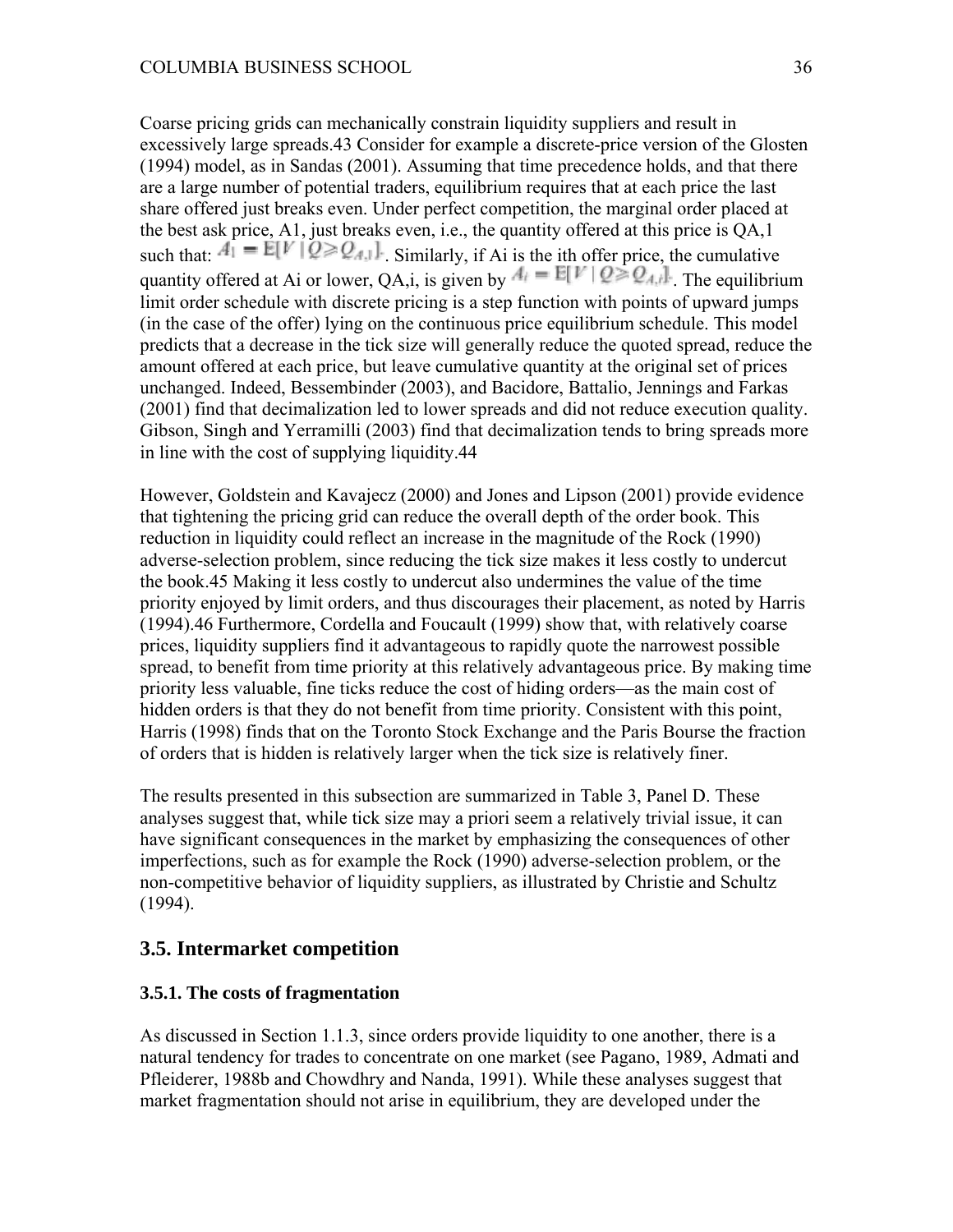Coarse pricing grids can mechanically constrain liquidity suppliers and result in excessively large spreads.43 Consider for example a discrete-price version of the Glosten (1994) model, as in Sandas (2001). Assuming that time precedence holds, and that there are a large number of potential traders, equilibrium requires that at each price the last share offered just breaks even. Under perfect competition, the marginal order placed at the best ask price, A1, just breaks even, i.e., the quantity offered at this price is QA,1 such that: $A_1 = E[V \mid Q \geq Q_{A,1}]$. Similarly, if Ai is the ith offer price, the cumulative quantity offered at Ai or lower, QA,i, is given by $A_i = E[V \mid Q \geq Q_{A,i}]$. The equilibrium limit order schedule with discrete pricing is a step function with points of upward jumps (in the case of the offer) lying on the continuous price equilibrium schedule. This model predicts that a decrease in the tick size will generally reduce the quoted spread, reduce the amount offered at each price, but leave cumulative quantity at the original set of prices unchanged. Indeed, Bessembinder (2003), and Bacidore, Battalio, Jennings and Farkas (2001) find that decimalization led to lower spreads and did not reduce execution quality. Gibson, Singh and Yerramilli (2003) find that decimalization tends to bring spreads more in line with the cost of supplying liquidity.44

However, Goldstein and Kavajecz (2000) and Jones and Lipson (2001) provide evidence that tightening the pricing grid can reduce the overall depth of the order book. This reduction in liquidity could reflect an increase in the magnitude of the Rock (1990) adverse-selection problem, since reducing the tick size makes it less costly to undercut the book.45 Making it less costly to undercut also undermines the value of the time priority enjoyed by limit orders, and thus discourages their placement, as noted by Harris (1994).46 Furthermore, Cordella and Foucault (1999) show that, with relatively coarse prices, liquidity suppliers find it advantageous to rapidly quote the narrowest possible spread, to benefit from time priority at this relatively advantageous price. By making time priority less valuable, fine ticks reduce the cost of hiding orders—as the main cost of hidden orders is that they do not benefit from time priority. Consistent with this point, Harris (1998) finds that on the Toronto Stock Exchange and the Paris Bourse the fraction of orders that is hidden is relatively larger when the tick size is relatively finer.

The results presented in this subsection are summarized in Table 3, Panel D. These analyses suggest that, while tick size may a priori seem a relatively trivial issue, it can have significant consequences in the market by emphasizing the consequences of other imperfections, such as for example the Rock (1990) adverse-selection problem, or the non-competitive behavior of liquidity suppliers, as illustrated by Christie and Schultz (1994).

## 3.5. Intermarket competition

### 3.5.1. The costs of fragmentation

As discussed in Section 1.1.3, since orders provide liquidity to one another, there is a natural tendency for trades to concentrate on one market (see Pagano, 1989, Admati and Pfleiderer, 1988b and Chowdhry and Nanda, 1991). While these analyses suggest that market fragmentation should not arise in equilibrium, they are developed under the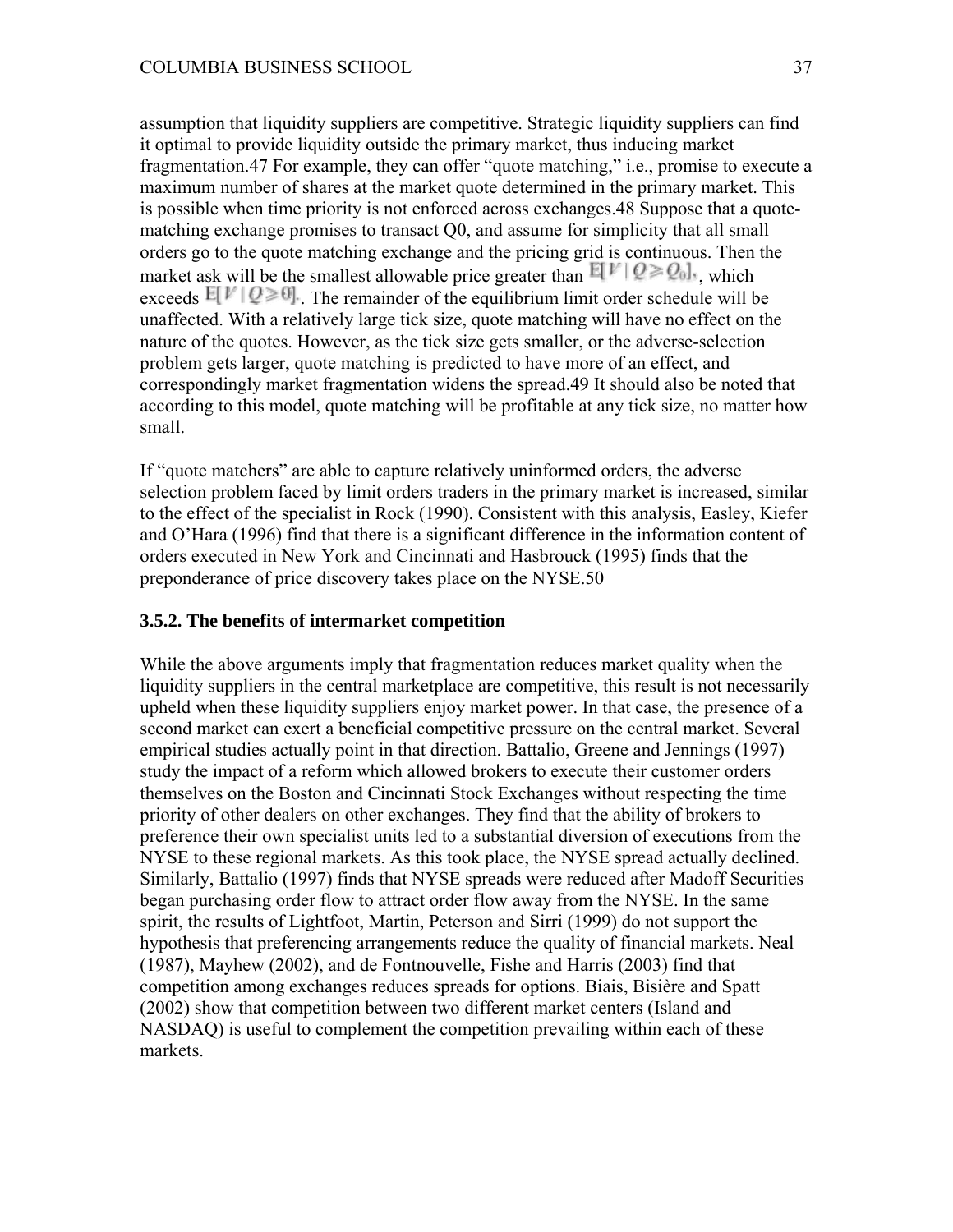assumption that liquidity suppliers are competitive. Strategic liquidity suppliers can find it optimal to provide liquidity outside the primary market, thus inducing market fragmentation.47 For example, they can offer "quote matching," i.e., promise to execute a maximum number of shares at the market quote determined in the primary market. This is possible when time priority is not enforced across exchanges.48 Suppose that a quote-matching exchange promises to transact Q0, and assume for simplicity that all small orders go to the quote matching exchange and the pricing grid is continuous. Then the market ask will be the smallest allowable price greater than $E[V \mid Q \geq Q_0]$, which exceeds $E[V \mid Q \geq 0]$. The remainder of the equilibrium limit order schedule will be unaffected. With a relatively large tick size, quote matching will have no effect on the nature of the quotes. However, as the tick size gets smaller, or the adverse-selection problem gets larger, quote matching is predicted to have more of an effect, and correspondingly market fragmentation widens the spread.49 It should also be noted that according to this model, quote matching will be profitable at any tick size, no matter how small.

If "quote matchers" are able to capture relatively uninformed orders, the adverse selection problem faced by limit orders traders in the primary market is increased, similar to the effect of the specialist in Rock (1990). Consistent with this analysis, Easley, Kiefer and O'Hara (1996) find that there is a significant difference in the information content of orders executed in New York and Cincinnati and Hasbrouck (1995) finds that the preponderance of price discovery takes place on the NYSE.50

### 3.5.2. The benefits of intermarket competition

While the above arguments imply that fragmentation reduces market quality when the liquidity suppliers in the central marketplace are competitive, this result is not necessarily upheld when these liquidity suppliers enjoy market power. In that case, the presence of a second market can exert a beneficial competitive pressure on the central market. Several empirical studies actually point in that direction. Battalio, Greene and Jennings (1997) study the impact of a reform which allowed brokers to execute their customer orders themselves on the Boston and Cincinnati Stock Exchanges without respecting the time priority of other dealers on other exchanges. They find that the ability of brokers to preference their own specialist units led to a substantial diversion of executions from the NYSE to these regional markets. As this took place, the NYSE spread actually declined. Similarly, Battalio (1997) finds that NYSE spreads were reduced after Madoff Securities began purchasing order flow to attract order flow away from the NYSE. In the same spirit, the results of Lightfoot, Martin, Peterson and Sirri (1999) do not support the hypothesis that preferencing arrangements reduce the quality of financial markets. Neal (1987), Mayhew (2002), and de Fontnouvelle, Fishe and Harris (2003) find that competition among exchanges reduces spreads for options. Biais, Bisière and Spatt (2002) show that competition between two different market centers (Island and NASDAQ) is useful to complement the competition prevailing within each of these markets.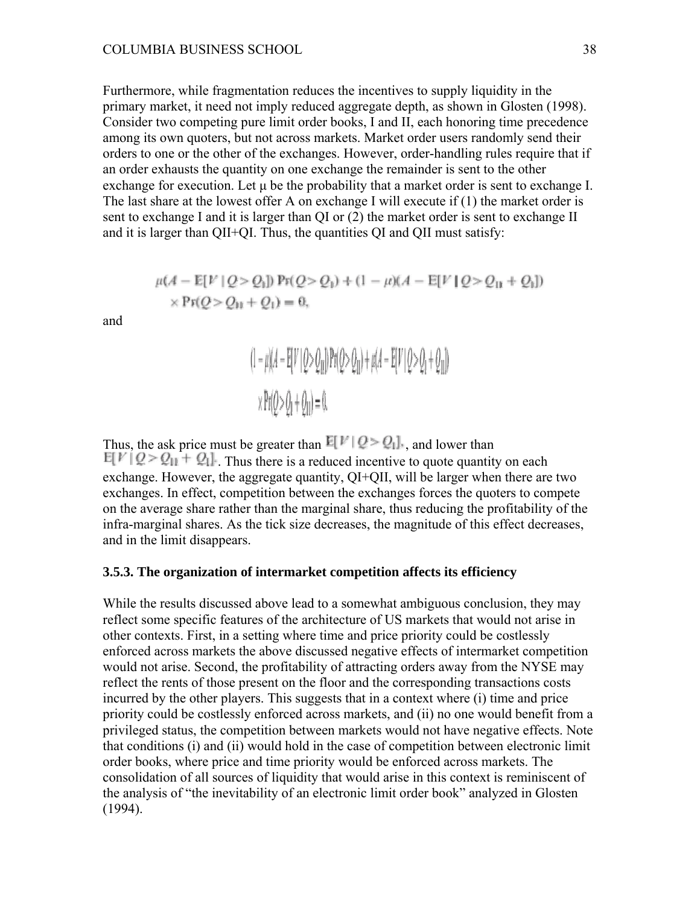Furthermore, while fragmentation reduces the incentives to supply liquidity in the primary market, it need not imply reduced aggregate depth, as shown in Glosten (1998). Consider two competing pure limit order books, I and II, each honoring time precedence among its own quoters, but not across markets. Market order users randomly send their orders to one or the other of the exchanges. However, order-handling rules require that if an order exhausts the quantity on one exchange the remainder is sent to the other exchange for execution. Let μ be the probability that a market order is sent to exchange I. The last share at the lowest offer A on exchange I will execute if (1) the market order is sent to exchange I and it is larger than QI or (2) the market order is sent to exchange II and it is larger than QII+QI. Thus, the quantities QI and QII must satisfy:

$$\mu(A - \mathrm{E}[V \mid Q > Q_{\mathrm{I}}])\Pr(Q > Q_{\mathrm{I}}) + (1-\mu)(A - \mathrm{E}[V \mid Q > Q_{\mathrm{II}} + Q_{\mathrm{I}}]) \times \Pr(Q > Q_{\mathrm{II}} + Q_{\mathrm{I}}) = 0,$$

and

$$(1-\mu)(A - \mathrm{E}[V \mid Q > Q_{\mathrm{II}}])\Pr(Q > Q_{\mathrm{II}}) + \mu(A - \mathrm{E}[V \mid Q > Q_{\mathrm{I}} + Q_{\mathrm{II}}]) \times \Pr(Q > Q_{\mathrm{I}} + Q_{\mathrm{II}}) = 0.$$

Thus, the ask price must be greater than $\mathrm{E}[V \mid Q > Q_{\mathrm{I}}]$, and lower than $\mathrm{E}[V \mid Q > Q_{\mathrm{II}} + Q_{\mathrm{I}}]$. Thus there is a reduced incentive to quote quantity on each exchange. However, the aggregate quantity, QI+QII, will be larger when there are two exchanges. In effect, competition between the exchanges forces the quoters to compete on the average share rather than the marginal share, thus reducing the profitability of the infra-marginal shares. As the tick size decreases, the magnitude of this effect decreases, and in the limit disappears.

### 3.5.3. The organization of intermarket competition affects its efficiency

While the results discussed above lead to a somewhat ambiguous conclusion, they may reflect some specific features of the architecture of US markets that would not arise in other contexts. First, in a setting where time and price priority could be costlessly enforced across markets the above discussed negative effects of intermarket competition would not arise. Second, the profitability of attracting orders away from the NYSE may reflect the rents of those present on the floor and the corresponding transactions costs incurred by the other players. This suggests that in a context where (i) time and price priority could be costlessly enforced across markets, and (ii) no one would benefit from a privileged status, the competition between markets would not have negative effects. Note that conditions (i) and (ii) would hold in the case of competition between electronic limit order books, where price and time priority would be enforced across markets. The consolidation of all sources of liquidity that would arise in this context is reminiscent of the analysis of "the inevitability of an electronic limit order book" analyzed in Glosten (1994).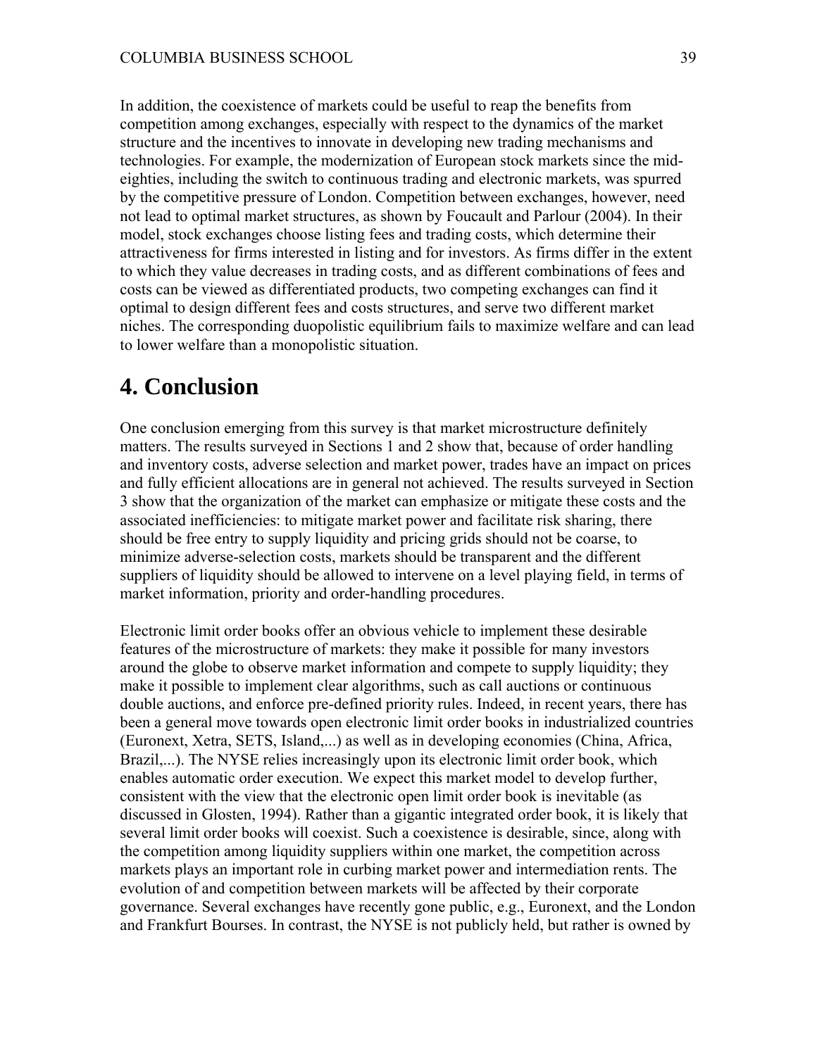In addition, the coexistence of markets could be useful to reap the benefits from competition among exchanges, especially with respect to the dynamics of the market structure and the incentives to innovate in developing new trading mechanisms and technologies. For example, the modernization of European stock markets since the mid-eighties, including the switch to continuous trading and electronic markets, was spurred by the competitive pressure of London. Competition between exchanges, however, need not lead to optimal market structures, as shown by Foucault and Parlour (2004). In their model, stock exchanges choose listing fees and trading costs, which determine their attractiveness for firms interested in listing and for investors. As firms differ in the extent to which they value decreases in trading costs, and as different combinations of fees and costs can be viewed as differentiated products, two competing exchanges can find it optimal to design different fees and costs structures, and serve two different market niches. The corresponding duopolistic equilibrium fails to maximize welfare and can lead to lower welfare than a monopolistic situation.

# 4. Conclusion

One conclusion emerging from this survey is that market microstructure definitely matters. The results surveyed in Sections 1 and 2 show that, because of order handling and inventory costs, adverse selection and market power, trades have an impact on prices and fully efficient allocations are in general not achieved. The results surveyed in Section 3 show that the organization of the market can emphasize or mitigate these costs and the associated inefficiencies: to mitigate market power and facilitate risk sharing, there should be free entry to supply liquidity and pricing grids should not be coarse, to minimize adverse-selection costs, markets should be transparent and the different suppliers of liquidity should be allowed to intervene on a level playing field, in terms of market information, priority and order-handling procedures.

Electronic limit order books offer an obvious vehicle to implement these desirable features of the microstructure of markets: they make it possible for many investors around the globe to observe market information and compete to supply liquidity; they make it possible to implement clear algorithms, such as call auctions or continuous double auctions, and enforce pre-defined priority rules. Indeed, in recent years, there has been a general move towards open electronic limit order books in industrialized countries (Euronext, Xetra, SETS, Island,...) as well as in developing economies (China, Africa, Brazil,...). The NYSE relies increasingly upon its electronic limit order book, which enables automatic order execution. We expect this market model to develop further, consistent with the view that the electronic open limit order book is inevitable (as discussed in Glosten, 1994). Rather than a gigantic integrated order book, it is likely that several limit order books will coexist. Such a coexistence is desirable, since, along with the competition among liquidity suppliers within one market, the competition across markets plays an important role in curbing market power and intermediation rents. The evolution of and competition between markets will be affected by their corporate governance. Several exchanges have recently gone public, e.g., Euronext, and the London and Frankfurt Bourses. In contrast, the NYSE is not publicly held, but rather is owned by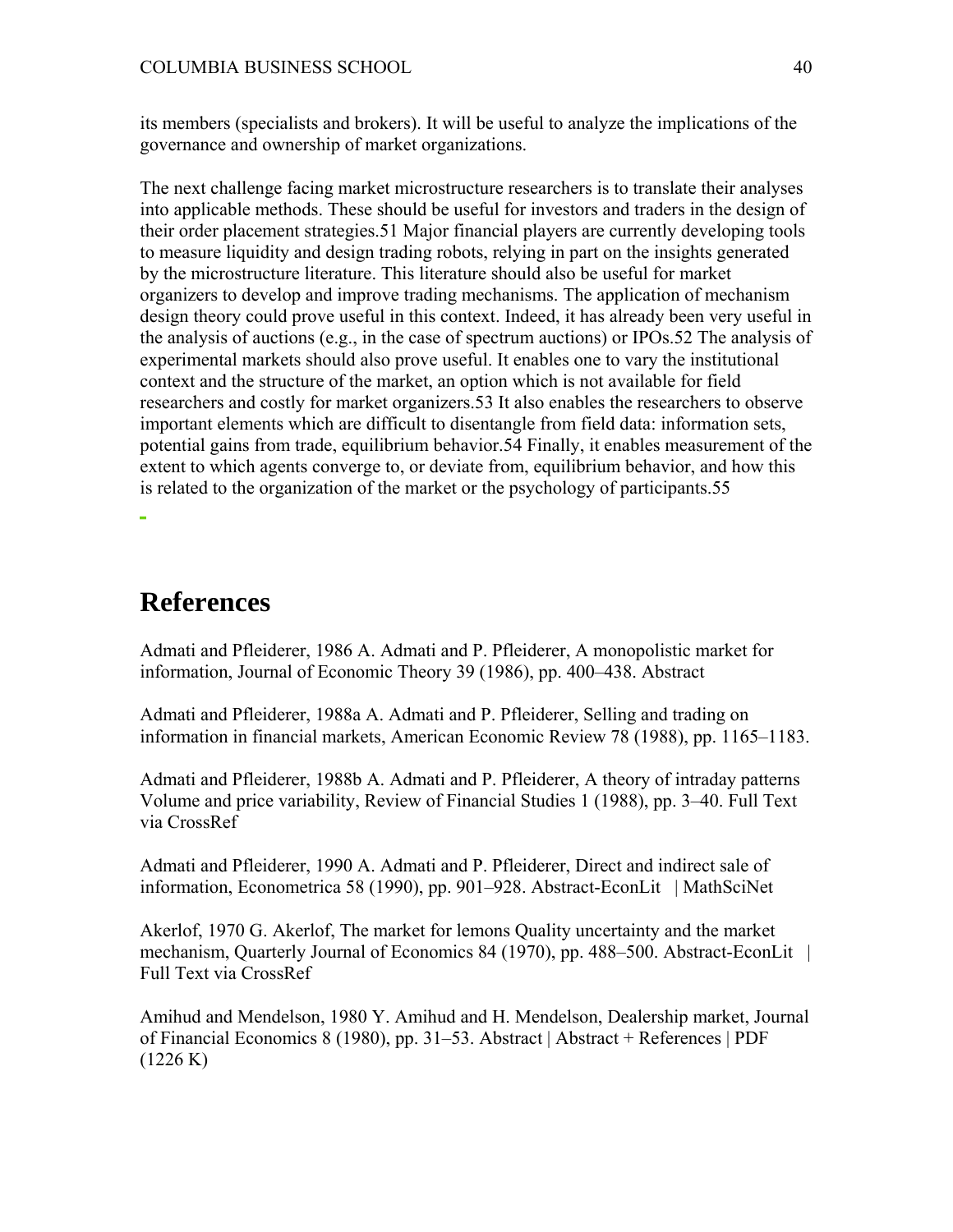its members (specialists and brokers). It will be useful to analyze the implications of the governance and ownership of market organizations.

The next challenge facing market microstructure researchers is to translate their analyses into applicable methods. These should be useful for investors and traders in the design of their order placement strategies.51 Major financial players are currently developing tools to measure liquidity and design trading robots, relying in part on the insights generated by the microstructure literature. This literature should also be useful for market organizers to develop and improve trading mechanisms. The application of mechanism design theory could prove useful in this context. Indeed, it has already been very useful in the analysis of auctions (e.g., in the case of spectrum auctions) or IPOs.52 The analysis of experimental markets should also prove useful. It enables one to vary the institutional context and the structure of the market, an option which is not available for field researchers and costly for market organizers.53 It also enables the researchers to observe important elements which are difficult to disentangle from field data: information sets, potential gains from trade, equilibrium behavior.54 Finally, it enables measurement of the extent to which agents converge to, or deviate from, equilibrium behavior, and how this is related to the organization of the market or the psychology of participants.55

# References

Admati and Pfleiderer, 1986 A. Admati and P. Pfleiderer, A monopolistic market for information, Journal of Economic Theory 39 (1986), pp. 400–438. Abstract

Admati and Pfleiderer, 1988a A. Admati and P. Pfleiderer, Selling and trading on information in financial markets, American Economic Review 78 (1988), pp. 1165–1183.

Admati and Pfleiderer, 1988b A. Admati and P. Pfleiderer, A theory of intraday patterns Volume and price variability, Review of Financial Studies 1 (1988), pp. 3–40. Full Text via CrossRef

Admati and Pfleiderer, 1990 A. Admati and P. Pfleiderer, Direct and indirect sale of information, Econometrica 58 (1990), pp. 901–928. Abstract-EconLit | MathSciNet

Akerlof, 1970 G. Akerlof, The market for lemons Quality uncertainty and the market mechanism, Quarterly Journal of Economics 84 (1970), pp. 488–500. Abstract-EconLit | Full Text via CrossRef

Amihud and Mendelson, 1980 Y. Amihud and H. Mendelson, Dealership market, Journal of Financial Economics 8 (1980), pp. 31–53. Abstract | Abstract + References | PDF (1226 K)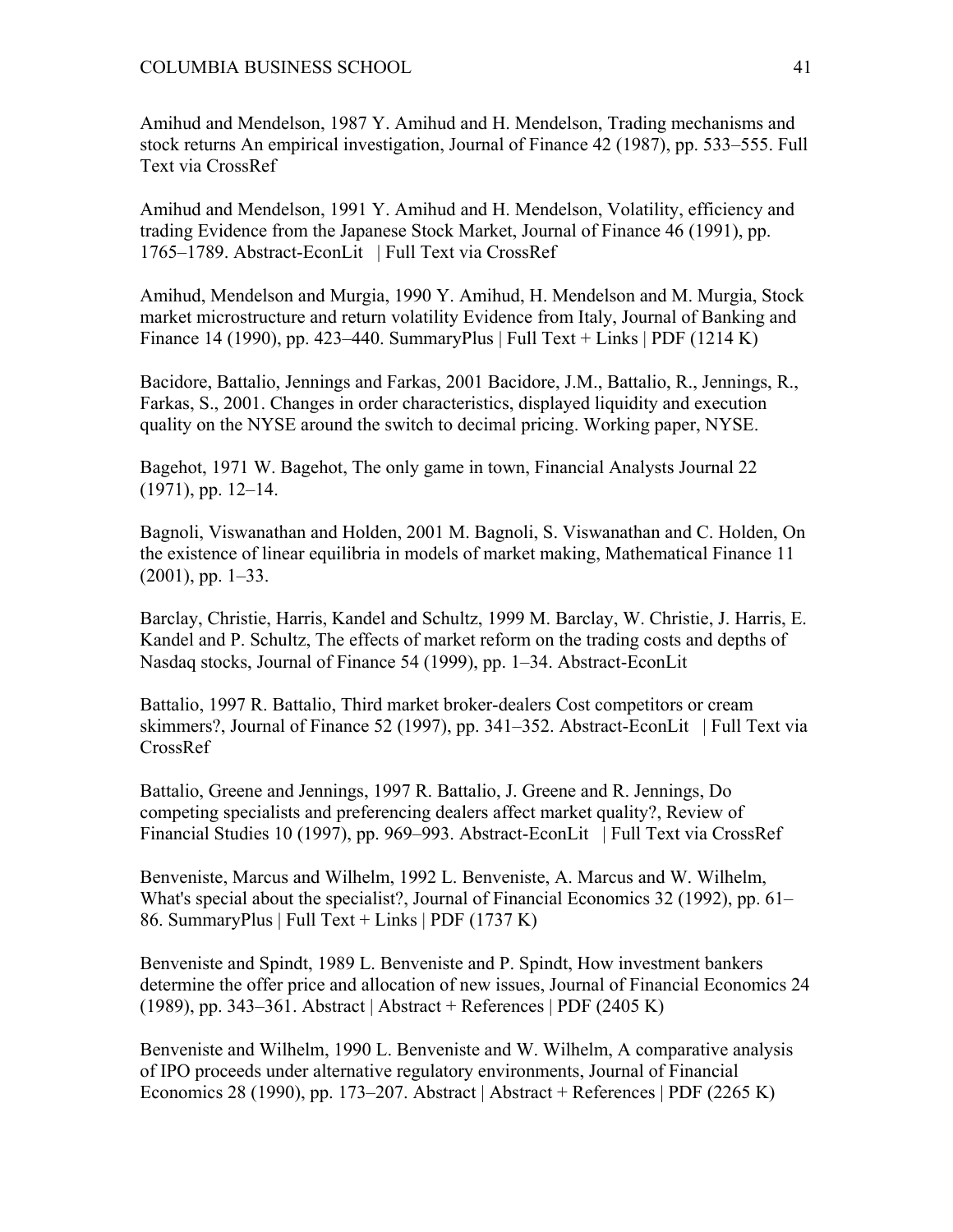Amihud and Mendelson, 1987 Y. Amihud and H. Mendelson, Trading mechanisms and stock returns An empirical investigation, Journal of Finance 42 (1987), pp. 533–555. Full Text via CrossRef

Amihud and Mendelson, 1991 Y. Amihud and H. Mendelson, Volatility, efficiency and trading Evidence from the Japanese Stock Market, Journal of Finance 46 (1991), pp. 1765–1789. Abstract-EconLit | Full Text via CrossRef

Amihud, Mendelson and Murgia, 1990 Y. Amihud, H. Mendelson and M. Murgia, Stock market microstructure and return volatility Evidence from Italy, Journal of Banking and Finance 14 (1990), pp. 423–440. SummaryPlus | Full Text + Links | PDF (1214 K)

Bacidore, Battalio, Jennings and Farkas, 2001 Bacidore, J.M., Battalio, R., Jennings, R., Farkas, S., 2001. Changes in order characteristics, displayed liquidity and execution quality on the NYSE around the switch to decimal pricing. Working paper, NYSE.

Bagehot, 1971 W. Bagehot, The only game in town, Financial Analysts Journal 22 (1971), pp. 12–14.

Bagnoli, Viswanathan and Holden, 2001 M. Bagnoli, S. Viswanathan and C. Holden, On the existence of linear equilibria in models of market making, Mathematical Finance 11 (2001), pp. 1–33.

Barclay, Christie, Harris, Kandel and Schultz, 1999 M. Barclay, W. Christie, J. Harris, E. Kandel and P. Schultz, The effects of market reform on the trading costs and depths of Nasdaq stocks, Journal of Finance 54 (1999), pp. 1–34. Abstract-EconLit

Battalio, 1997 R. Battalio, Third market broker-dealers Cost competitors or cream skimmers?, Journal of Finance 52 (1997), pp. 341–352. Abstract-EconLit | Full Text via CrossRef

Battalio, Greene and Jennings, 1997 R. Battalio, J. Greene and R. Jennings, Do competing specialists and preferencing dealers affect market quality?, Review of Financial Studies 10 (1997), pp. 969–993. Abstract-EconLit | Full Text via CrossRef

Benveniste, Marcus and Wilhelm, 1992 L. Benveniste, A. Marcus and W. Wilhelm, What's special about the specialist?, Journal of Financial Economics 32 (1992), pp. 61–86. SummaryPlus | Full Text + Links | PDF (1737 K)

Benveniste and Spindt, 1989 L. Benveniste and P. Spindt, How investment bankers determine the offer price and allocation of new issues, Journal of Financial Economics 24 (1989), pp. 343–361. Abstract | Abstract + References | PDF (2405 K)

Benveniste and Wilhelm, 1990 L. Benveniste and W. Wilhelm, A comparative analysis of IPO proceeds under alternative regulatory environments, Journal of Financial Economics 28 (1990), pp. 173–207. Abstract | Abstract + References | PDF (2265 K)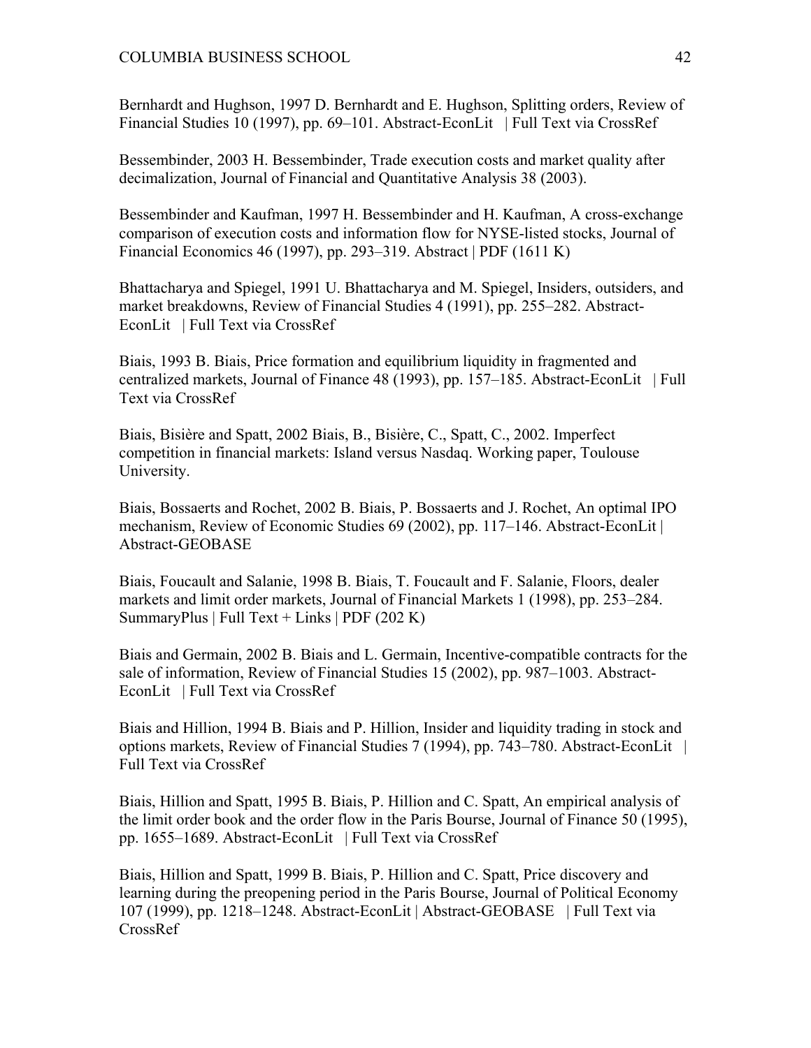Bernhardt and Hughson, 1997 D. Bernhardt and E. Hughson, Splitting orders, Review of Financial Studies 10 (1997), pp. 69–101. Abstract-EconLit | Full Text via CrossRef

Bessembinder, 2003 H. Bessembinder, Trade execution costs and market quality after decimalization, Journal of Financial and Quantitative Analysis 38 (2003).

Bessembinder and Kaufman, 1997 H. Bessembinder and H. Kaufman, A cross-exchange comparison of execution costs and information flow for NYSE-listed stocks, Journal of Financial Economics 46 (1997), pp. 293–319. Abstract | PDF (1611 K)

Bhattacharya and Spiegel, 1991 U. Bhattacharya and M. Spiegel, Insiders, outsiders, and market breakdowns, Review of Financial Studies 4 (1991), pp. 255–282. Abstract-EconLit | Full Text via CrossRef

Biais, 1993 B. Biais, Price formation and equilibrium liquidity in fragmented and centralized markets, Journal of Finance 48 (1993), pp. 157–185. Abstract-EconLit | Full Text via CrossRef

Biais, Bisière and Spatt, 2002 Biais, B., Bisière, C., Spatt, C., 2002. Imperfect competition in financial markets: Island versus Nasdaq. Working paper, Toulouse University.

Biais, Bossaerts and Rochet, 2002 B. Biais, P. Bossaerts and J. Rochet, An optimal IPO mechanism, Review of Economic Studies 69 (2002), pp. 117–146. Abstract-EconLit | Abstract-GEOBASE

Biais, Foucault and Salanie, 1998 B. Biais, T. Foucault and F. Salanie, Floors, dealer markets and limit order markets, Journal of Financial Markets 1 (1998), pp. 253–284. SummaryPlus | Full Text + Links | PDF (202 K)

Biais and Germain, 2002 B. Biais and L. Germain, Incentive-compatible contracts for the sale of information, Review of Financial Studies 15 (2002), pp. 987–1003. Abstract-EconLit | Full Text via CrossRef

Biais and Hillion, 1994 B. Biais and P. Hillion, Insider and liquidity trading in stock and options markets, Review of Financial Studies 7 (1994), pp. 743–780. Abstract-EconLit | Full Text via CrossRef

Biais, Hillion and Spatt, 1995 B. Biais, P. Hillion and C. Spatt, An empirical analysis of the limit order book and the order flow in the Paris Bourse, Journal of Finance 50 (1995), pp. 1655–1689. Abstract-EconLit | Full Text via CrossRef

Biais, Hillion and Spatt, 1999 B. Biais, P. Hillion and C. Spatt, Price discovery and learning during the preopening period in the Paris Bourse, Journal of Political Economy 107 (1999), pp. 1218–1248. Abstract-EconLit | Abstract-GEOBASE | Full Text via CrossRef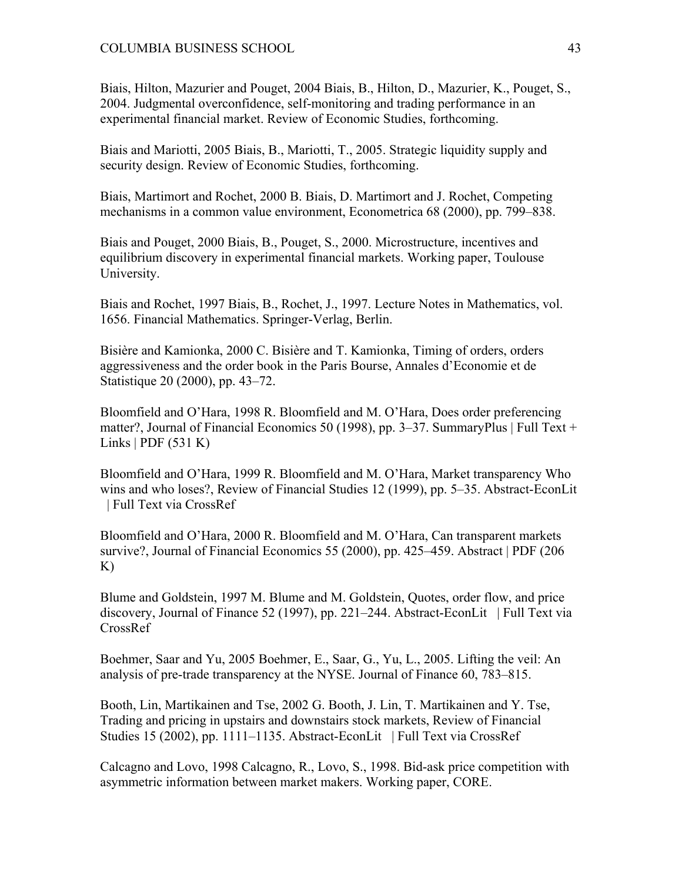Biais, Hilton, Mazurier and Pouget, 2004 Biais, B., Hilton, D., Mazurier, K., Pouget, S., 2004. Judgmental overconfidence, self-monitoring and trading performance in an experimental financial market. Review of Economic Studies, forthcoming.

Biais and Mariotti, 2005 Biais, B., Mariotti, T., 2005. Strategic liquidity supply and security design. Review of Economic Studies, forthcoming.

Biais, Martimort and Rochet, 2000 B. Biais, D. Martimort and J. Rochet, Competing mechanisms in a common value environment, Econometrica 68 (2000), pp. 799–838.

Biais and Pouget, 2000 Biais, B., Pouget, S., 2000. Microstructure, incentives and equilibrium discovery in experimental financial markets. Working paper, Toulouse University.

Biais and Rochet, 1997 Biais, B., Rochet, J., 1997. Lecture Notes in Mathematics, vol. 1656. Financial Mathematics. Springer-Verlag, Berlin.

Bisière and Kamionka, 2000 C. Bisière and T. Kamionka, Timing of orders, orders aggressiveness and the order book in the Paris Bourse, Annales d'Economie et de Statistique 20 (2000), pp. 43–72.

Bloomfield and O'Hara, 1998 R. Bloomfield and M. O'Hara, Does order preferencing matter?, Journal of Financial Economics 50 (1998), pp. 3–37. SummaryPlus | Full Text + Links | PDF (531 K)

Bloomfield and O'Hara, 1999 R. Bloomfield and M. O'Hara, Market transparency Who wins and who loses?, Review of Financial Studies 12 (1999), pp. 5–35. Abstract-EconLit | Full Text via CrossRef

Bloomfield and O'Hara, 2000 R. Bloomfield and M. O'Hara, Can transparent markets survive?, Journal of Financial Economics 55 (2000), pp. 425–459. Abstract | PDF (206 K)

Blume and Goldstein, 1997 M. Blume and M. Goldstein, Quotes, order flow, and price discovery, Journal of Finance 52 (1997), pp. 221–244. Abstract-EconLit | Full Text via CrossRef

Boehmer, Saar and Yu, 2005 Boehmer, E., Saar, G., Yu, L., 2005. Lifting the veil: An analysis of pre-trade transparency at the NYSE. Journal of Finance 60, 783–815.

Booth, Lin, Martikainen and Tse, 2002 G. Booth, J. Lin, T. Martikainen and Y. Tse, Trading and pricing in upstairs and downstairs stock markets, Review of Financial Studies 15 (2002), pp. 1111–1135. Abstract-EconLit | Full Text via CrossRef

Calcagno and Lovo, 1998 Calcagno, R., Lovo, S., 1998. Bid-ask price competition with asymmetric information between market makers. Working paper, CORE.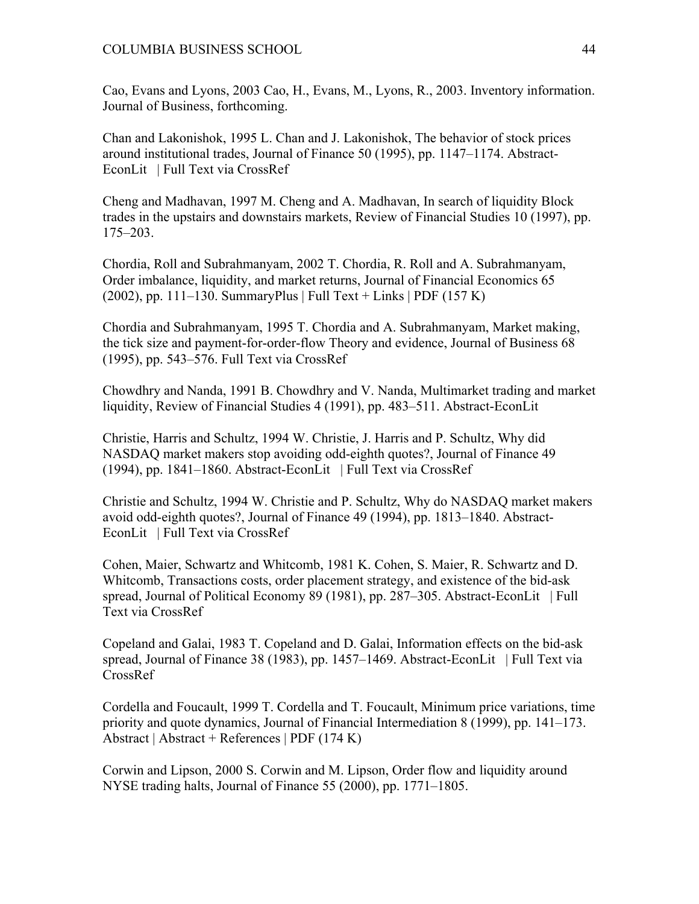Cao, Evans and Lyons, 2003 Cao, H., Evans, M., Lyons, R., 2003. Inventory information. Journal of Business, forthcoming.

Chan and Lakonishok, 1995 L. Chan and J. Lakonishok, The behavior of stock prices around institutional trades, Journal of Finance 50 (1995), pp. 1147–1174. Abstract-EconLit | Full Text via CrossRef

Cheng and Madhavan, 1997 M. Cheng and A. Madhavan, In search of liquidity Block trades in the upstairs and downstairs markets, Review of Financial Studies 10 (1997), pp. 175–203.

Chordia, Roll and Subrahmanyam, 2002 T. Chordia, R. Roll and A. Subrahmanyam, Order imbalance, liquidity, and market returns, Journal of Financial Economics 65 (2002), pp. 111–130. SummaryPlus | Full Text + Links | PDF (157 K)

Chordia and Subrahmanyam, 1995 T. Chordia and A. Subrahmanyam, Market making, the tick size and payment-for-order-flow Theory and evidence, Journal of Business 68 (1995), pp. 543–576. Full Text via CrossRef

Chowdhry and Nanda, 1991 B. Chowdhry and V. Nanda, Multimarket trading and market liquidity, Review of Financial Studies 4 (1991), pp. 483–511. Abstract-EconLit

Christie, Harris and Schultz, 1994 W. Christie, J. Harris and P. Schultz, Why did NASDAQ market makers stop avoiding odd-eighth quotes?, Journal of Finance 49 (1994), pp. 1841–1860. Abstract-EconLit | Full Text via CrossRef

Christie and Schultz, 1994 W. Christie and P. Schultz, Why do NASDAQ market makers avoid odd-eighth quotes?, Journal of Finance 49 (1994), pp. 1813–1840. Abstract-EconLit | Full Text via CrossRef

Cohen, Maier, Schwartz and Whitcomb, 1981 K. Cohen, S. Maier, R. Schwartz and D. Whitcomb, Transactions costs, order placement strategy, and existence of the bid-ask spread, Journal of Political Economy 89 (1981), pp. 287–305. Abstract-EconLit | Full Text via CrossRef

Copeland and Galai, 1983 T. Copeland and D. Galai, Information effects on the bid-ask spread, Journal of Finance 38 (1983), pp. 1457–1469. Abstract-EconLit | Full Text via CrossRef

Cordella and Foucault, 1999 T. Cordella and T. Foucault, Minimum price variations, time priority and quote dynamics, Journal of Financial Intermediation 8 (1999), pp. 141–173. Abstract | Abstract + References | PDF (174 K)

Corwin and Lipson, 2000 S. Corwin and M. Lipson, Order flow and liquidity around NYSE trading halts, Journal of Finance 55 (2000), pp. 1771–1805.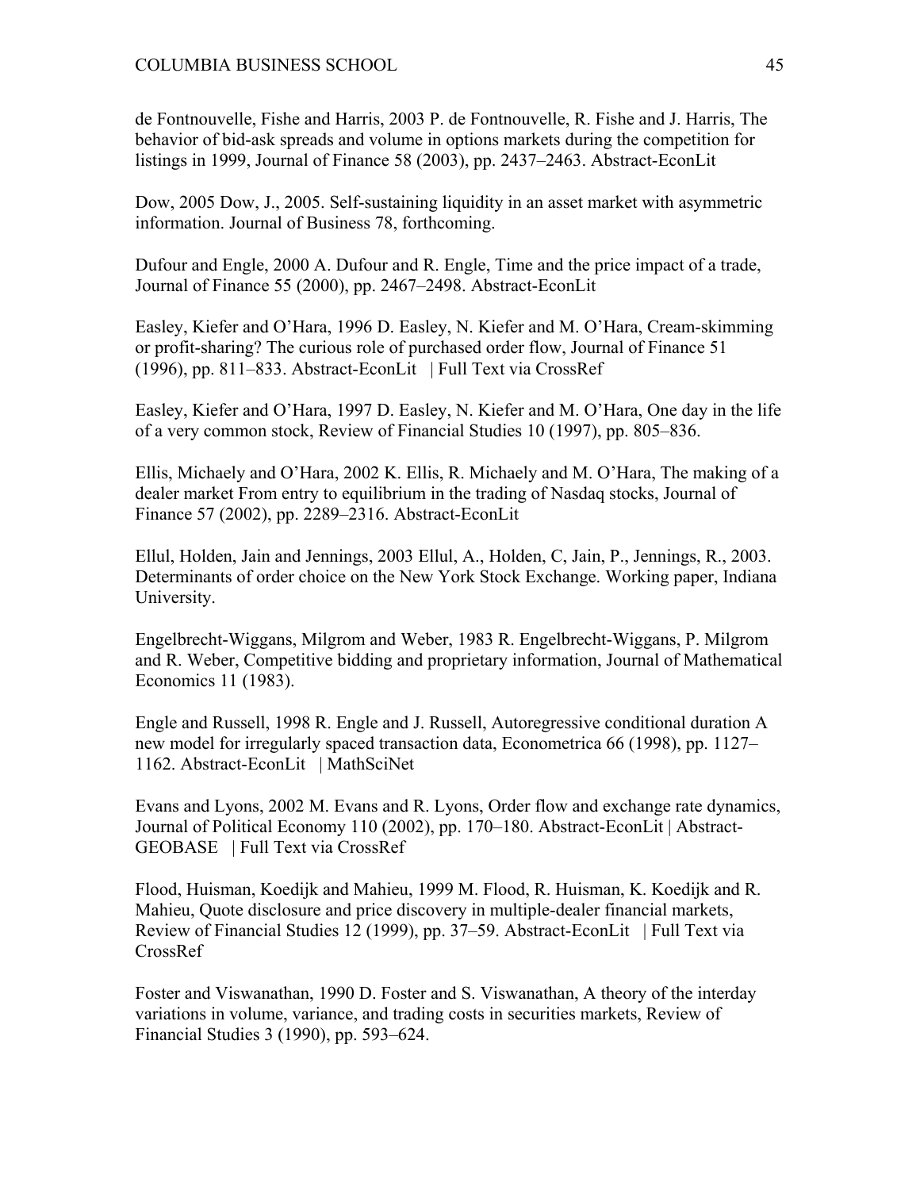de Fontnouvelle, Fishe and Harris, 2003 P. de Fontnouvelle, R. Fishe and J. Harris, The behavior of bid-ask spreads and volume in options markets during the competition for listings in 1999, Journal of Finance 58 (2003), pp. 2437–2463. Abstract-EconLit

Dow, 2005 Dow, J., 2005. Self-sustaining liquidity in an asset market with asymmetric information. Journal of Business 78, forthcoming.

Dufour and Engle, 2000 A. Dufour and R. Engle, Time and the price impact of a trade, Journal of Finance 55 (2000), pp. 2467–2498. Abstract-EconLit

Easley, Kiefer and O'Hara, 1996 D. Easley, N. Kiefer and M. O'Hara, Cream-skimming or profit-sharing? The curious role of purchased order flow, Journal of Finance 51 (1996), pp. 811–833. Abstract-EconLit | Full Text via CrossRef

Easley, Kiefer and O'Hara, 1997 D. Easley, N. Kiefer and M. O'Hara, One day in the life of a very common stock, Review of Financial Studies 10 (1997), pp. 805–836.

Ellis, Michaely and O'Hara, 2002 K. Ellis, R. Michaely and M. O'Hara, The making of a dealer market From entry to equilibrium in the trading of Nasdaq stocks, Journal of Finance 57 (2002), pp. 2289–2316. Abstract-EconLit

Ellul, Holden, Jain and Jennings, 2003 Ellul, A., Holden, C, Jain, P., Jennings, R., 2003. Determinants of order choice on the New York Stock Exchange. Working paper, Indiana University.

Engelbrecht-Wiggans, Milgrom and Weber, 1983 R. Engelbrecht-Wiggans, P. Milgrom and R. Weber, Competitive bidding and proprietary information, Journal of Mathematical Economics 11 (1983).

Engle and Russell, 1998 R. Engle and J. Russell, Autoregressive conditional duration A new model for irregularly spaced transaction data, Econometrica 66 (1998), pp. 1127–1162. Abstract-EconLit | MathSciNet

Evans and Lyons, 2002 M. Evans and R. Lyons, Order flow and exchange rate dynamics, Journal of Political Economy 110 (2002), pp. 170–180. Abstract-EconLit | Abstract-GEOBASE | Full Text via CrossRef

Flood, Huisman, Koedijk and Mahieu, 1999 M. Flood, R. Huisman, K. Koedijk and R. Mahieu, Quote disclosure and price discovery in multiple-dealer financial markets, Review of Financial Studies 12 (1999), pp. 37–59. Abstract-EconLit | Full Text via CrossRef

Foster and Viswanathan, 1990 D. Foster and S. Viswanathan, A theory of the interday variations in volume, variance, and trading costs in securities markets, Review of Financial Studies 3 (1990), pp. 593–624.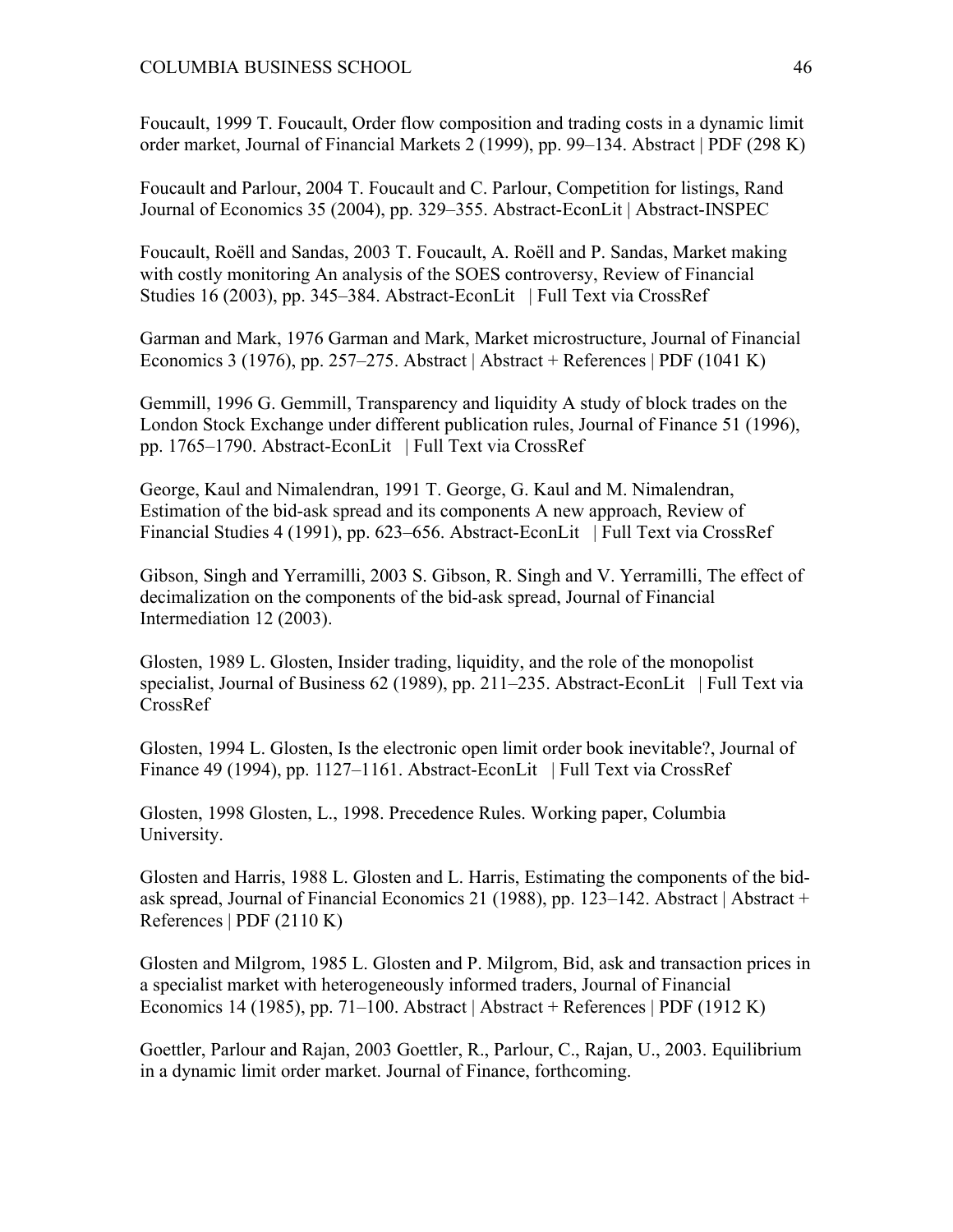Foucault, 1999 T. Foucault, Order flow composition and trading costs in a dynamic limit order market, Journal of Financial Markets 2 (1999), pp. 99–134. Abstract | PDF (298 K)

Foucault and Parlour, 2004 T. Foucault and C. Parlour, Competition for listings, Rand Journal of Economics 35 (2004), pp. 329–355. Abstract-EconLit | Abstract-INSPEC

Foucault, Roëll and Sandas, 2003 T. Foucault, A. Roëll and P. Sandas, Market making with costly monitoring An analysis of the SOES controversy, Review of Financial Studies 16 (2003), pp. 345–384. Abstract-EconLit | Full Text via CrossRef

Garman and Mark, 1976 Garman and Mark, Market microstructure, Journal of Financial Economics 3 (1976), pp. 257–275. Abstract | Abstract + References | PDF (1041 K)

Gemmill, 1996 G. Gemmill, Transparency and liquidity A study of block trades on the London Stock Exchange under different publication rules, Journal of Finance 51 (1996), pp. 1765–1790. Abstract-EconLit | Full Text via CrossRef

George, Kaul and Nimalendran, 1991 T. George, G. Kaul and M. Nimalendran, Estimation of the bid-ask spread and its components A new approach, Review of Financial Studies 4 (1991), pp. 623–656. Abstract-EconLit | Full Text via CrossRef

Gibson, Singh and Yerramilli, 2003 S. Gibson, R. Singh and V. Yerramilli, The effect of decimalization on the components of the bid-ask spread, Journal of Financial Intermediation 12 (2003).

Glosten, 1989 L. Glosten, Insider trading, liquidity, and the role of the monopolist specialist, Journal of Business 62 (1989), pp. 211–235. Abstract-EconLit | Full Text via CrossRef

Glosten, 1994 L. Glosten, Is the electronic open limit order book inevitable?, Journal of Finance 49 (1994), pp. 1127–1161. Abstract-EconLit | Full Text via CrossRef

Glosten, 1998 Glosten, L., 1998. Precedence Rules. Working paper, Columbia University.

Glosten and Harris, 1988 L. Glosten and L. Harris, Estimating the components of the bid-ask spread, Journal of Financial Economics 21 (1988), pp. 123–142. Abstract | Abstract + References | PDF (2110 K)

Glosten and Milgrom, 1985 L. Glosten and P. Milgrom, Bid, ask and transaction prices in a specialist market with heterogeneously informed traders, Journal of Financial Economics 14 (1985), pp. 71–100. Abstract | Abstract + References | PDF (1912 K)

Goettler, Parlour and Rajan, 2003 Goettler, R., Parlour, C., Rajan, U., 2003. Equilibrium in a dynamic limit order market. Journal of Finance, forthcoming.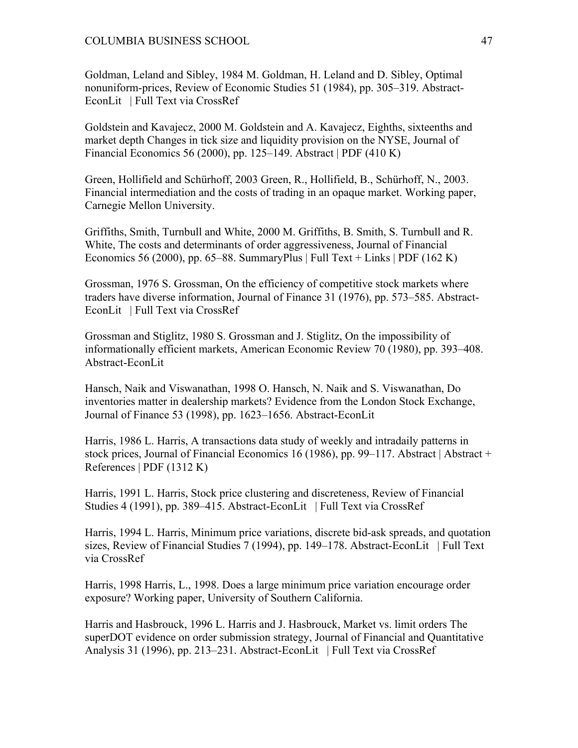Goldman, Leland and Sibley, 1984 M. Goldman, H. Leland and D. Sibley, Optimal nonuniform-prices, Review of Economic Studies 51 (1984), pp. 305–319. Abstract-EconLit | Full Text via CrossRef

Goldstein and Kavajecz, 2000 M. Goldstein and A. Kavajecz, Eighths, sixteenths and market depth Changes in tick size and liquidity provision on the NYSE, Journal of Financial Economics 56 (2000), pp. 125–149. Abstract | PDF (410 K)

Green, Hollifield and Schürhoff, 2003 Green, R., Hollifield, B., Schürhoff, N., 2003. Financial intermediation and the costs of trading in an opaque market. Working paper, Carnegie Mellon University.

Griffiths, Smith, Turnbull and White, 2000 M. Griffiths, B. Smith, S. Turnbull and R. White, The costs and determinants of order aggressiveness, Journal of Financial Economics 56 (2000), pp. 65–88. SummaryPlus | Full Text + Links | PDF (162 K)

Grossman, 1976 S. Grossman, On the efficiency of competitive stock markets where traders have diverse information, Journal of Finance 31 (1976), pp. 573–585. Abstract-EconLit | Full Text via CrossRef

Grossman and Stiglitz, 1980 S. Grossman and J. Stiglitz, On the impossibility of informationally efficient markets, American Economic Review 70 (1980), pp. 393–408. Abstract-EconLit

Hansch, Naik and Viswanathan, 1998 O. Hansch, N. Naik and S. Viswanathan, Do inventories matter in dealership markets? Evidence from the London Stock Exchange, Journal of Finance 53 (1998), pp. 1623–1656. Abstract-EconLit

Harris, 1986 L. Harris, A transactions data study of weekly and intradaily patterns in stock prices, Journal of Financial Economics 16 (1986), pp. 99–117. Abstract | Abstract + References | PDF (1312 K)

Harris, 1991 L. Harris, Stock price clustering and discreteness, Review of Financial Studies 4 (1991), pp. 389–415. Abstract-EconLit | Full Text via CrossRef

Harris, 1994 L. Harris, Minimum price variations, discrete bid-ask spreads, and quotation sizes, Review of Financial Studies 7 (1994), pp. 149–178. Abstract-EconLit | Full Text via CrossRef

Harris, 1998 Harris, L., 1998. Does a large minimum price variation encourage order exposure? Working paper, University of Southern California.

Harris and Hasbrouck, 1996 L. Harris and J. Hasbrouck, Market vs. limit orders The superDOT evidence on order submission strategy, Journal of Financial and Quantitative Analysis 31 (1996), pp. 213–231. Abstract-EconLit | Full Text via CrossRef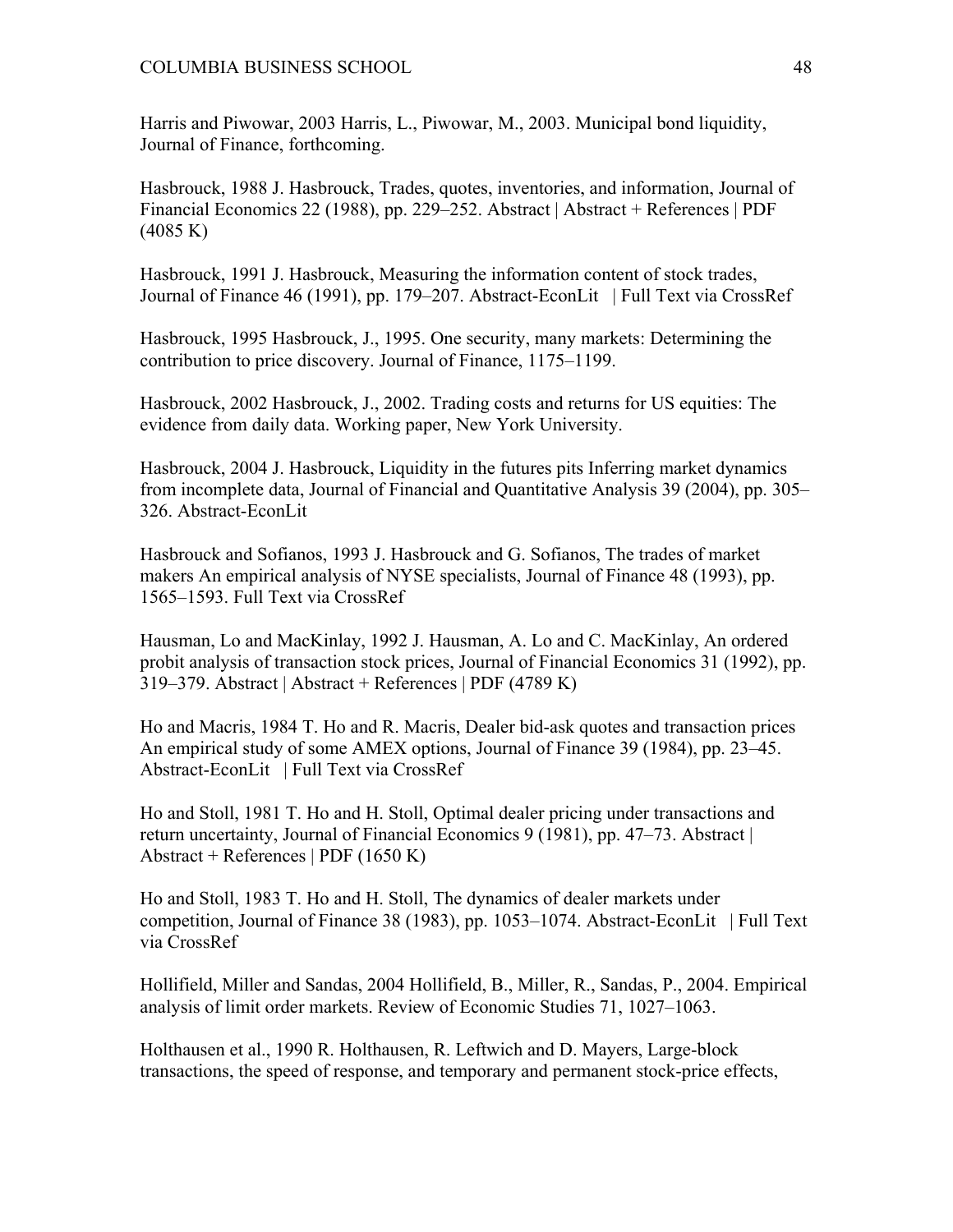Harris and Piwowar, 2003 Harris, L., Piwowar, M., 2003. Municipal bond liquidity, Journal of Finance, forthcoming.

Hasbrouck, 1988 J. Hasbrouck, Trades, quotes, inventories, and information, Journal of Financial Economics 22 (1988), pp. 229–252. Abstract | Abstract + References | PDF (4085 K)

Hasbrouck, 1991 J. Hasbrouck, Measuring the information content of stock trades, Journal of Finance 46 (1991), pp. 179–207. Abstract-EconLit | Full Text via CrossRef

Hasbrouck, 1995 Hasbrouck, J., 1995. One security, many markets: Determining the contribution to price discovery. Journal of Finance, 1175–1199.

Hasbrouck, 2002 Hasbrouck, J., 2002. Trading costs and returns for US equities: The evidence from daily data. Working paper, New York University.

Hasbrouck, 2004 J. Hasbrouck, Liquidity in the futures pits Inferring market dynamics from incomplete data, Journal of Financial and Quantitative Analysis 39 (2004), pp. 305–326. Abstract-EconLit

Hasbrouck and Sofianos, 1993 J. Hasbrouck and G. Sofianos, The trades of market makers An empirical analysis of NYSE specialists, Journal of Finance 48 (1993), pp. 1565–1593. Full Text via CrossRef

Hausman, Lo and MacKinlay, 1992 J. Hausman, A. Lo and C. MacKinlay, An ordered probit analysis of transaction stock prices, Journal of Financial Economics 31 (1992), pp. 319–379. Abstract | Abstract + References | PDF (4789 K)

Ho and Macris, 1984 T. Ho and R. Macris, Dealer bid-ask quotes and transaction prices An empirical study of some AMEX options, Journal of Finance 39 (1984), pp. 23–45. Abstract-EconLit | Full Text via CrossRef

Ho and Stoll, 1981 T. Ho and H. Stoll, Optimal dealer pricing under transactions and return uncertainty, Journal of Financial Economics 9 (1981), pp. 47–73. Abstract | Abstract + References | PDF (1650 K)

Ho and Stoll, 1983 T. Ho and H. Stoll, The dynamics of dealer markets under competition, Journal of Finance 38 (1983), pp. 1053–1074. Abstract-EconLit | Full Text via CrossRef

Hollifield, Miller and Sandas, 2004 Hollifield, B., Miller, R., Sandas, P., 2004. Empirical analysis of limit order markets. Review of Economic Studies 71, 1027–1063.

Holthausen et al., 1990 R. Holthausen, R. Leftwich and D. Mayers, Large-block transactions, the speed of response, and temporary and permanent stock-price effects,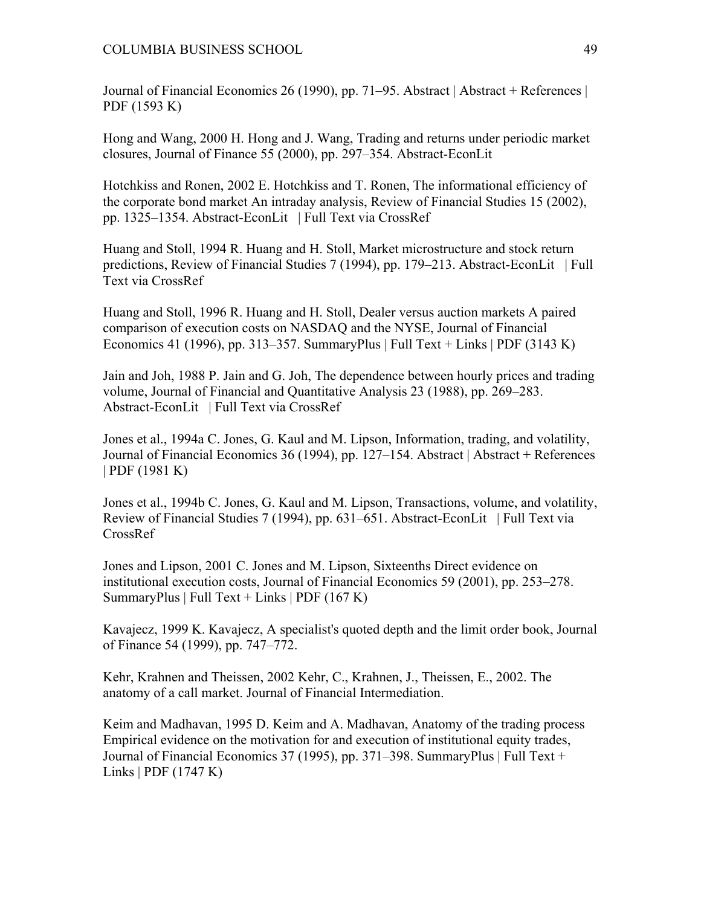Journal of Financial Economics 26 (1990), pp. 71–95. Abstract | Abstract + References | PDF (1593 K)

Hong and Wang, 2000 H. Hong and J. Wang, Trading and returns under periodic market closures, Journal of Finance 55 (2000), pp. 297–354. Abstract-EconLit

Hotchkiss and Ronen, 2002 E. Hotchkiss and T. Ronen, The informational efficiency of the corporate bond market An intraday analysis, Review of Financial Studies 15 (2002), pp. 1325–1354. Abstract-EconLit | Full Text via CrossRef

Huang and Stoll, 1994 R. Huang and H. Stoll, Market microstructure and stock return predictions, Review of Financial Studies 7 (1994), pp. 179–213. Abstract-EconLit | Full Text via CrossRef

Huang and Stoll, 1996 R. Huang and H. Stoll, Dealer versus auction markets A paired comparison of execution costs on NASDAQ and the NYSE, Journal of Financial Economics 41 (1996), pp. 313–357. SummaryPlus | Full Text + Links | PDF (3143 K)

Jain and Joh, 1988 P. Jain and G. Joh, The dependence between hourly prices and trading volume, Journal of Financial and Quantitative Analysis 23 (1988), pp. 269–283. Abstract-EconLit | Full Text via CrossRef

Jones et al., 1994a C. Jones, G. Kaul and M. Lipson, Information, trading, and volatility, Journal of Financial Economics 36 (1994), pp. 127–154. Abstract | Abstract + References | PDF (1981 K)

Jones et al., 1994b C. Jones, G. Kaul and M. Lipson, Transactions, volume, and volatility, Review of Financial Studies 7 (1994), pp. 631–651. Abstract-EconLit | Full Text via CrossRef

Jones and Lipson, 2001 C. Jones and M. Lipson, Sixteenths Direct evidence on institutional execution costs, Journal of Financial Economics 59 (2001), pp. 253–278. SummaryPlus | Full Text + Links | PDF (167 K)

Kavajecz, 1999 K. Kavajecz, A specialist's quoted depth and the limit order book, Journal of Finance 54 (1999), pp. 747–772.

Kehr, Krahnen and Theissen, 2002 Kehr, C., Krahnen, J., Theissen, E., 2002. The anatomy of a call market. Journal of Financial Intermediation.

Keim and Madhavan, 1995 D. Keim and A. Madhavan, Anatomy of the trading process Empirical evidence on the motivation for and execution of institutional equity trades, Journal of Financial Economics 37 (1995), pp. 371–398. SummaryPlus | Full Text + Links | PDF (1747 K)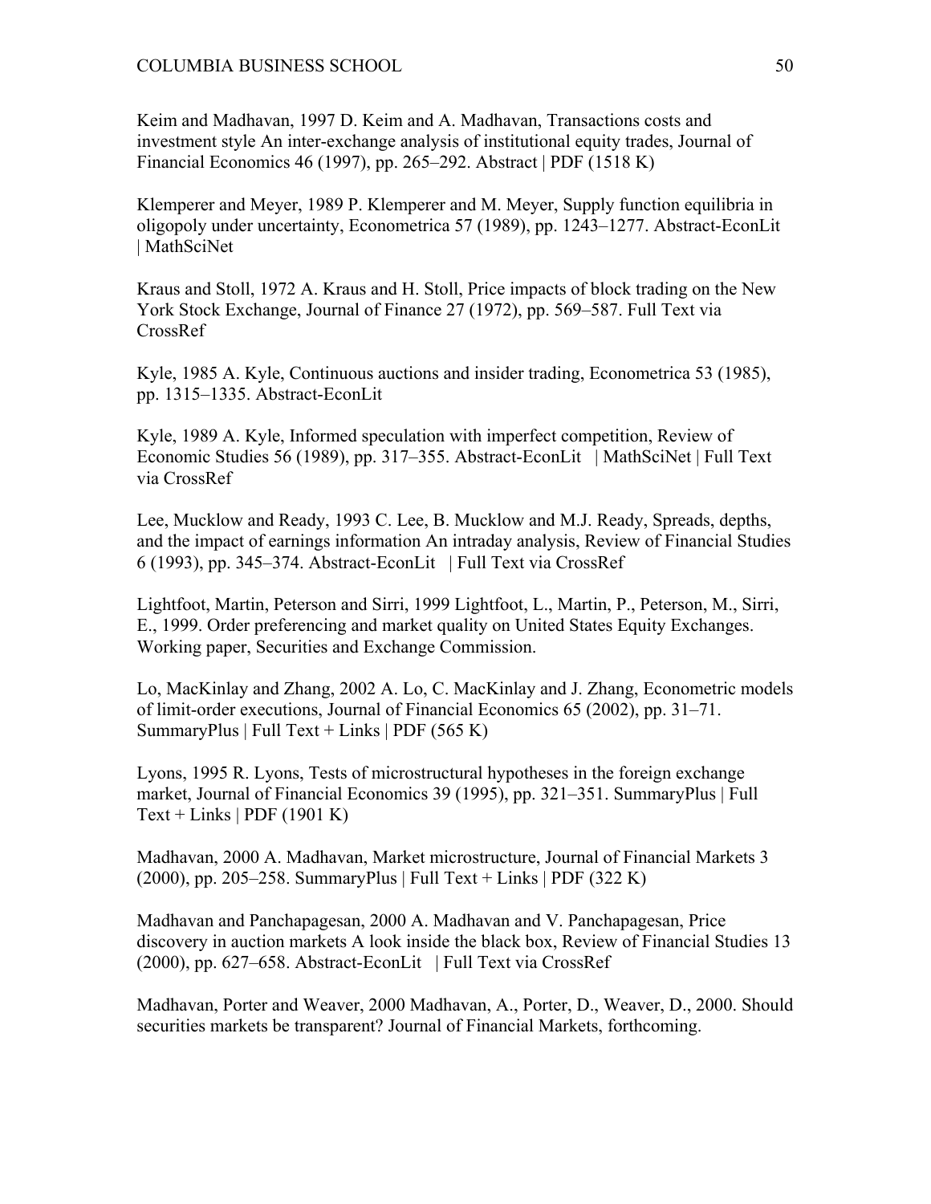Keim and Madhavan, 1997 D. Keim and A. Madhavan, Transactions costs and investment style An inter-exchange analysis of institutional equity trades, Journal of Financial Economics 46 (1997), pp. 265–292. Abstract | PDF (1518 K)

Klemperer and Meyer, 1989 P. Klemperer and M. Meyer, Supply function equilibria in oligopoly under uncertainty, Econometrica 57 (1989), pp. 1243–1277. Abstract-EconLit | MathSciNet

Kraus and Stoll, 1972 A. Kraus and H. Stoll, Price impacts of block trading on the New York Stock Exchange, Journal of Finance 27 (1972), pp. 569–587. Full Text via CrossRef

Kyle, 1985 A. Kyle, Continuous auctions and insider trading, Econometrica 53 (1985), pp. 1315–1335. Abstract-EconLit

Kyle, 1989 A. Kyle, Informed speculation with imperfect competition, Review of Economic Studies 56 (1989), pp. 317–355. Abstract-EconLit | MathSciNet | Full Text via CrossRef

Lee, Mucklow and Ready, 1993 C. Lee, B. Mucklow and M.J. Ready, Spreads, depths, and the impact of earnings information An intraday analysis, Review of Financial Studies 6 (1993), pp. 345–374. Abstract-EconLit | Full Text via CrossRef

Lightfoot, Martin, Peterson and Sirri, 1999 Lightfoot, L., Martin, P., Peterson, M., Sirri, E., 1999. Order preferencing and market quality on United States Equity Exchanges. Working paper, Securities and Exchange Commission.

Lo, MacKinlay and Zhang, 2002 A. Lo, C. MacKinlay and J. Zhang, Econometric models of limit-order executions, Journal of Financial Economics 65 (2002), pp. 31–71. SummaryPlus | Full Text + Links | PDF (565 K)

Lyons, 1995 R. Lyons, Tests of microstructural hypotheses in the foreign exchange market, Journal of Financial Economics 39 (1995), pp. 321–351. SummaryPlus | Full Text + Links | PDF (1901 K)

Madhavan, 2000 A. Madhavan, Market microstructure, Journal of Financial Markets 3 (2000), pp. 205–258. SummaryPlus | Full Text + Links | PDF (322 K)

Madhavan and Panchapagesan, 2000 A. Madhavan and V. Panchapagesan, Price discovery in auction markets A look inside the black box, Review of Financial Studies 13 (2000), pp. 627–658. Abstract-EconLit | Full Text via CrossRef

Madhavan, Porter and Weaver, 2000 Madhavan, A., Porter, D., Weaver, D., 2000. Should securities markets be transparent? Journal of Financial Markets, forthcoming.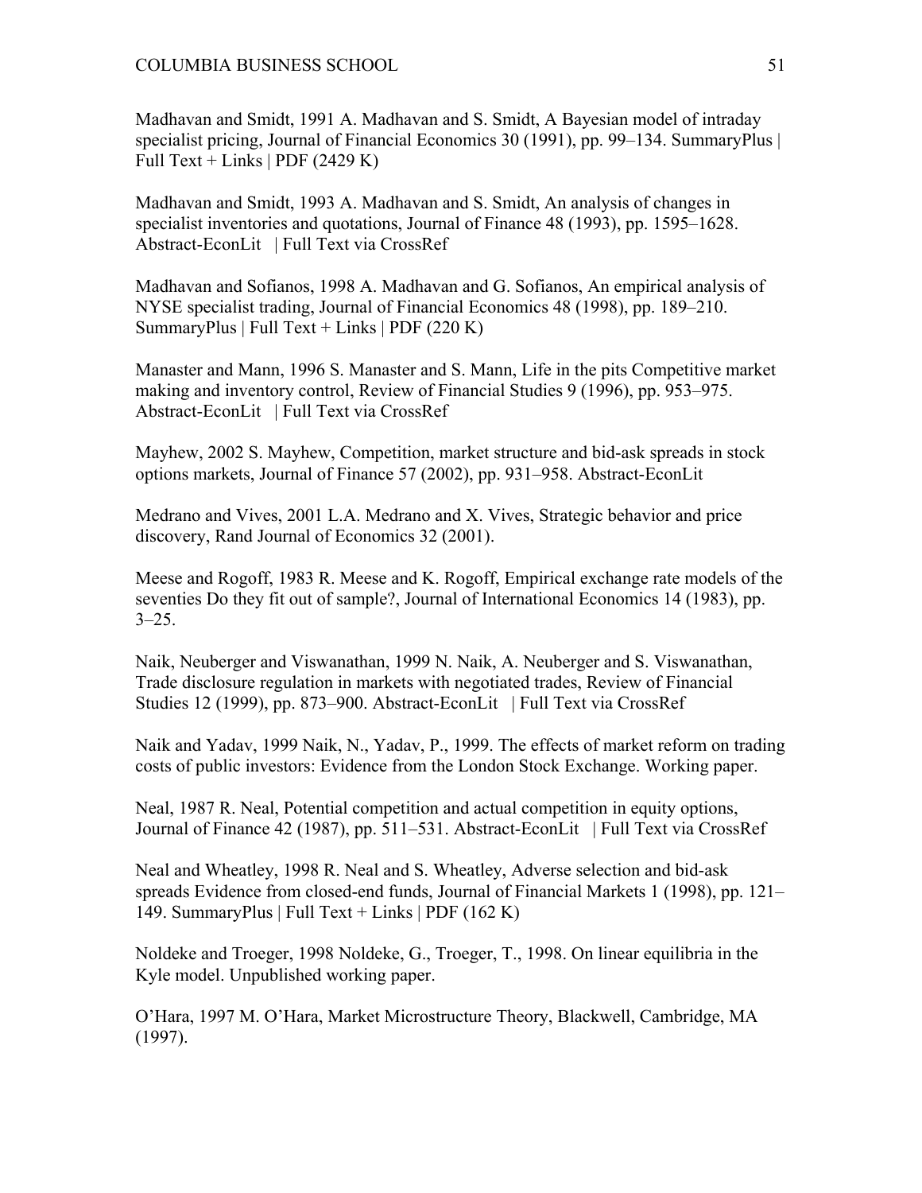Madhavan and Smidt, 1991 A. Madhavan and S. Smidt, A Bayesian model of intraday specialist pricing, Journal of Financial Economics 30 (1991), pp. 99–134. SummaryPlus | Full Text + Links | PDF (2429 K)

Madhavan and Smidt, 1993 A. Madhavan and S. Smidt, An analysis of changes in specialist inventories and quotations, Journal of Finance 48 (1993), pp. 1595–1628. Abstract-EconLit | Full Text via CrossRef

Madhavan and Sofianos, 1998 A. Madhavan and G. Sofianos, An empirical analysis of NYSE specialist trading, Journal of Financial Economics 48 (1998), pp. 189–210. SummaryPlus | Full Text + Links | PDF (220 K)

Manaster and Mann, 1996 S. Manaster and S. Mann, Life in the pits Competitive market making and inventory control, Review of Financial Studies 9 (1996), pp. 953–975. Abstract-EconLit | Full Text via CrossRef

Mayhew, 2002 S. Mayhew, Competition, market structure and bid-ask spreads in stock options markets, Journal of Finance 57 (2002), pp. 931–958. Abstract-EconLit

Medrano and Vives, 2001 L.A. Medrano and X. Vives, Strategic behavior and price discovery, Rand Journal of Economics 32 (2001).

Meese and Rogoff, 1983 R. Meese and K. Rogoff, Empirical exchange rate models of the seventies Do they fit out of sample?, Journal of International Economics 14 (1983), pp. 3–25.

Naik, Neuberger and Viswanathan, 1999 N. Naik, A. Neuberger and S. Viswanathan, Trade disclosure regulation in markets with negotiated trades, Review of Financial Studies 12 (1999), pp. 873–900. Abstract-EconLit | Full Text via CrossRef

Naik and Yadav, 1999 Naik, N., Yadav, P., 1999. The effects of market reform on trading costs of public investors: Evidence from the London Stock Exchange. Working paper.

Neal, 1987 R. Neal, Potential competition and actual competition in equity options, Journal of Finance 42 (1987), pp. 511–531. Abstract-EconLit | Full Text via CrossRef

Neal and Wheatley, 1998 R. Neal and S. Wheatley, Adverse selection and bid-ask spreads Evidence from closed-end funds, Journal of Financial Markets 1 (1998), pp. 121–149. SummaryPlus | Full Text + Links | PDF (162 K)

Noldeke and Troeger, 1998 Noldeke, G., Troeger, T., 1998. On linear equilibria in the Kyle model. Unpublished working paper.

O'Hara, 1997 M. O'Hara, Market Microstructure Theory, Blackwell, Cambridge, MA (1997).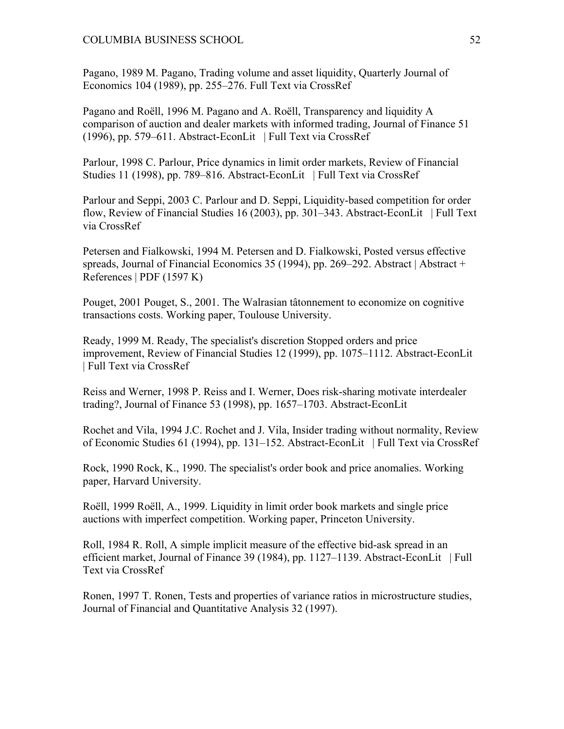Pagano, 1989 M. Pagano, Trading volume and asset liquidity, Quarterly Journal of Economics 104 (1989), pp. 255–276. Full Text via CrossRef

Pagano and Roëll, 1996 M. Pagano and A. Roëll, Transparency and liquidity A comparison of auction and dealer markets with informed trading, Journal of Finance 51 (1996), pp. 579–611. Abstract-EconLit | Full Text via CrossRef

Parlour, 1998 C. Parlour, Price dynamics in limit order markets, Review of Financial Studies 11 (1998), pp. 789–816. Abstract-EconLit | Full Text via CrossRef

Parlour and Seppi, 2003 C. Parlour and D. Seppi, Liquidity-based competition for order flow, Review of Financial Studies 16 (2003), pp. 301–343. Abstract-EconLit | Full Text via CrossRef

Petersen and Fialkowski, 1994 M. Petersen and D. Fialkowski, Posted versus effective spreads, Journal of Financial Economics 35 (1994), pp. 269–292. Abstract | Abstract + References | PDF (1597 K)

Pouget, 2001 Pouget, S., 2001. The Walrasian tâtonnement to economize on cognitive transactions costs. Working paper, Toulouse University.

Ready, 1999 M. Ready, The specialist's discretion Stopped orders and price improvement, Review of Financial Studies 12 (1999), pp. 1075–1112. Abstract-EconLit | Full Text via CrossRef

Reiss and Werner, 1998 P. Reiss and I. Werner, Does risk-sharing motivate interdealer trading?, Journal of Finance 53 (1998), pp. 1657–1703. Abstract-EconLit

Rochet and Vila, 1994 J.C. Rochet and J. Vila, Insider trading without normality, Review of Economic Studies 61 (1994), pp. 131–152. Abstract-EconLit | Full Text via CrossRef

Rock, 1990 Rock, K., 1990. The specialist's order book and price anomalies. Working paper, Harvard University.

Roëll, 1999 Roëll, A., 1999. Liquidity in limit order book markets and single price auctions with imperfect competition. Working paper, Princeton University.

Roll, 1984 R. Roll, A simple implicit measure of the effective bid-ask spread in an efficient market, Journal of Finance 39 (1984), pp. 1127–1139. Abstract-EconLit | Full Text via CrossRef

Ronen, 1997 T. Ronen, Tests and properties of variance ratios in microstructure studies, Journal of Financial and Quantitative Analysis 32 (1997).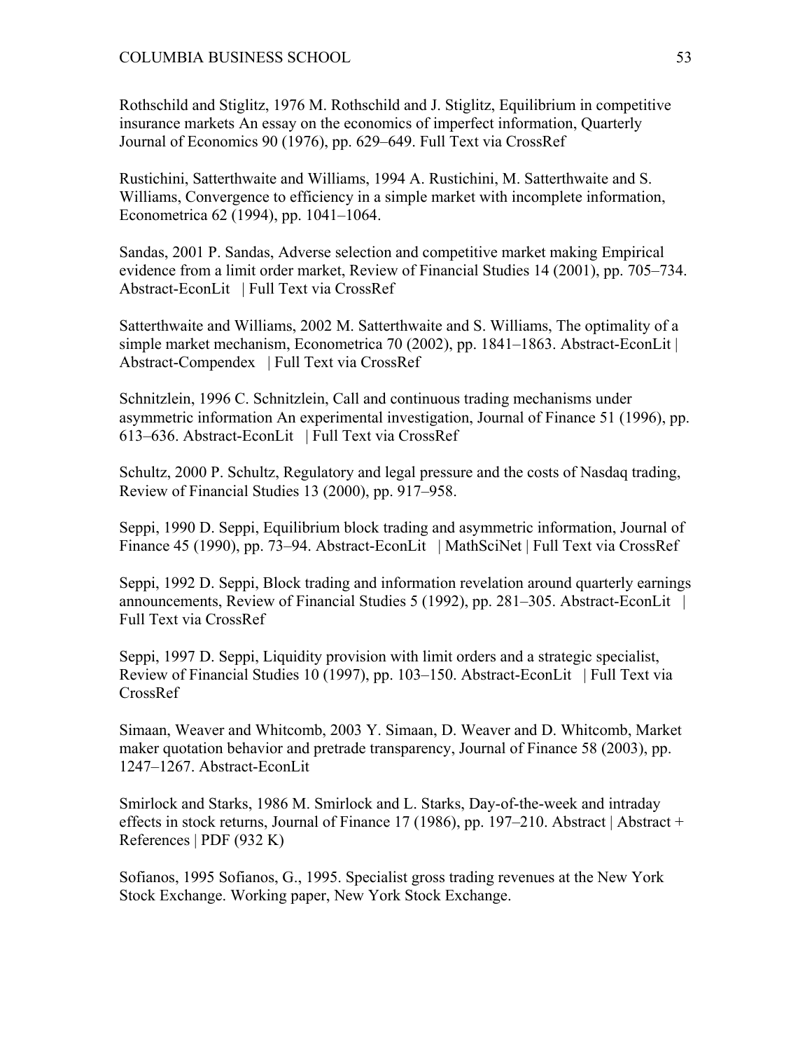Rothschild and Stiglitz, 1976 M. Rothschild and J. Stiglitz, Equilibrium in competitive insurance markets An essay on the economics of imperfect information, Quarterly Journal of Economics 90 (1976), pp. 629–649. Full Text via CrossRef

Rustichini, Satterthwaite and Williams, 1994 A. Rustichini, M. Satterthwaite and S. Williams, Convergence to efficiency in a simple market with incomplete information, Econometrica 62 (1994), pp. 1041–1064.

Sandas, 2001 P. Sandas, Adverse selection and competitive market making Empirical evidence from a limit order market, Review of Financial Studies 14 (2001), pp. 705–734. Abstract-EconLit | Full Text via CrossRef

Satterthwaite and Williams, 2002 M. Satterthwaite and S. Williams, The optimality of a simple market mechanism, Econometrica 70 (2002), pp. 1841–1863. Abstract-EconLit | Abstract-Compendex | Full Text via CrossRef

Schnitzlein, 1996 C. Schnitzlein, Call and continuous trading mechanisms under asymmetric information An experimental investigation, Journal of Finance 51 (1996), pp. 613–636. Abstract-EconLit | Full Text via CrossRef

Schultz, 2000 P. Schultz, Regulatory and legal pressure and the costs of Nasdaq trading, Review of Financial Studies 13 (2000), pp. 917–958.

Seppi, 1990 D. Seppi, Equilibrium block trading and asymmetric information, Journal of Finance 45 (1990), pp. 73–94. Abstract-EconLit | MathSciNet | Full Text via CrossRef

Seppi, 1992 D. Seppi, Block trading and information revelation around quarterly earnings announcements, Review of Financial Studies 5 (1992), pp. 281–305. Abstract-EconLit | Full Text via CrossRef

Seppi, 1997 D. Seppi, Liquidity provision with limit orders and a strategic specialist, Review of Financial Studies 10 (1997), pp. 103–150. Abstract-EconLit | Full Text via CrossRef

Simaan, Weaver and Whitcomb, 2003 Y. Simaan, D. Weaver and D. Whitcomb, Market maker quotation behavior and pretrade transparency, Journal of Finance 58 (2003), pp. 1247–1267. Abstract-EconLit

Smirlock and Starks, 1986 M. Smirlock and L. Starks, Day-of-the-week and intraday effects in stock returns, Journal of Finance 17 (1986), pp. 197–210. Abstract | Abstract + References | PDF (932 K)

Sofianos, 1995 Sofianos, G., 1995. Specialist gross trading revenues at the New York Stock Exchange. Working paper, New York Stock Exchange.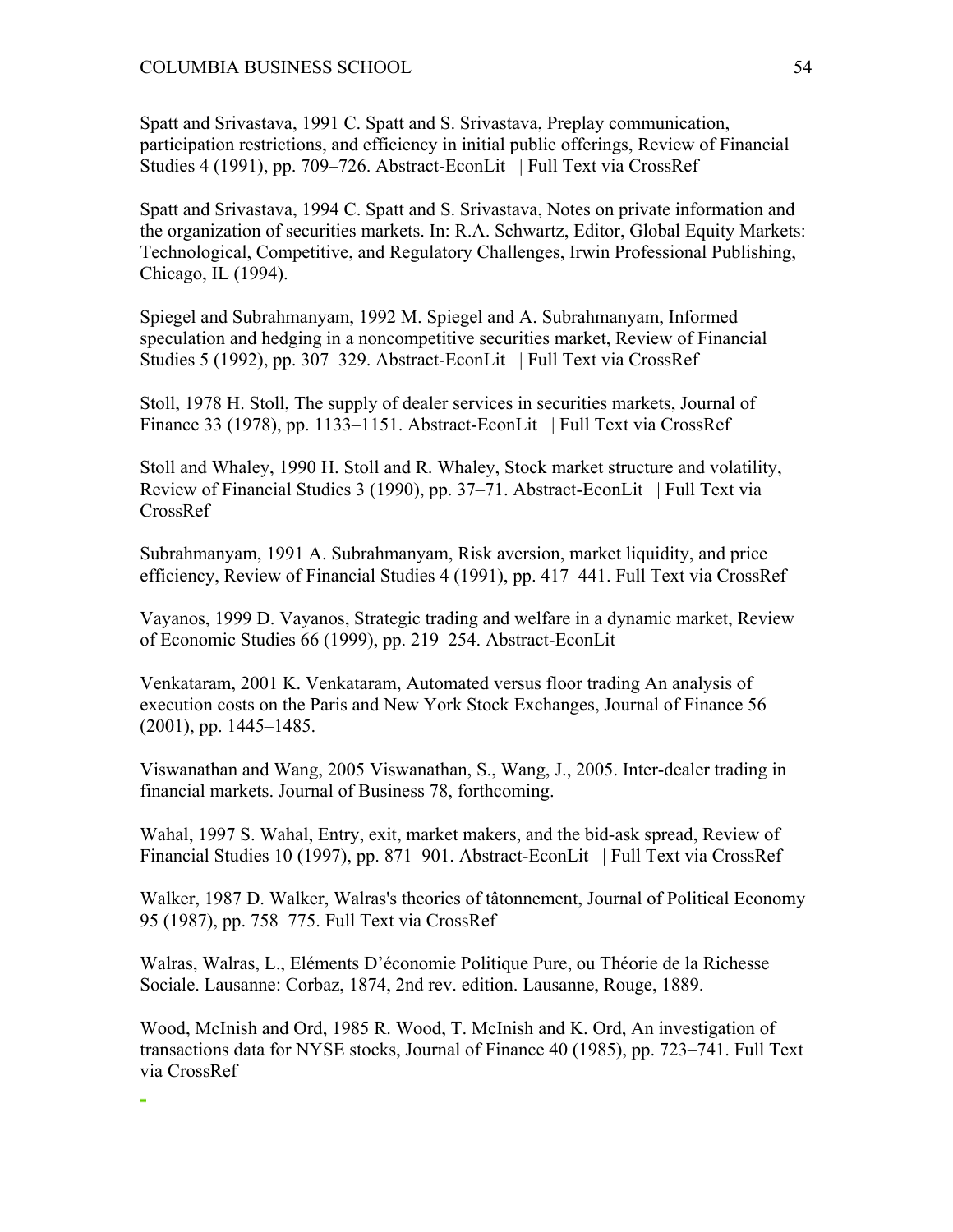Spatt and Srivastava, 1991 C. Spatt and S. Srivastava, Preplay communication, participation restrictions, and efficiency in initial public offerings, Review of Financial Studies 4 (1991), pp. 709–726. Abstract-EconLit | Full Text via CrossRef

Spatt and Srivastava, 1994 C. Spatt and S. Srivastava, Notes on private information and the organization of securities markets. In: R.A. Schwartz, Editor, Global Equity Markets: Technological, Competitive, and Regulatory Challenges, Irwin Professional Publishing, Chicago, IL (1994).

Spiegel and Subrahmanyam, 1992 M. Spiegel and A. Subrahmanyam, Informed speculation and hedging in a noncompetitive securities market, Review of Financial Studies 5 (1992), pp. 307–329. Abstract-EconLit | Full Text via CrossRef

Stoll, 1978 H. Stoll, The supply of dealer services in securities markets, Journal of Finance 33 (1978), pp. 1133–1151. Abstract-EconLit | Full Text via CrossRef

Stoll and Whaley, 1990 H. Stoll and R. Whaley, Stock market structure and volatility, Review of Financial Studies 3 (1990), pp. 37–71. Abstract-EconLit | Full Text via CrossRef

Subrahmanyam, 1991 A. Subrahmanyam, Risk aversion, market liquidity, and price efficiency, Review of Financial Studies 4 (1991), pp. 417–441. Full Text via CrossRef

Vayanos, 1999 D. Vayanos, Strategic trading and welfare in a dynamic market, Review of Economic Studies 66 (1999), pp. 219–254. Abstract-EconLit

Venkataram, 2001 K. Venkataram, Automated versus floor trading An analysis of execution costs on the Paris and New York Stock Exchanges, Journal of Finance 56 (2001), pp. 1445–1485.

Viswanathan and Wang, 2005 Viswanathan, S., Wang, J., 2005. Inter-dealer trading in financial markets. Journal of Business 78, forthcoming.

Wahal, 1997 S. Wahal, Entry, exit, market makers, and the bid-ask spread, Review of Financial Studies 10 (1997), pp. 871–901. Abstract-EconLit | Full Text via CrossRef

Walker, 1987 D. Walker, Walras's theories of tâtonnement, Journal of Political Economy 95 (1987), pp. 758–775. Full Text via CrossRef

Walras, Walras, L., Eléments D'économie Politique Pure, ou Théorie de la Richesse Sociale. Lausanne: Corbaz, 1874, 2nd rev. edition. Lausanne, Rouge, 1889.

Wood, McInish and Ord, 1985 R. Wood, T. McInish and K. Ord, An investigation of transactions data for NYSE stocks, Journal of Finance 40 (1985), pp. 723–741. Full Text via CrossRef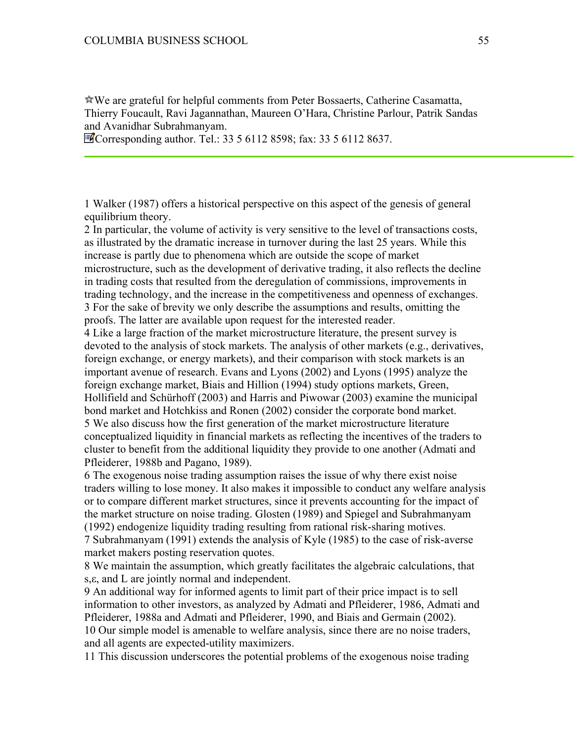☆We are grateful for helpful comments from Peter Bossaerts, Catherine Casamatta, Thierry Foucault, Ravi Jagannathan, Maureen O'Hara, Christine Parlour, Patrik Sandas and Avanidhar Subrahmanyam.

Corresponding author. Tel.: 33 5 6112 8598; fax: 33 5 6112 8637.

---

1 Walker (1987) offers a historical perspective on this aspect of the genesis of general equilibrium theory.

2 In particular, the volume of activity is very sensitive to the level of transactions costs, as illustrated by the dramatic increase in turnover during the last 25 years. While this increase is partly due to phenomena which are outside the scope of market microstructure, such as the development of derivative trading, it also reflects the decline in trading costs that resulted from the deregulation of commissions, improvements in trading technology, and the increase in the competitiveness and openness of exchanges.

3 For the sake of brevity we only describe the assumptions and results, omitting the proofs. The latter are available upon request for the interested reader.

4 Like a large fraction of the market microstructure literature, the present survey is devoted to the analysis of stock markets. The analysis of other markets (e.g., derivatives, foreign exchange, or energy markets), and their comparison with stock markets is an important avenue of research. Evans and Lyons (2002) and Lyons (1995) analyze the foreign exchange market, Biais and Hillion (1994) study options markets, Green, Hollifield and Schürhoff (2003) and Harris and Piwowar (2003) examine the municipal bond market and Hotchkiss and Ronen (2002) consider the corporate bond market.

5 We also discuss how the first generation of the market microstructure literature conceptualized liquidity in financial markets as reflecting the incentives of the traders to cluster to benefit from the additional liquidity they provide to one another (Admati and Pfleiderer, 1988b and Pagano, 1989).

6 The exogenous noise trading assumption raises the issue of why there exist noise traders willing to lose money. It also makes it impossible to conduct any welfare analysis or to compare different market structures, since it prevents accounting for the impact of the market structure on noise trading. Glosten (1989) and Spiegel and Subrahmanyam (1992) endogenize liquidity trading resulting from rational risk-sharing motives.

7 Subrahmanyam (1991) extends the analysis of Kyle (1985) to the case of risk-averse market makers posting reservation quotes.

8 We maintain the assumption, which greatly facilitates the algebraic calculations, that $s,\varepsilon$, and $L$ are jointly normal and independent.

9 An additional way for informed agents to limit part of their price impact is to sell information to other investors, as analyzed by Admati and Pfleiderer, 1986, Admati and Pfleiderer, 1988a and Admati and Pfleiderer, 1990, and Biais and Germain (2002).

10 Our simple model is amenable to welfare analysis, since there are no noise traders, and all agents are expected-utility maximizers.

11 This discussion underscores the potential problems of the exogenous noise trading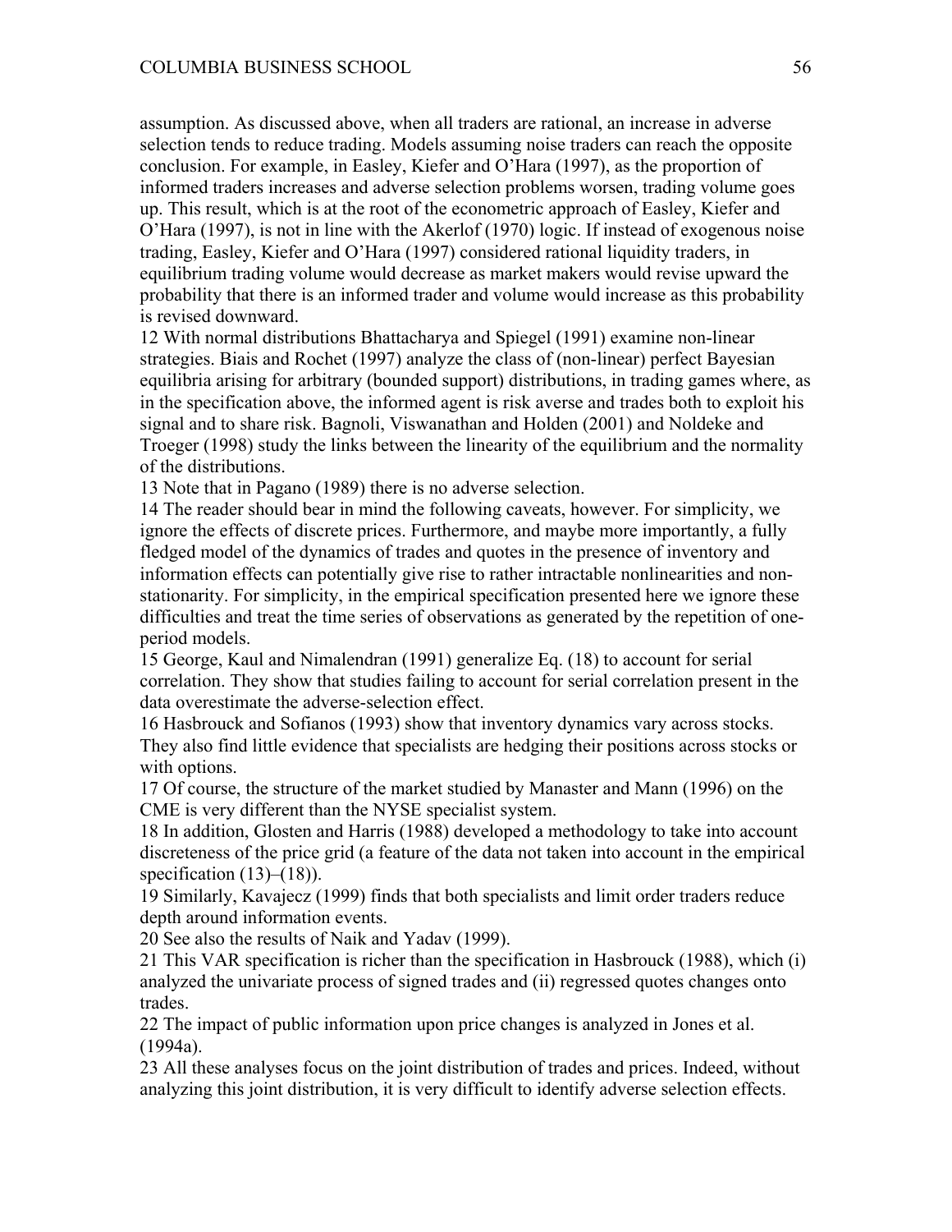assumption. As discussed above, when all traders are rational, an increase in adverse selection tends to reduce trading. Models assuming noise traders can reach the opposite conclusion. For example, in Easley, Kiefer and O'Hara (1997), as the proportion of informed traders increases and adverse selection problems worsen, trading volume goes up. This result, which is at the root of the econometric approach of Easley, Kiefer and O'Hara (1997), is not in line with the Akerlof (1970) logic. If instead of exogenous noise trading, Easley, Kiefer and O'Hara (1997) considered rational liquidity traders, in equilibrium trading volume would decrease as market makers would revise upward the probability that there is an informed trader and volume would increase as this probability is revised downward.

12 With normal distributions Bhattacharya and Spiegel (1991) examine non-linear strategies. Biais and Rochet (1997) analyze the class of (non-linear) perfect Bayesian equilibria arising for arbitrary (bounded support) distributions, in trading games where, as in the specification above, the informed agent is risk averse and trades both to exploit his signal and to share risk. Bagnoli, Viswanathan and Holden (2001) and Noldeke and Troeger (1998) study the links between the linearity of the equilibrium and the normality of the distributions.

13 Note that in Pagano (1989) there is no adverse selection.

14 The reader should bear in mind the following caveats, however. For simplicity, we ignore the effects of discrete prices. Furthermore, and maybe more importantly, a fully fledged model of the dynamics of trades and quotes in the presence of inventory and information effects can potentially give rise to rather intractable nonlinearities and non-stationarity. For simplicity, in the empirical specification presented here we ignore these difficulties and treat the time series of observations as generated by the repetition of one-period models.

15 George, Kaul and Nimalendran (1991) generalize Eq. (18) to account for serial correlation. They show that studies failing to account for serial correlation present in the data overestimate the adverse-selection effect.

16 Hasbrouck and Sofianos (1993) show that inventory dynamics vary across stocks. They also find little evidence that specialists are hedging their positions across stocks or with options.

17 Of course, the structure of the market studied by Manaster and Mann (1996) on the CME is very different than the NYSE specialist system.

18 In addition, Glosten and Harris (1988) developed a methodology to take into account discreteness of the price grid (a feature of the data not taken into account in the empirical specification (13)–(18)).

19 Similarly, Kavajecz (1999) finds that both specialists and limit order traders reduce depth around information events.

20 See also the results of Naik and Yadav (1999).

21 This VAR specification is richer than the specification in Hasbrouck (1988), which (i) analyzed the univariate process of signed trades and (ii) regressed quotes changes onto trades.

22 The impact of public information upon price changes is analyzed in Jones et al. (1994a).

23 All these analyses focus on the joint distribution of trades and prices. Indeed, without analyzing this joint distribution, it is very difficult to identify adverse selection effects.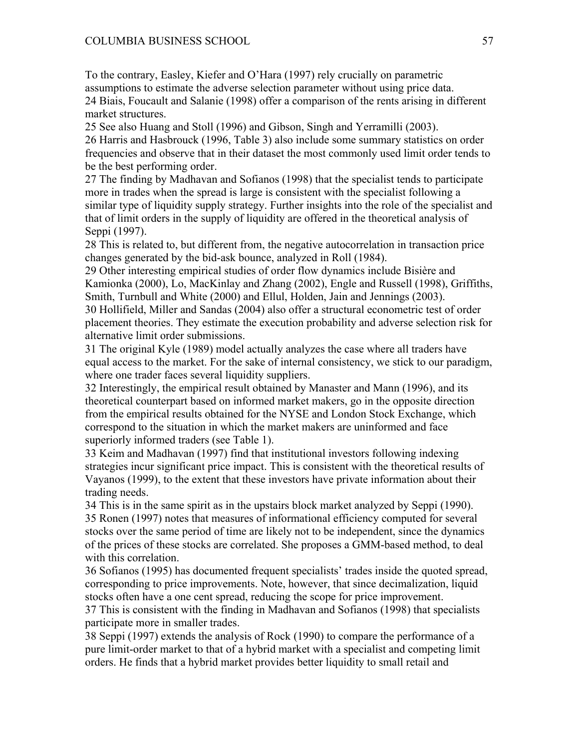To the contrary, Easley, Kiefer and O'Hara (1997) rely crucially on parametric assumptions to estimate the adverse selection parameter without using price data.

24 Biais, Foucault and Salanie (1998) offer a comparison of the rents arising in different market structures.

25 See also Huang and Stoll (1996) and Gibson, Singh and Yerramilli (2003).

26 Harris and Hasbrouck (1996, Table 3) also include some summary statistics on order frequencies and observe that in their dataset the most commonly used limit order tends to be the best performing order.

27 The finding by Madhavan and Sofianos (1998) that the specialist tends to participate more in trades when the spread is large is consistent with the specialist following a similar type of liquidity supply strategy. Further insights into the role of the specialist and that of limit orders in the supply of liquidity are offered in the theoretical analysis of Seppi (1997).

28 This is related to, but different from, the negative autocorrelation in transaction price changes generated by the bid-ask bounce, analyzed in Roll (1984).

29 Other interesting empirical studies of order flow dynamics include Bisière and Kamionka (2000), Lo, MacKinlay and Zhang (2002), Engle and Russell (1998), Griffiths, Smith, Turnbull and White (2000) and Ellul, Holden, Jain and Jennings (2003).

30 Hollifield, Miller and Sandas (2004) also offer a structural econometric test of order placement theories. They estimate the execution probability and adverse selection risk for alternative limit order submissions.

31 The original Kyle (1989) model actually analyzes the case where all traders have equal access to the market. For the sake of internal consistency, we stick to our paradigm, where one trader faces several liquidity suppliers.

32 Interestingly, the empirical result obtained by Manaster and Mann (1996), and its theoretical counterpart based on informed market makers, go in the opposite direction from the empirical results obtained for the NYSE and London Stock Exchange, which correspond to the situation in which the market makers are uninformed and face superiorly informed traders (see Table 1).

33 Keim and Madhavan (1997) find that institutional investors following indexing strategies incur significant price impact. This is consistent with the theoretical results of Vayanos (1999), to the extent that these investors have private information about their trading needs.

34 This is in the same spirit as in the upstairs block market analyzed by Seppi (1990).

35 Ronen (1997) notes that measures of informational efficiency computed for several stocks over the same period of time are likely not to be independent, since the dynamics of the prices of these stocks are correlated. She proposes a GMM-based method, to deal with this correlation.

36 Sofianos (1995) has documented frequent specialists' trades inside the quoted spread, corresponding to price improvements. Note, however, that since decimalization, liquid stocks often have a one cent spread, reducing the scope for price improvement.

37 This is consistent with the finding in Madhavan and Sofianos (1998) that specialists participate more in smaller trades.

38 Seppi (1997) extends the analysis of Rock (1990) to compare the performance of a pure limit-order market to that of a hybrid market with a specialist and competing limit orders. He finds that a hybrid market provides better liquidity to small retail and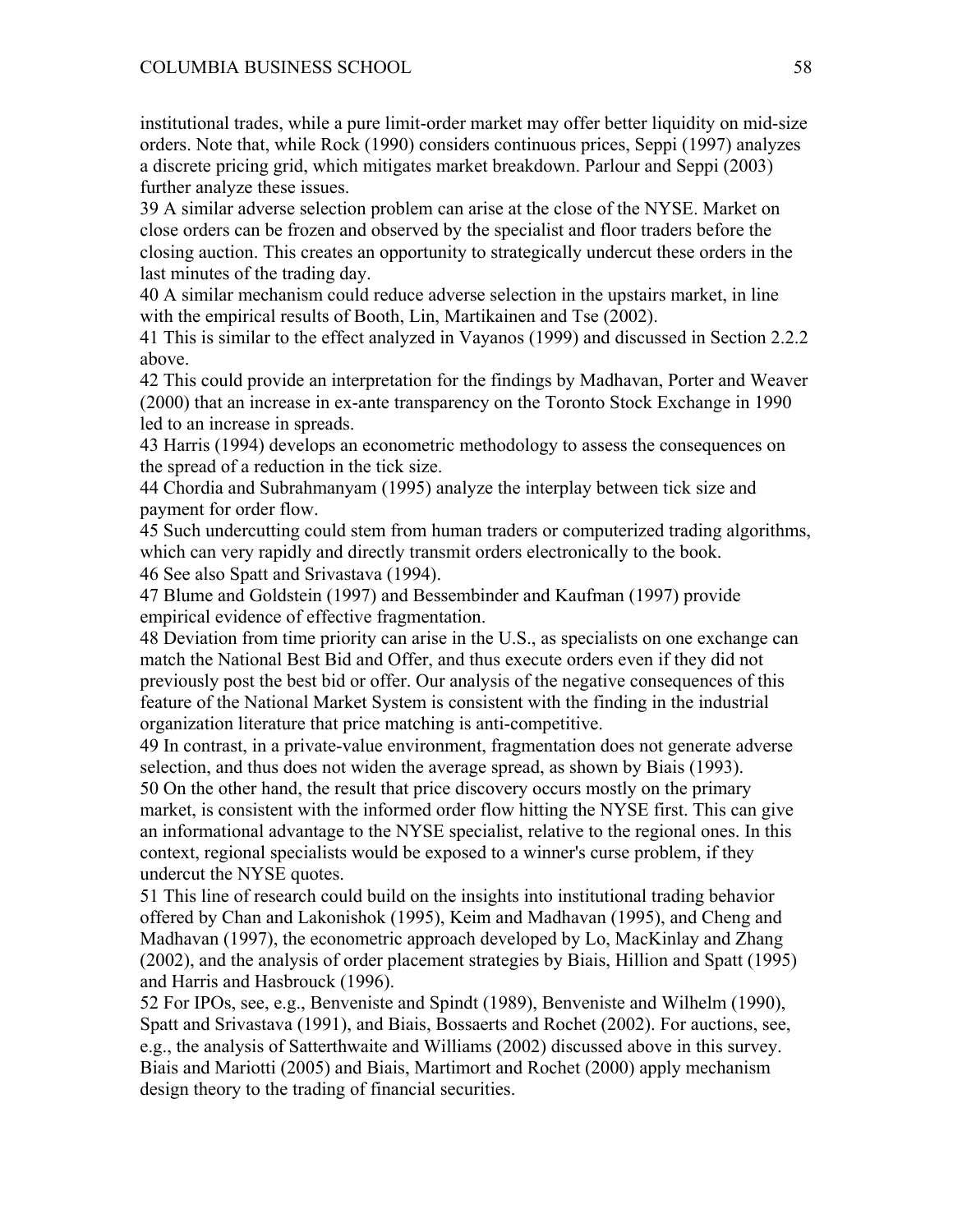institutional trades, while a pure limit-order market may offer better liquidity on mid-size orders. Note that, while Rock (1990) considers continuous prices, Seppi (1997) analyzes a discrete pricing grid, which mitigates market breakdown. Parlour and Seppi (2003) further analyze these issues.

39 A similar adverse selection problem can arise at the close of the NYSE. Market on close orders can be frozen and observed by the specialist and floor traders before the closing auction. This creates an opportunity to strategically undercut these orders in the last minutes of the trading day.

40 A similar mechanism could reduce adverse selection in the upstairs market, in line with the empirical results of Booth, Lin, Martikainen and Tse (2002).

41 This is similar to the effect analyzed in Vayanos (1999) and discussed in Section 2.2.2 above.

42 This could provide an interpretation for the findings by Madhavan, Porter and Weaver (2000) that an increase in ex-ante transparency on the Toronto Stock Exchange in 1990 led to an increase in spreads.

43 Harris (1994) develops an econometric methodology to assess the consequences on the spread of a reduction in the tick size.

44 Chordia and Subrahmanyam (1995) analyze the interplay between tick size and payment for order flow.

45 Such undercutting could stem from human traders or computerized trading algorithms, which can very rapidly and directly transmit orders electronically to the book.

46 See also Spatt and Srivastava (1994).

47 Blume and Goldstein (1997) and Bessembinder and Kaufman (1997) provide empirical evidence of effective fragmentation.

48 Deviation from time priority can arise in the U.S., as specialists on one exchange can match the National Best Bid and Offer, and thus execute orders even if they did not previously post the best bid or offer. Our analysis of the negative consequences of this feature of the National Market System is consistent with the finding in the industrial organization literature that price matching is anti-competitive.

49 In contrast, in a private-value environment, fragmentation does not generate adverse selection, and thus does not widen the average spread, as shown by Biais (1993).

50 On the other hand, the result that price discovery occurs mostly on the primary market, is consistent with the informed order flow hitting the NYSE first. This can give an informational advantage to the NYSE specialist, relative to the regional ones. In this context, regional specialists would be exposed to a winner's curse problem, if they undercut the NYSE quotes.

51 This line of research could build on the insights into institutional trading behavior offered by Chan and Lakonishok (1995), Keim and Madhavan (1995), and Cheng and Madhavan (1997), the econometric approach developed by Lo, MacKinlay and Zhang (2002), and the analysis of order placement strategies by Biais, Hillion and Spatt (1995) and Harris and Hasbrouck (1996).

52 For IPOs, see, e.g., Benveniste and Spindt (1989), Benveniste and Wilhelm (1990), Spatt and Srivastava (1991), and Biais, Bossaerts and Rochet (2002). For auctions, see, e.g., the analysis of Satterthwaite and Williams (2002) discussed above in this survey. Biais and Mariotti (2005) and Biais, Martimort and Rochet (2000) apply mechanism design theory to the trading of financial securities.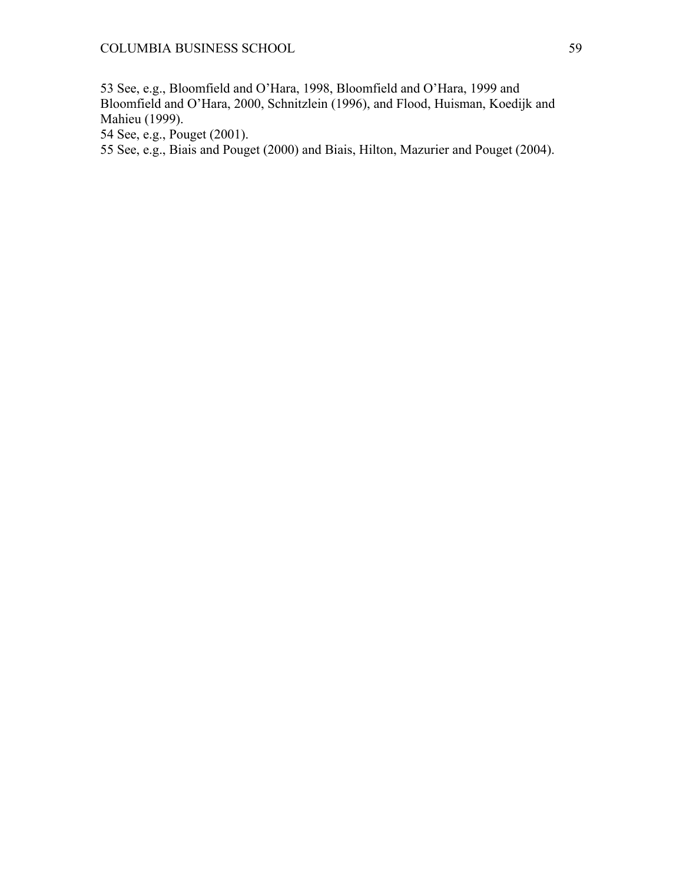53 See, e.g., Bloomfield and O'Hara, 1998, Bloomfield and O'Hara, 1999 and Bloomfield and O'Hara, 2000, Schnitzlein (1996), and Flood, Huisman, Koedijk and Mahieu (1999).

54 See, e.g., Pouget (2001).

55 See, e.g., Biais and Pouget (2000) and Biais, Hilton, Mazurier and Pouget (2004).